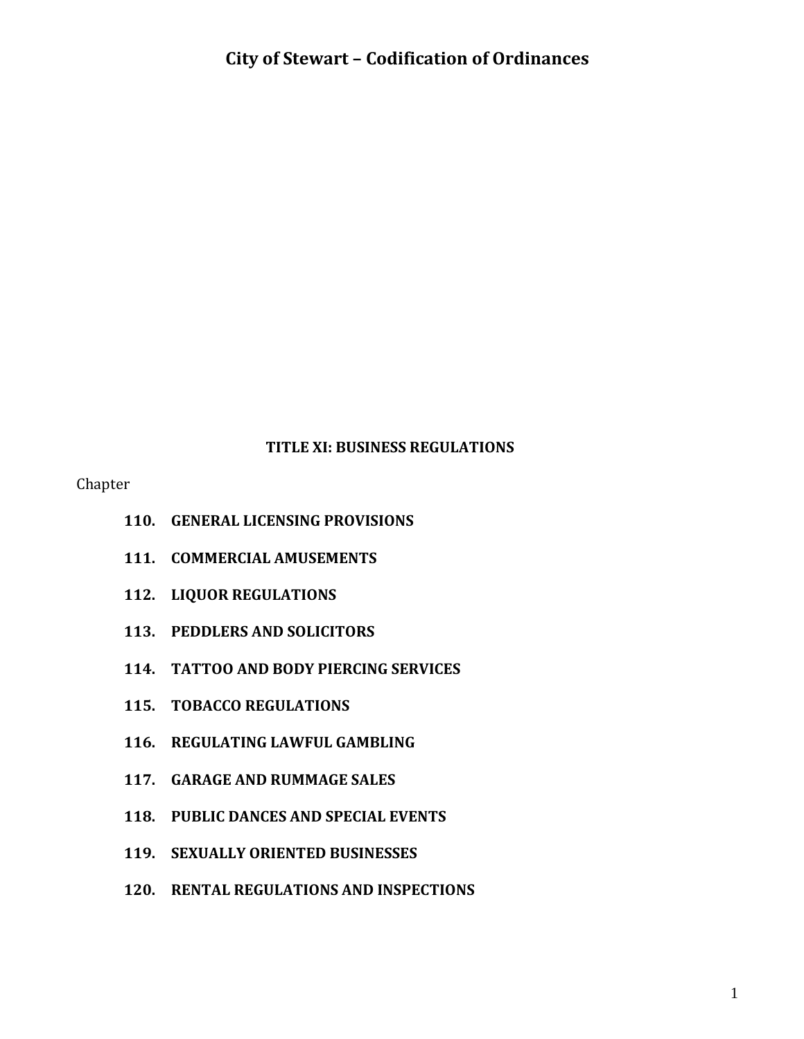# City of Stewart – Codification of Ordinances

## TITLE XI: BUSINESS REGULATIONS

Chapter

**110. GENERAL LICENSING PROVISIONS**

**111. COMMERCIAL AMUSEMENTS**

**112. LIQUOR REGULATIONS**

**113. PEDDLERS AND SOLICITORS**

**114. TATTOO AND BODY PIERCING SERVICES**

**115. TOBACCO REGULATIONS**

**116. REGULATING LAWFUL GAMBLING**

**117. GARAGE AND RUMMAGE SALES**

**118. PUBLIC DANCES AND SPECIAL EVENTS**

**119. SEXUALLY ORIENTED BUSINESSES**

**120. RENTAL REGULATIONS AND INSPECTIONS**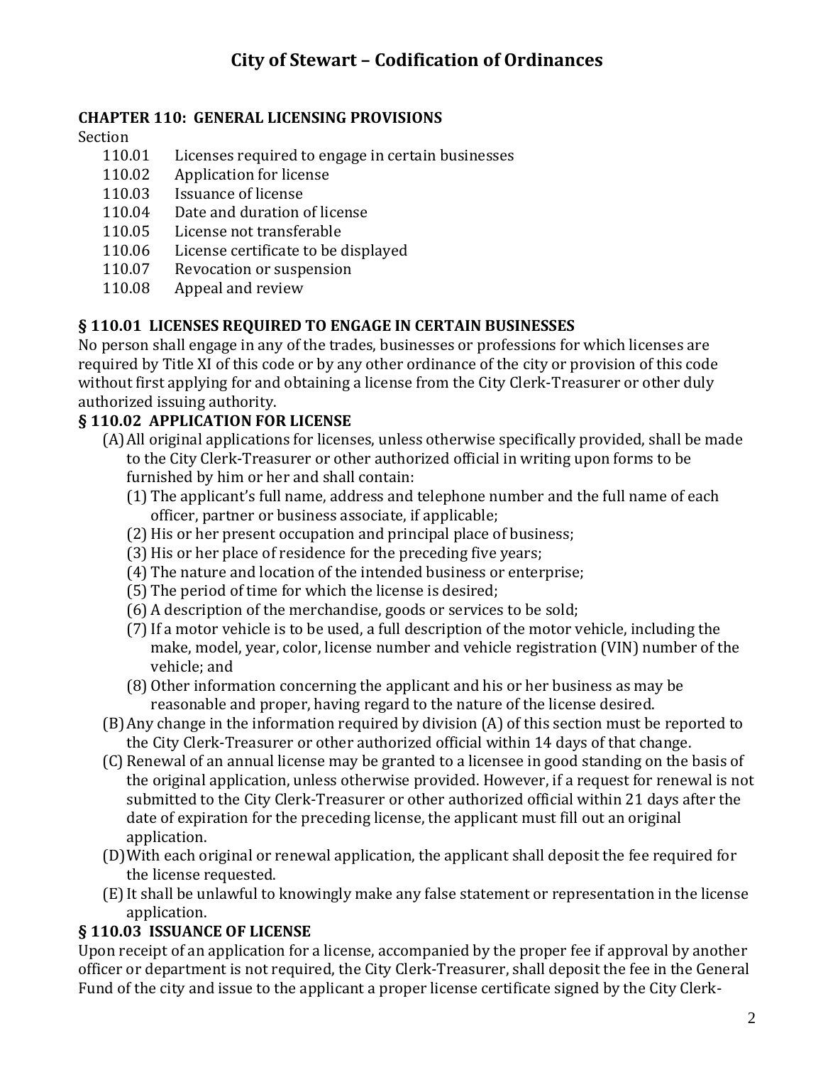# City of Stewart – Codification of Ordinances

## CHAPTER 110: GENERAL LICENSING PROVISIONS

Section

- 110.01 Licenses required to engage in certain businesses
- 110.02 Application for license
- 110.03 Issuance of license
- 110.04 Date and duration of license
- 110.05 License not transferable
- 110.06 License certificate to be displayed
- 110.07 Revocation or suspension
- 110.08 Appeal and review

### § 110.01 LICENSES REQUIRED TO ENGAGE IN CERTAIN BUSINESSES

No person shall engage in any of the trades, businesses or professions for which licenses are required by Title XI of this code or by any other ordinance of the city or provision of this code without first applying for and obtaining a license from the City Clerk-Treasurer or other duly authorized issuing authority.

### § 110.02 APPLICATION FOR LICENSE

(A) All original applications for licenses, unless otherwise specifically provided, shall be made to the City Clerk-Treasurer or other authorized official in writing upon forms to be furnished by him or her and shall contain:

(1) The applicant's full name, address and telephone number and the full name of each officer, partner or business associate, if applicable;

(2) His or her present occupation and principal place of business;

(3) His or her place of residence for the preceding five years;

(4) The nature and location of the intended business or enterprise;

(5) The period of time for which the license is desired;

(6) A description of the merchandise, goods or services to be sold;

(7) If a motor vehicle is to be used, a full description of the motor vehicle, including the make, model, year, color, license number and vehicle registration (VIN) number of the vehicle; and

(8) Other information concerning the applicant and his or her business as may be reasonable and proper, having regard to the nature of the license desired.

(B) Any change in the information required by division (A) of this section must be reported to the City Clerk-Treasurer or other authorized official within 14 days of that change.

(C) Renewal of an annual license may be granted to a licensee in good standing on the basis of the original application, unless otherwise provided. However, if a request for renewal is not submitted to the City Clerk-Treasurer or other authorized official within 21 days after the date of expiration for the preceding license, the applicant must fill out an original application.

(D) With each original or renewal application, the applicant shall deposit the fee required for the license requested.

(E) It shall be unlawful to knowingly make any false statement or representation in the license application.

### § 110.03 ISSUANCE OF LICENSE

Upon receipt of an application for a license, accompanied by the proper fee if approval by another officer or department is not required, the City Clerk-Treasurer, shall deposit the fee in the General Fund of the city and issue to the applicant a proper license certificate signed by the City Clerk-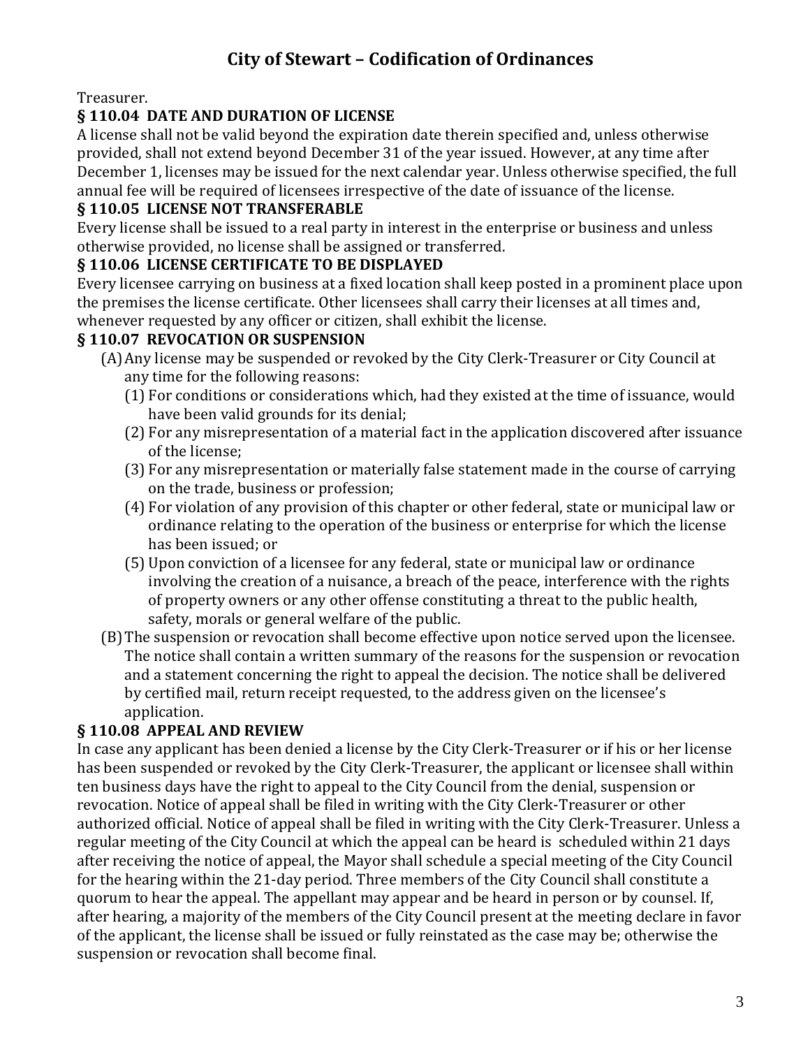Treasurer.

### § 110.04 DATE AND DURATION OF LICENSE

A license shall not be valid beyond the expiration date therein specified and, unless otherwise provided, shall not extend beyond December 31 of the year issued. However, at any time after December 1, licenses may be issued for the next calendar year. Unless otherwise specified, the full annual fee will be required of licensees irrespective of the date of issuance of the license.

### § 110.05 LICENSE NOT TRANSFERABLE

Every license shall be issued to a real party in interest in the enterprise or business and unless otherwise provided, no license shall be assigned or transferred.

### § 110.06 LICENSE CERTIFICATE TO BE DISPLAYED

Every licensee carrying on business at a fixed location shall keep posted in a prominent place upon the premises the license certificate. Other licensees shall carry their licenses at all times and, whenever requested by any officer or citizen, shall exhibit the license.

### § 110.07 REVOCATION OR SUSPENSION

(A) Any license may be suspended or revoked by the City Clerk-Treasurer or City Council at any time for the following reasons:

  (1) For conditions or considerations which, had they existed at the time of issuance, would have been valid grounds for its denial;

  (2) For any misrepresentation of a material fact in the application discovered after issuance of the license;

  (3) For any misrepresentation or materially false statement made in the course of carrying on the trade, business or profession;

  (4) For violation of any provision of this chapter or other federal, state or municipal law or ordinance relating to the operation of the business or enterprise for which the license has been issued; or

  (5) Upon conviction of a licensee for any federal, state or municipal law or ordinance involving the creation of a nuisance, a breach of the peace, interference with the rights of property owners or any other offense constituting a threat to the public health, safety, morals or general welfare of the public.

(B) The suspension or revocation shall become effective upon notice served upon the licensee. The notice shall contain a written summary of the reasons for the suspension or revocation and a statement concerning the right to appeal the decision. The notice shall be delivered by certified mail, return receipt requested, to the address given on the licensee's application.

### § 110.08 APPEAL AND REVIEW

In case any applicant has been denied a license by the City Clerk-Treasurer or if his or her license has been suspended or revoked by the City Clerk-Treasurer, the applicant or licensee shall within ten business days have the right to appeal to the City Council from the denial, suspension or revocation. Notice of appeal shall be filed in writing with the City Clerk-Treasurer or other authorized official. Notice of appeal shall be filed in writing with the City Clerk-Treasurer. Unless a regular meeting of the City Council at which the appeal can be heard is scheduled within 21 days after receiving the notice of appeal, the Mayor shall schedule a special meeting of the City Council for the hearing within the 21-day period. Three members of the City Council shall constitute a quorum to hear the appeal. The appellant may appear and be heard in person or by counsel. If, after hearing, a majority of the members of the City Council present at the meeting declare in favor of the applicant, the license shall be issued or fully reinstated as the case may be; otherwise the suspension or revocation shall become final.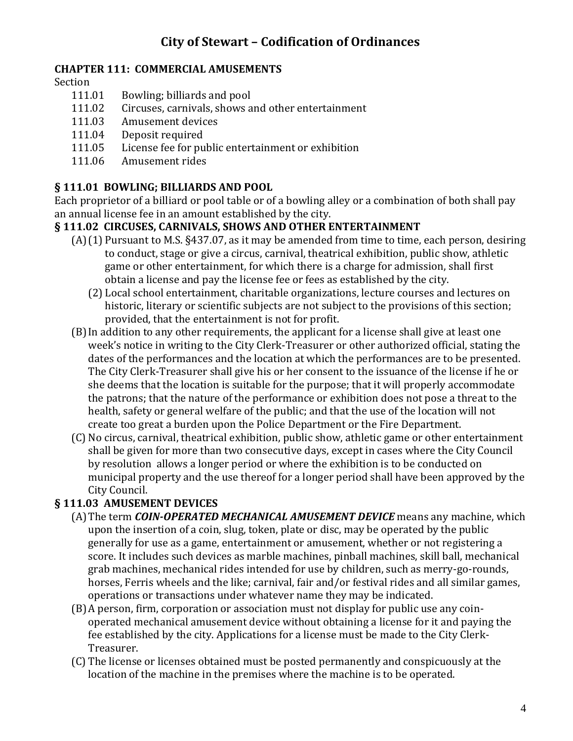# City of Stewart – Codification of Ordinances

## CHAPTER 111: COMMERCIAL AMUSEMENTS

Section

- 111.01 Bowling; billiards and pool
- 111.02 Circuses, carnivals, shows and other entertainment
- 111.03 Amusement devices
- 111.04 Deposit required
- 111.05 License fee for public entertainment or exhibition
- 111.06 Amusement rides

### § 111.01 BOWLING; BILLIARDS AND POOL

Each proprietor of a billiard or pool table or of a bowling alley or a combination of both shall pay an annual license fee in an amount established by the city.

### § 111.02 CIRCUSES, CARNIVALS, SHOWS AND OTHER ENTERTAINMENT

(A) (1) Pursuant to M.S. §437.07, as it may be amended from time to time, each person, desiring to conduct, stage or give a circus, carnival, theatrical exhibition, public show, athletic game or other entertainment, for which there is a charge for admission, shall first obtain a license and pay the license fee or fees as established by the city.

(2) Local school entertainment, charitable organizations, lecture courses and lectures on historic, literary or scientific subjects are not subject to the provisions of this section; provided, that the entertainment is not for profit.

(B) In addition to any other requirements, the applicant for a license shall give at least one week's notice in writing to the City Clerk-Treasurer or other authorized official, stating the dates of the performances and the location at which the performances are to be presented. The City Clerk-Treasurer shall give his or her consent to the issuance of the license if he or she deems that the location is suitable for the purpose; that it will properly accommodate the patrons; that the nature of the performance or exhibition does not pose a threat to the health, safety or general welfare of the public; and that the use of the location will not create too great a burden upon the Police Department or the Fire Department.

(C) No circus, carnival, theatrical exhibition, public show, athletic game or other entertainment shall be given for more than two consecutive days, except in cases where the City Council by resolution allows a longer period or where the exhibition is to be conducted on municipal property and the use thereof for a longer period shall have been approved by the City Council.

### § 111.03 AMUSEMENT DEVICES

(A) The term ***COIN-OPERATED MECHANICAL AMUSEMENT DEVICE*** means any machine, which upon the insertion of a coin, slug, token, plate or disc, may be operated by the public generally for use as a game, entertainment or amusement, whether or not registering a score. It includes such devices as marble machines, pinball machines, skill ball, mechanical grab machines, mechanical rides intended for use by children, such as merry-go-rounds, horses, Ferris wheels and the like; carnival, fair and/or festival rides and all similar games, operations or transactions under whatever name they may be indicated.

(B) A person, firm, corporation or association must not display for public use any coin-operated mechanical amusement device without obtaining a license for it and paying the fee established by the city. Applications for a license must be made to the City Clerk-Treasurer.

(C) The license or licenses obtained must be posted permanently and conspicuously at the location of the machine in the premises where the machine is to be operated.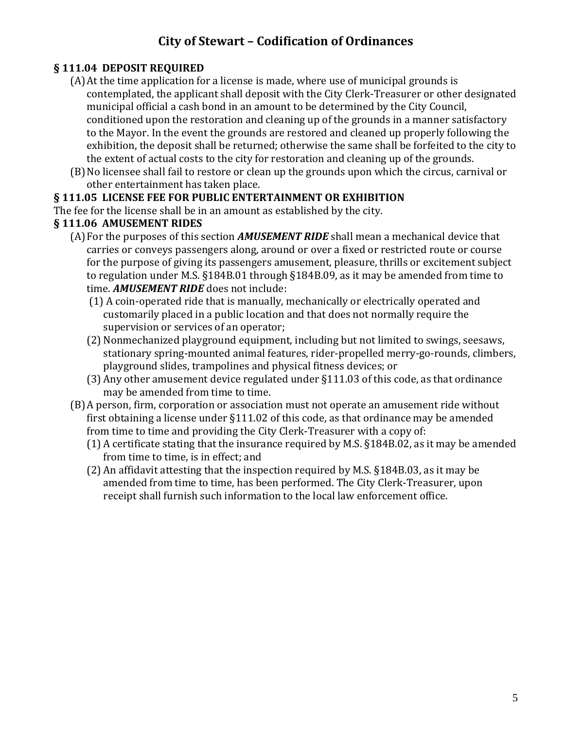## § 111.04 DEPOSIT REQUIRED

(A) At the time application for a license is made, where use of municipal grounds is contemplated, the applicant shall deposit with the City Clerk-Treasurer or other designated municipal official a cash bond in an amount to be determined by the City Council, conditioned upon the restoration and cleaning up of the grounds in a manner satisfactory to the Mayor. In the event the grounds are restored and cleaned up properly following the exhibition, the deposit shall be returned; otherwise the same shall be forfeited to the city to the extent of actual costs to the city for restoration and cleaning up of the grounds.

(B) No licensee shall fail to restore or clean up the grounds upon which the circus, carnival or other entertainment has taken place.

## § 111.05 LICENSE FEE FOR PUBLIC ENTERTAINMENT OR EXHIBITION

The fee for the license shall be in an amount as established by the city.

## § 111.06 AMUSEMENT RIDES

(A) For the purposes of this section ***AMUSEMENT RIDE*** shall mean a mechanical device that carries or conveys passengers along, around or over a fixed or restricted route or course for the purpose of giving its passengers amusement, pleasure, thrills or excitement subject to regulation under M.S. §184B.01 through §184B.09, as it may be amended from time to time. ***AMUSEMENT RIDE*** does not include:

  (1) A coin-operated ride that is manually, mechanically or electrically operated and customarily placed in a public location and that does not normally require the supervision or services of an operator;

  (2) Nonmechanized playground equipment, including but not limited to swings, seesaws, stationary spring-mounted animal features, rider-propelled merry-go-rounds, climbers, playground slides, trampolines and physical fitness devices; or

  (3) Any other amusement device regulated under §111.03 of this code, as that ordinance may be amended from time to time.

(B) A person, firm, corporation or association must not operate an amusement ride without first obtaining a license under §111.02 of this code, as that ordinance may be amended from time to time and providing the City Clerk-Treasurer with a copy of:

  (1) A certificate stating that the insurance required by M.S. §184B.02, as it may be amended from time to time, is in effect; and

  (2) An affidavit attesting that the inspection required by M.S. §184B.03, as it may be amended from time to time, has been performed. The City Clerk-Treasurer, upon receipt shall furnish such information to the local law enforcement office.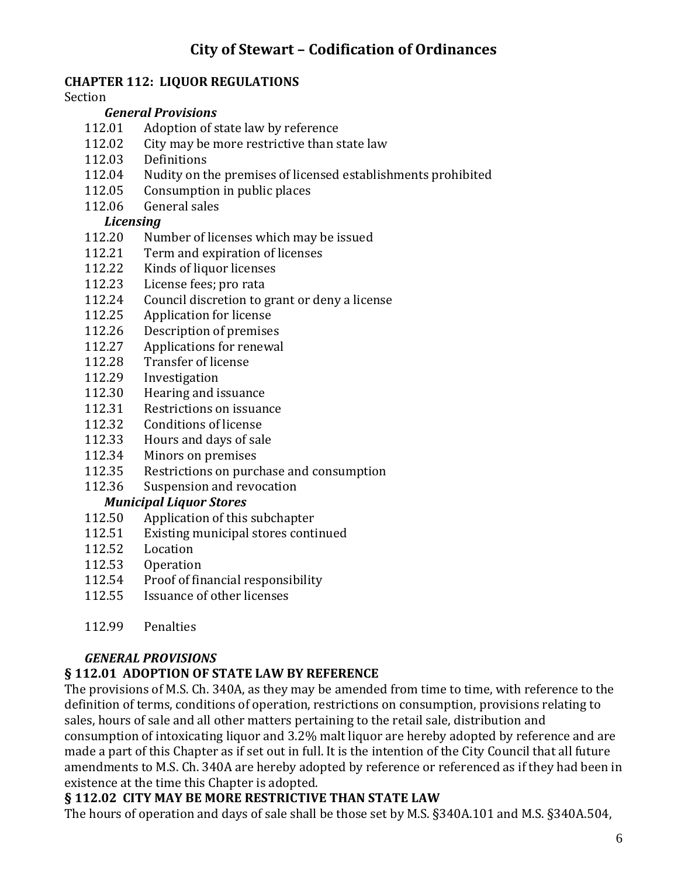# City of Stewart – Codification of Ordinances

## CHAPTER 112: LIQUOR REGULATIONS

Section

***General Provisions***

112.01 Adoption of state law by reference
112.02 City may be more restrictive than state law
112.03 Definitions
112.04 Nudity on the premises of licensed establishments prohibited
112.05 Consumption in public places
112.06 General sales

***Licensing***

112.20 Number of licenses which may be issued
112.21 Term and expiration of licenses
112.22 Kinds of liquor licenses
112.23 License fees; pro rata
112.24 Council discretion to grant or deny a license
112.25 Application for license
112.26 Description of premises
112.27 Applications for renewal
112.28 Transfer of license
112.29 Investigation
112.30 Hearing and issuance
112.31 Restrictions on issuance
112.32 Conditions of license
112.33 Hours and days of sale
112.34 Minors on premises
112.35 Restrictions on purchase and consumption
112.36 Suspension and revocation

***Municipal Liquor Stores***

112.50 Application of this subchapter
112.51 Existing municipal stores continued
112.52 Location
112.53 Operation
112.54 Proof of financial responsibility
112.55 Issuance of other licenses

112.99 Penalties

***GENERAL PROVISIONS***

### § 112.01 ADOPTION OF STATE LAW BY REFERENCE

The provisions of M.S. Ch. 340A, as they may be amended from time to time, with reference to the definition of terms, conditions of operation, restrictions on consumption, provisions relating to sales, hours of sale and all other matters pertaining to the retail sale, distribution and consumption of intoxicating liquor and 3.2% malt liquor are hereby adopted by reference and are made a part of this Chapter as if set out in full. It is the intention of the City Council that all future amendments to M.S. Ch. 340A are hereby adopted by reference or referenced as if they had been in existence at the time this Chapter is adopted.

### § 112.02 CITY MAY BE MORE RESTRICTIVE THAN STATE LAW

The hours of operation and days of sale shall be those set by M.S. §340A.101 and M.S. §340A.504,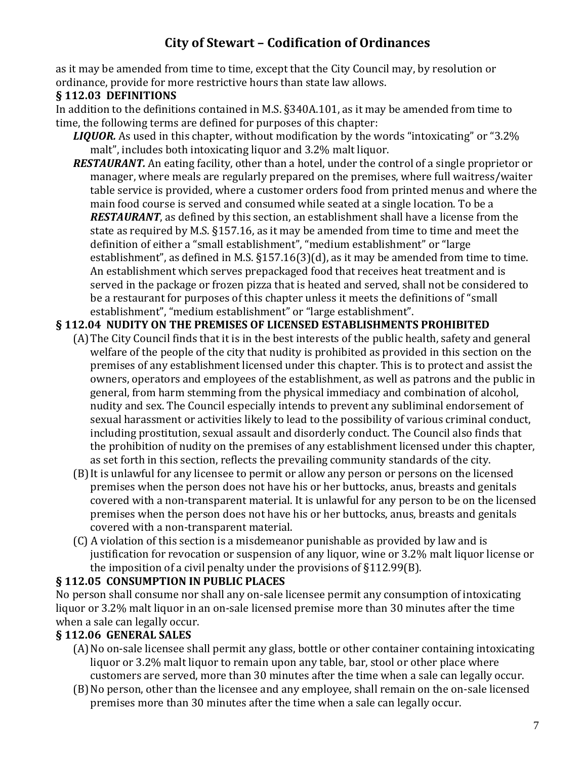as it may be amended from time to time, except that the City Council may, by resolution or ordinance, provide for more restrictive hours than state law allows.

### § 112.03 DEFINITIONS

In addition to the definitions contained in M.S. §340A.101, as it may be amended from time to time, the following terms are defined for purposes of this chapter:

***LIQUOR.*** As used in this chapter, without modification by the words "intoxicating" or "3.2% malt", includes both intoxicating liquor and 3.2% malt liquor.

***RESTAURANT.*** An eating facility, other than a hotel, under the control of a single proprietor or manager, where meals are regularly prepared on the premises, where full waitress/waiter table service is provided, where a customer orders food from printed menus and where the main food course is served and consumed while seated at a single location. To be a ***RESTAURANT***, as defined by this section, an establishment shall have a license from the state as required by M.S. §157.16, as it may be amended from time to time and meet the definition of either a "small establishment", "medium establishment" or "large establishment", as defined in M.S. §157.16(3)(d), as it may be amended from time to time. An establishment which serves prepackaged food that receives heat treatment and is served in the package or frozen pizza that is heated and served, shall not be considered to be a restaurant for purposes of this chapter unless it meets the definitions of "small establishment", "medium establishment" or "large establishment".

### § 112.04 NUDITY ON THE PREMISES OF LICENSED ESTABLISHMENTS PROHIBITED

(A) The City Council finds that it is in the best interests of the public health, safety and general welfare of the people of the city that nudity is prohibited as provided in this section on the premises of any establishment licensed under this chapter. This is to protect and assist the owners, operators and employees of the establishment, as well as patrons and the public in general, from harm stemming from the physical immediacy and combination of alcohol, nudity and sex. The Council especially intends to prevent any subliminal endorsement of sexual harassment or activities likely to lead to the possibility of various criminal conduct, including prostitution, sexual assault and disorderly conduct. The Council also finds that the prohibition of nudity on the premises of any establishment licensed under this chapter, as set forth in this section, reflects the prevailing community standards of the city.

(B) It is unlawful for any licensee to permit or allow any person or persons on the licensed premises when the person does not have his or her buttocks, anus, breasts and genitals covered with a non-transparent material. It is unlawful for any person to be on the licensed premises when the person does not have his or her buttocks, anus, breasts and genitals covered with a non-transparent material.

(C) A violation of this section is a misdemeanor punishable as provided by law and is justification for revocation or suspension of any liquor, wine or 3.2% malt liquor license or the imposition of a civil penalty under the provisions of §112.99(B).

### § 112.05 CONSUMPTION IN PUBLIC PLACES

No person shall consume nor shall any on-sale licensee permit any consumption of intoxicating liquor or 3.2% malt liquor in an on-sale licensed premise more than 30 minutes after the time when a sale can legally occur.

### § 112.06 GENERAL SALES

(A) No on-sale licensee shall permit any glass, bottle or other container containing intoxicating liquor or 3.2% malt liquor to remain upon any table, bar, stool or other place where customers are served, more than 30 minutes after the time when a sale can legally occur.

(B) No person, other than the licensee and any employee, shall remain on the on-sale licensed premises more than 30 minutes after the time when a sale can legally occur.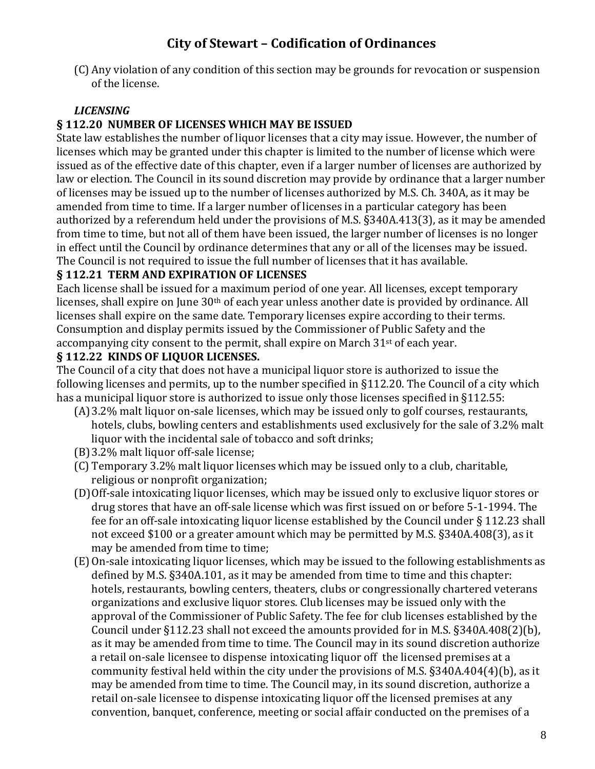(C) Any violation of any condition of this section may be grounds for revocation or suspension of the license.

***LICENSING***

**§ 112.20 NUMBER OF LICENSES WHICH MAY BE ISSUED**

State law establishes the number of liquor licenses that a city may issue. However, the number of licenses which may be granted under this chapter is limited to the number of license which were issued as of the effective date of this chapter, even if a larger number of licenses are authorized by law or election. The Council in its sound discretion may provide by ordinance that a larger number of licenses may be issued up to the number of licenses authorized by M.S. Ch. 340A, as it may be amended from time to time. If a larger number of licenses in a particular category has been authorized by a referendum held under the provisions of M.S. §340A.413(3), as it may be amended from time to time, but not all of them have been issued, the larger number of licenses is no longer in effect until the Council by ordinance determines that any or all of the licenses may be issued. The Council is not required to issue the full number of licenses that it has available.

**§ 112.21 TERM AND EXPIRATION OF LICENSES**

Each license shall be issued for a maximum period of one year. All licenses, except temporary licenses, shall expire on June 30th of each year unless another date is provided by ordinance. All licenses shall expire on the same date. Temporary licenses expire according to their terms. Consumption and display permits issued by the Commissioner of Public Safety and the accompanying city consent to the permit, shall expire on March 31st of each year.

**§ 112.22 KINDS OF LIQUOR LICENSES.**

The Council of a city that does not have a municipal liquor store is authorized to issue the following licenses and permits, up to the number specified in §112.20. The Council of a city which has a municipal liquor store is authorized to issue only those licenses specified in §112.55:

(A) 3.2% malt liquor on-sale licenses, which may be issued only to golf courses, restaurants, hotels, clubs, bowling centers and establishments used exclusively for the sale of 3.2% malt liquor with the incidental sale of tobacco and soft drinks;

(B) 3.2% malt liquor off-sale license;

(C) Temporary 3.2% malt liquor licenses which may be issued only to a club, charitable, religious or nonprofit organization;

(D) Off-sale intoxicating liquor licenses, which may be issued only to exclusive liquor stores or drug stores that have an off-sale license which was first issued on or before 5-1-1994. The fee for an off-sale intoxicating liquor license established by the Council under § 112.23 shall not exceed $100 or a greater amount which may be permitted by M.S. §340A.408(3), as it may be amended from time to time;

(E) On-sale intoxicating liquor licenses, which may be issued to the following establishments as defined by M.S. §340A.101, as it may be amended from time to time and this chapter: hotels, restaurants, bowling centers, theaters, clubs or congressionally chartered veterans organizations and exclusive liquor stores. Club licenses may be issued only with the approval of the Commissioner of Public Safety. The fee for club licenses established by the Council under §112.23 shall not exceed the amounts provided for in M.S. §340A.408(2)(b), as it may be amended from time to time. The Council may in its sound discretion authorize a retail on-sale licensee to dispense intoxicating liquor off the licensed premises at a community festival held within the city under the provisions of M.S. §340A.404(4)(b), as it may be amended from time to time. The Council may, in its sound discretion, authorize a retail on-sale licensee to dispense intoxicating liquor off the licensed premises at any convention, banquet, conference, meeting or social affair conducted on the premises of a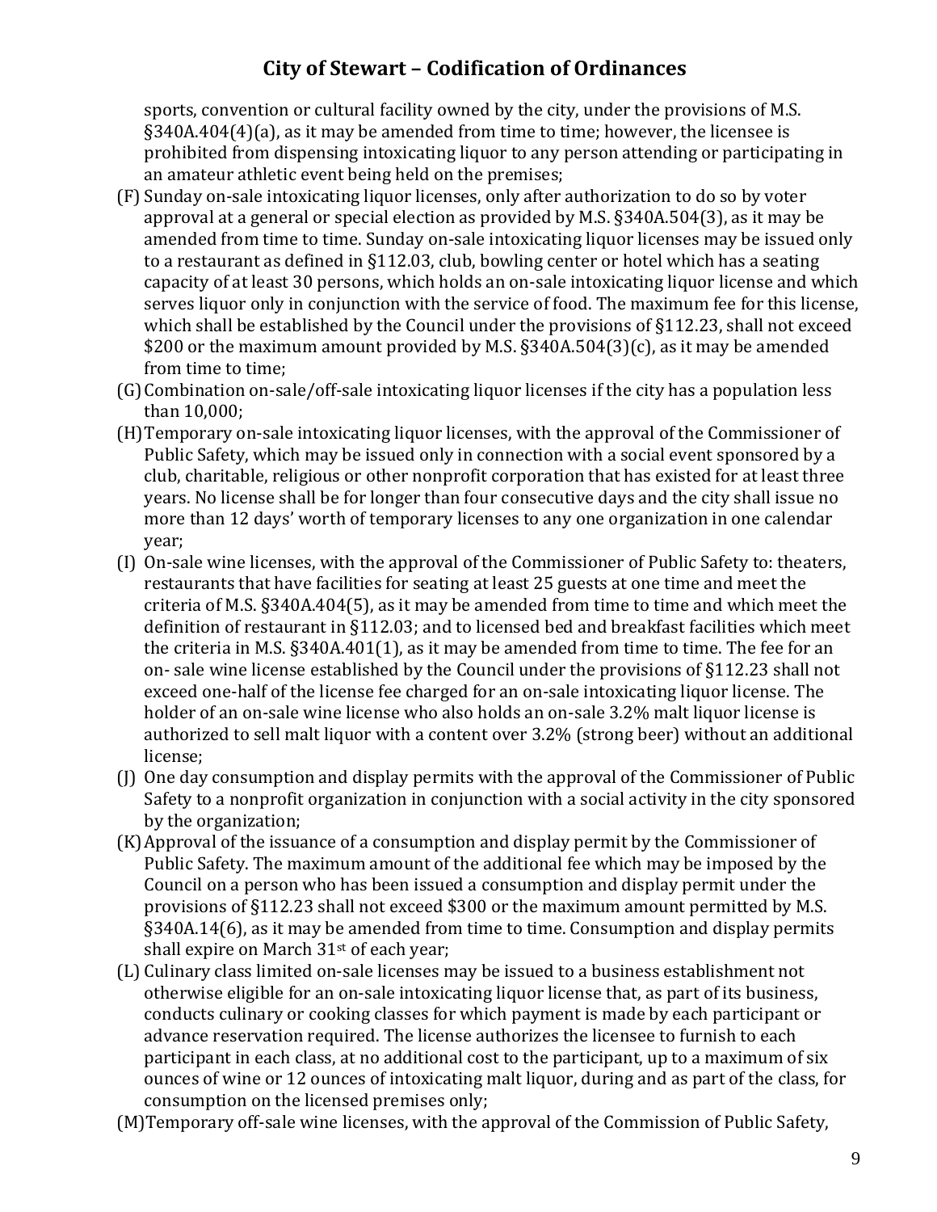sports, convention or cultural facility owned by the city, under the provisions of M.S. §340A.404(4)(a), as it may be amended from time to time; however, the licensee is prohibited from dispensing intoxicating liquor to any person attending or participating in an amateur athletic event being held on the premises;

(F) Sunday on-sale intoxicating liquor licenses, only after authorization to do so by voter approval at a general or special election as provided by M.S. §340A.504(3), as it may be amended from time to time. Sunday on-sale intoxicating liquor licenses may be issued only to a restaurant as defined in §112.03, club, bowling center or hotel which has a seating capacity of at least 30 persons, which holds an on-sale intoxicating liquor license and which serves liquor only in conjunction with the service of food. The maximum fee for this license, which shall be established by the Council under the provisions of §112.23, shall not exceed $200 or the maximum amount provided by M.S. §340A.504(3)(c), as it may be amended from time to time;

(G) Combination on-sale/off-sale intoxicating liquor licenses if the city has a population less than 10,000;

(H) Temporary on-sale intoxicating liquor licenses, with the approval of the Commissioner of Public Safety, which may be issued only in connection with a social event sponsored by a club, charitable, religious or other nonprofit corporation that has existed for at least three years. No license shall be for longer than four consecutive days and the city shall issue no more than 12 days' worth of temporary licenses to any one organization in one calendar year;

(I) On-sale wine licenses, with the approval of the Commissioner of Public Safety to: theaters, restaurants that have facilities for seating at least 25 guests at one time and meet the criteria of M.S. §340A.404(5), as it may be amended from time to time and which meet the definition of restaurant in §112.03; and to licensed bed and breakfast facilities which meet the criteria in M.S. §340A.401(1), as it may be amended from time to time. The fee for an on- sale wine license established by the Council under the provisions of §112.23 shall not exceed one-half of the license fee charged for an on-sale intoxicating liquor license. The holder of an on-sale wine license who also holds an on-sale 3.2% malt liquor license is authorized to sell malt liquor with a content over 3.2% (strong beer) without an additional license;

(J) One day consumption and display permits with the approval of the Commissioner of Public Safety to a nonprofit organization in conjunction with a social activity in the city sponsored by the organization;

(K) Approval of the issuance of a consumption and display permit by the Commissioner of Public Safety. The maximum amount of the additional fee which may be imposed by the Council on a person who has been issued a consumption and display permit under the provisions of §112.23 shall not exceed $300 or the maximum amount permitted by M.S. §340A.14(6), as it may be amended from time to time. Consumption and display permits shall expire on March 31st of each year;

(L) Culinary class limited on-sale licenses may be issued to a business establishment not otherwise eligible for an on-sale intoxicating liquor license that, as part of its business, conducts culinary or cooking classes for which payment is made by each participant or advance reservation required. The license authorizes the licensee to furnish to each participant in each class, at no additional cost to the participant, up to a maximum of six ounces of wine or 12 ounces of intoxicating malt liquor, during and as part of the class, for consumption on the licensed premises only;

(M) Temporary off-sale wine licenses, with the approval of the Commission of Public Safety,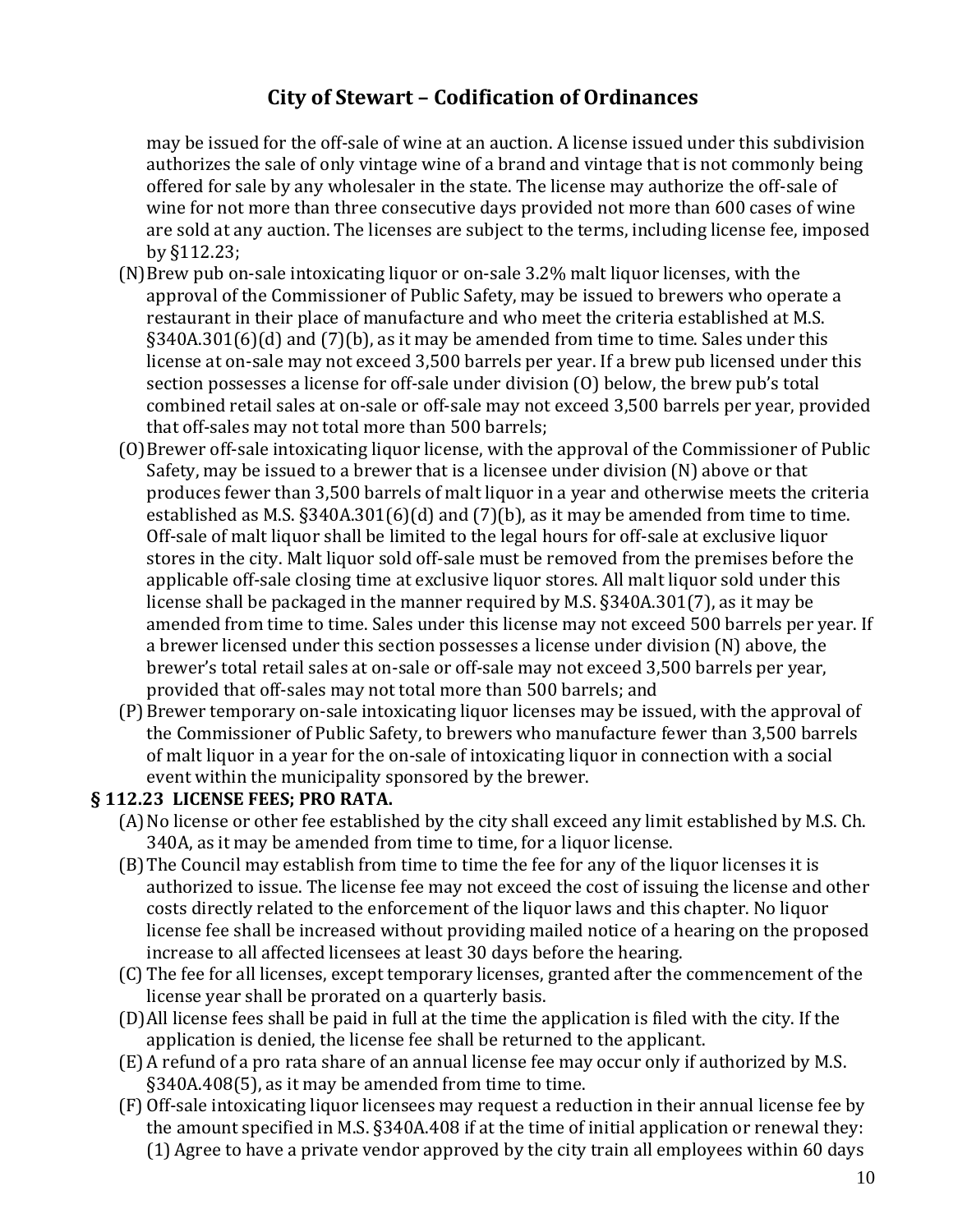may be issued for the off-sale of wine at an auction. A license issued under this subdivision authorizes the sale of only vintage wine of a brand and vintage that is not commonly being offered for sale by any wholesaler in the state. The license may authorize the off-sale of wine for not more than three consecutive days provided not more than 600 cases of wine are sold at any auction. The licenses are subject to the terms, including license fee, imposed by §112.23;

(N) Brew pub on-sale intoxicating liquor or on-sale 3.2% malt liquor licenses, with the approval of the Commissioner of Public Safety, may be issued to brewers who operate a restaurant in their place of manufacture and who meet the criteria established at M.S. §340A.301(6)(d) and (7)(b), as it may be amended from time to time. Sales under this license at on-sale may not exceed 3,500 barrels per year. If a brew pub licensed under this section possesses a license for off-sale under division (O) below, the brew pub's total combined retail sales at on-sale or off-sale may not exceed 3,500 barrels per year, provided that off-sales may not total more than 500 barrels;

(O) Brewer off-sale intoxicating liquor license, with the approval of the Commissioner of Public Safety, may be issued to a brewer that is a licensee under division (N) above or that produces fewer than 3,500 barrels of malt liquor in a year and otherwise meets the criteria established as M.S. §340A.301(6)(d) and (7)(b), as it may be amended from time to time. Off-sale of malt liquor shall be limited to the legal hours for off-sale at exclusive liquor stores in the city. Malt liquor sold off-sale must be removed from the premises before the applicable off-sale closing time at exclusive liquor stores. All malt liquor sold under this license shall be packaged in the manner required by M.S. §340A.301(7), as it may be amended from time to time. Sales under this license may not exceed 500 barrels per year. If a brewer licensed under this section possesses a license under division (N) above, the brewer's total retail sales at on-sale or off-sale may not exceed 3,500 barrels per year, provided that off-sales may not total more than 500 barrels; and

(P) Brewer temporary on-sale intoxicating liquor licenses may be issued, with the approval of the Commissioner of Public Safety, to brewers who manufacture fewer than 3,500 barrels of malt liquor in a year for the on-sale of intoxicating liquor in connection with a social event within the municipality sponsored by the brewer.

### § 112.23 LICENSE FEES; PRO RATA.

(A) No license or other fee established by the city shall exceed any limit established by M.S. Ch. 340A, as it may be amended from time to time, for a liquor license.

(B) The Council may establish from time to time the fee for any of the liquor licenses it is authorized to issue. The license fee may not exceed the cost of issuing the license and other costs directly related to the enforcement of the liquor laws and this chapter. No liquor license fee shall be increased without providing mailed notice of a hearing on the proposed increase to all affected licensees at least 30 days before the hearing.

(C) The fee for all licenses, except temporary licenses, granted after the commencement of the license year shall be prorated on a quarterly basis.

(D) All license fees shall be paid in full at the time the application is filed with the city. If the application is denied, the license fee shall be returned to the applicant.

(E) A refund of a pro rata share of an annual license fee may occur only if authorized by M.S. §340A.408(5), as it may be amended from time to time.

(F) Off-sale intoxicating liquor licensees may request a reduction in their annual license fee by the amount specified in M.S. §340A.408 if at the time of initial application or renewal they:

(1) Agree to have a private vendor approved by the city train all employees within 60 days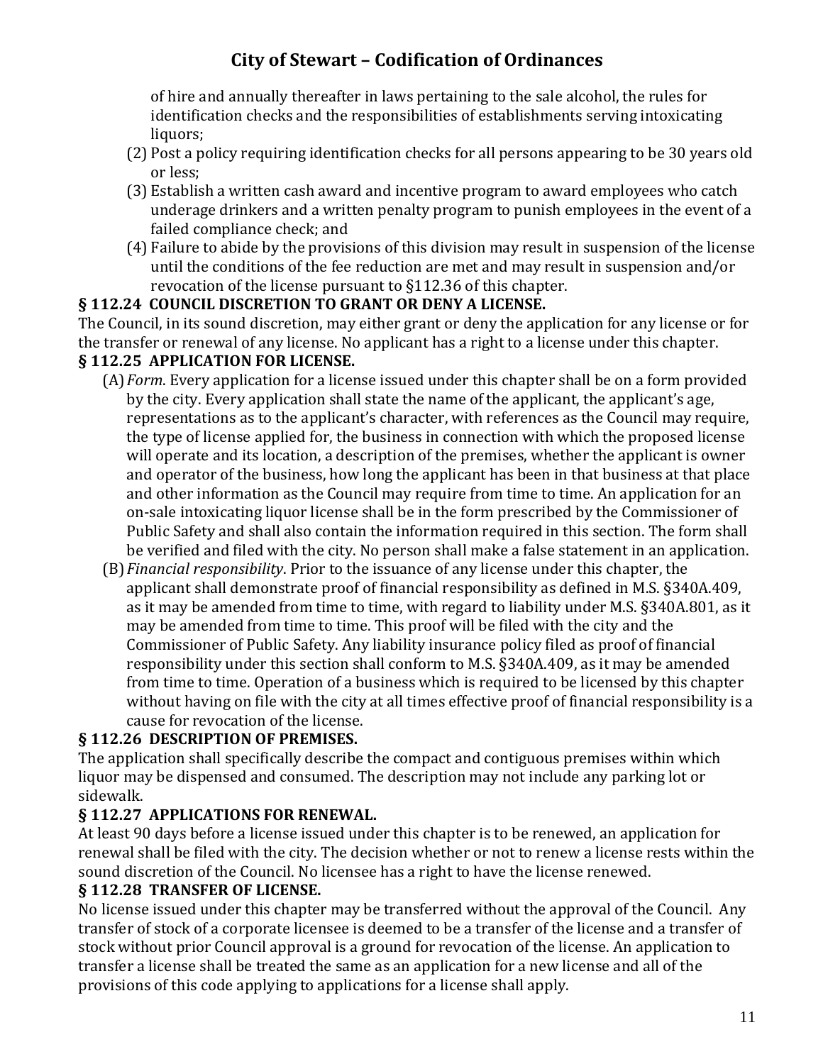of hire and annually thereafter in laws pertaining to the sale alcohol, the rules for identification checks and the responsibilities of establishments serving intoxicating liquors;

(2) Post a policy requiring identification checks for all persons appearing to be 30 years old or less;

(3) Establish a written cash award and incentive program to award employees who catch underage drinkers and a written penalty program to punish employees in the event of a failed compliance check; and

(4) Failure to abide by the provisions of this division may result in suspension of the license until the conditions of the fee reduction are met and may result in suspension and/or revocation of the license pursuant to §112.36 of this chapter.

**§ 112.24 COUNCIL DISCRETION TO GRANT OR DENY A LICENSE.**

The Council, in its sound discretion, may either grant or deny the application for any license or for the transfer or renewal of any license. No applicant has a right to a license under this chapter.

**§ 112.25 APPLICATION FOR LICENSE.**

(A) *Form*. Every application for a license issued under this chapter shall be on a form provided by the city. Every application shall state the name of the applicant, the applicant's age, representations as to the applicant's character, with references as the Council may require, the type of license applied for, the business in connection with which the proposed license will operate and its location, a description of the premises, whether the applicant is owner and operator of the business, how long the applicant has been in that business at that place and other information as the Council may require from time to time. An application for an on-sale intoxicating liquor license shall be in the form prescribed by the Commissioner of Public Safety and shall also contain the information required in this section. The form shall be verified and filed with the city. No person shall make a false statement in an application.

(B) *Financial responsibility*. Prior to the issuance of any license under this chapter, the applicant shall demonstrate proof of financial responsibility as defined in M.S. §340A.409, as it may be amended from time to time, with regard to liability under M.S. §340A.801, as it may be amended from time to time. This proof will be filed with the city and the Commissioner of Public Safety. Any liability insurance policy filed as proof of financial responsibility under this section shall conform to M.S. §340A.409, as it may be amended from time to time. Operation of a business which is required to be licensed by this chapter without having on file with the city at all times effective proof of financial responsibility is a cause for revocation of the license.

**§ 112.26 DESCRIPTION OF PREMISES.**

The application shall specifically describe the compact and contiguous premises within which liquor may be dispensed and consumed. The description may not include any parking lot or sidewalk.

**§ 112.27 APPLICATIONS FOR RENEWAL.**

At least 90 days before a license issued under this chapter is to be renewed, an application for renewal shall be filed with the city. The decision whether or not to renew a license rests within the sound discretion of the Council. No licensee has a right to have the license renewed.

**§ 112.28 TRANSFER OF LICENSE.**

No license issued under this chapter may be transferred without the approval of the Council. Any transfer of stock of a corporate licensee is deemed to be a transfer of the license and a transfer of stock without prior Council approval is a ground for revocation of the license. An application to transfer a license shall be treated the same as an application for a new license and all of the provisions of this code applying to applications for a license shall apply.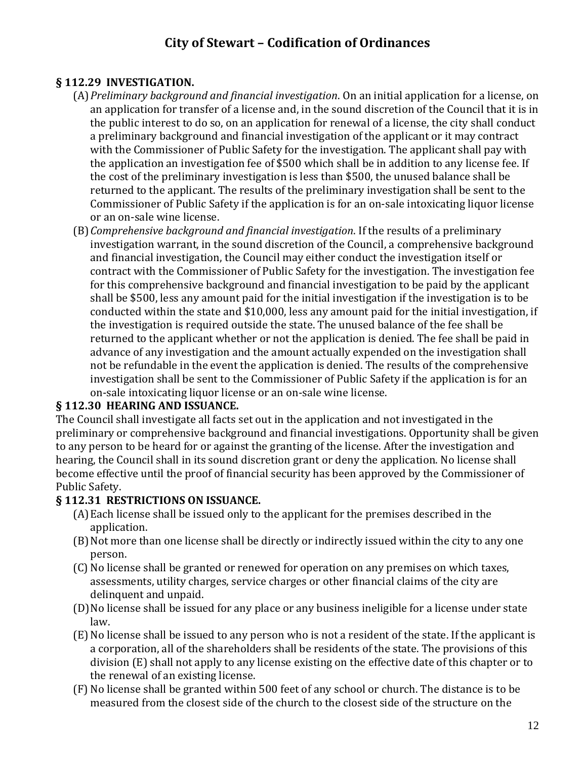## § 112.29 INVESTIGATION.

(A) *Preliminary background and financial investigation*. On an initial application for a license, on an application for transfer of a license and, in the sound discretion of the Council that it is in the public interest to do so, on an application for renewal of a license, the city shall conduct a preliminary background and financial investigation of the applicant or it may contract with the Commissioner of Public Safety for the investigation. The applicant shall pay with the application an investigation fee of $500 which shall be in addition to any license fee. If the cost of the preliminary investigation is less than $500, the unused balance shall be returned to the applicant. The results of the preliminary investigation shall be sent to the Commissioner of Public Safety if the application is for an on-sale intoxicating liquor license or an on-sale wine license.

(B) *Comprehensive background and financial investigation*. If the results of a preliminary investigation warrant, in the sound discretion of the Council, a comprehensive background and financial investigation, the Council may either conduct the investigation itself or contract with the Commissioner of Public Safety for the investigation. The investigation fee for this comprehensive background and financial investigation to be paid by the applicant shall be $500, less any amount paid for the initial investigation if the investigation is to be conducted within the state and $10,000, less any amount paid for the initial investigation, if the investigation is required outside the state. The unused balance of the fee shall be returned to the applicant whether or not the application is denied. The fee shall be paid in advance of any investigation and the amount actually expended on the investigation shall not be refundable in the event the application is denied. The results of the comprehensive investigation shall be sent to the Commissioner of Public Safety if the application is for an on-sale intoxicating liquor license or an on-sale wine license.

## § 112.30 HEARING AND ISSUANCE.

The Council shall investigate all facts set out in the application and not investigated in the preliminary or comprehensive background and financial investigations. Opportunity shall be given to any person to be heard for or against the granting of the license. After the investigation and hearing, the Council shall in its sound discretion grant or deny the application. No license shall become effective until the proof of financial security has been approved by the Commissioner of Public Safety.

## § 112.31 RESTRICTIONS ON ISSUANCE.

(A) Each license shall be issued only to the applicant for the premises described in the application.

(B) Not more than one license shall be directly or indirectly issued within the city to any one person.

(C) No license shall be granted or renewed for operation on any premises on which taxes, assessments, utility charges, service charges or other financial claims of the city are delinquent and unpaid.

(D) No license shall be issued for any place or any business ineligible for a license under state law.

(E) No license shall be issued to any person who is not a resident of the state. If the applicant is a corporation, all of the shareholders shall be residents of the state. The provisions of this division (E) shall not apply to any license existing on the effective date of this chapter or to the renewal of an existing license.

(F) No license shall be granted within 500 feet of any school or church. The distance is to be measured from the closest side of the church to the closest side of the structure on the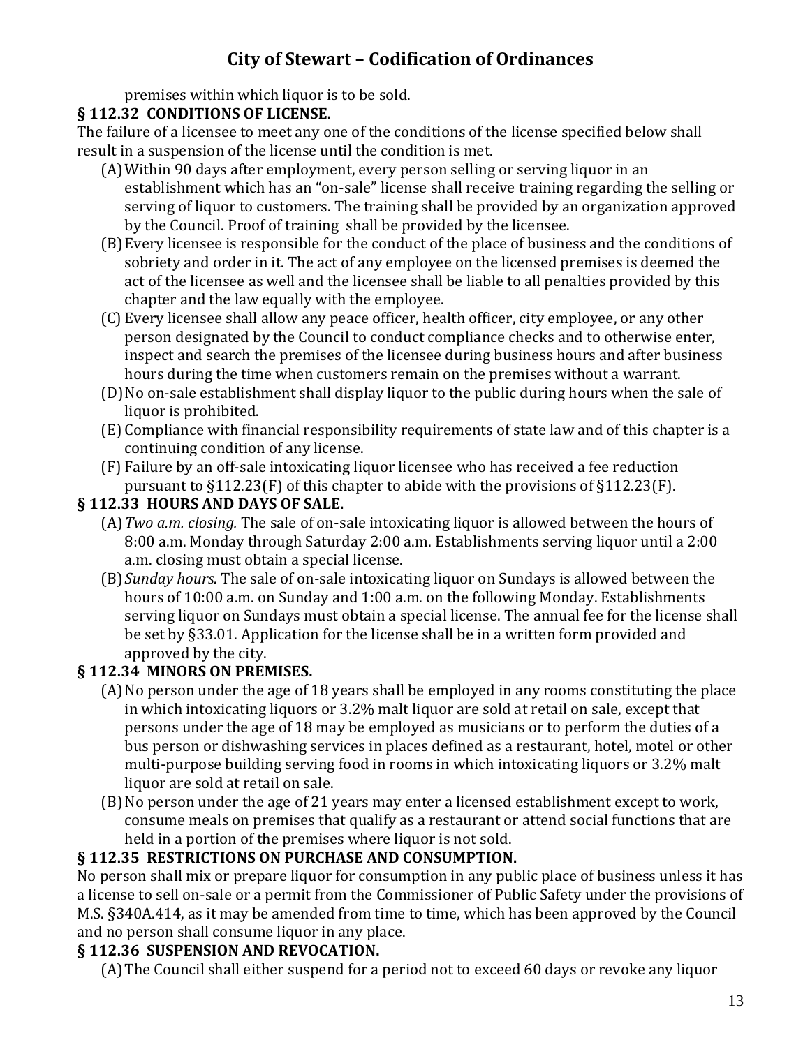premises within which liquor is to be sold.

**§ 112.32 CONDITIONS OF LICENSE.**

The failure of a licensee to meet any one of the conditions of the license specified below shall result in a suspension of the license until the condition is met.

(A) Within 90 days after employment, every person selling or serving liquor in an establishment which has an "on-sale" license shall receive training regarding the selling or serving of liquor to customers. The training shall be provided by an organization approved by the Council. Proof of training shall be provided by the licensee.

(B) Every licensee is responsible for the conduct of the place of business and the conditions of sobriety and order in it. The act of any employee on the licensed premises is deemed the act of the licensee as well and the licensee shall be liable to all penalties provided by this chapter and the law equally with the employee.

(C) Every licensee shall allow any peace officer, health officer, city employee, or any other person designated by the Council to conduct compliance checks and to otherwise enter, inspect and search the premises of the licensee during business hours and after business hours during the time when customers remain on the premises without a warrant.

(D) No on-sale establishment shall display liquor to the public during hours when the sale of liquor is prohibited.

(E) Compliance with financial responsibility requirements of state law and of this chapter is a continuing condition of any license.

(F) Failure by an off-sale intoxicating liquor licensee who has received a fee reduction pursuant to §112.23(F) of this chapter to abide with the provisions of §112.23(F).

**§ 112.33 HOURS AND DAYS OF SALE.**

(A) *Two a.m. closing.* The sale of on-sale intoxicating liquor is allowed between the hours of 8:00 a.m. Monday through Saturday 2:00 a.m. Establishments serving liquor until a 2:00 a.m. closing must obtain a special license.

(B) *Sunday hours.* The sale of on-sale intoxicating liquor on Sundays is allowed between the hours of 10:00 a.m. on Sunday and 1:00 a.m. on the following Monday. Establishments serving liquor on Sundays must obtain a special license. The annual fee for the license shall be set by §33.01. Application for the license shall be in a written form provided and approved by the city.

**§ 112.34 MINORS ON PREMISES.**

(A) No person under the age of 18 years shall be employed in any rooms constituting the place in which intoxicating liquors or 3.2% malt liquor are sold at retail on sale, except that persons under the age of 18 may be employed as musicians or to perform the duties of a bus person or dishwashing services in places defined as a restaurant, hotel, motel or other multi-purpose building serving food in rooms in which intoxicating liquors or 3.2% malt liquor are sold at retail on sale.

(B) No person under the age of 21 years may enter a licensed establishment except to work, consume meals on premises that qualify as a restaurant or attend social functions that are held in a portion of the premises where liquor is not sold.

**§ 112.35 RESTRICTIONS ON PURCHASE AND CONSUMPTION.**

No person shall mix or prepare liquor for consumption in any public place of business unless it has a license to sell on-sale or a permit from the Commissioner of Public Safety under the provisions of M.S. §340A.414, as it may be amended from time to time, which has been approved by the Council and no person shall consume liquor in any place.

**§ 112.36 SUSPENSION AND REVOCATION.**

(A) The Council shall either suspend for a period not to exceed 60 days or revoke any liquor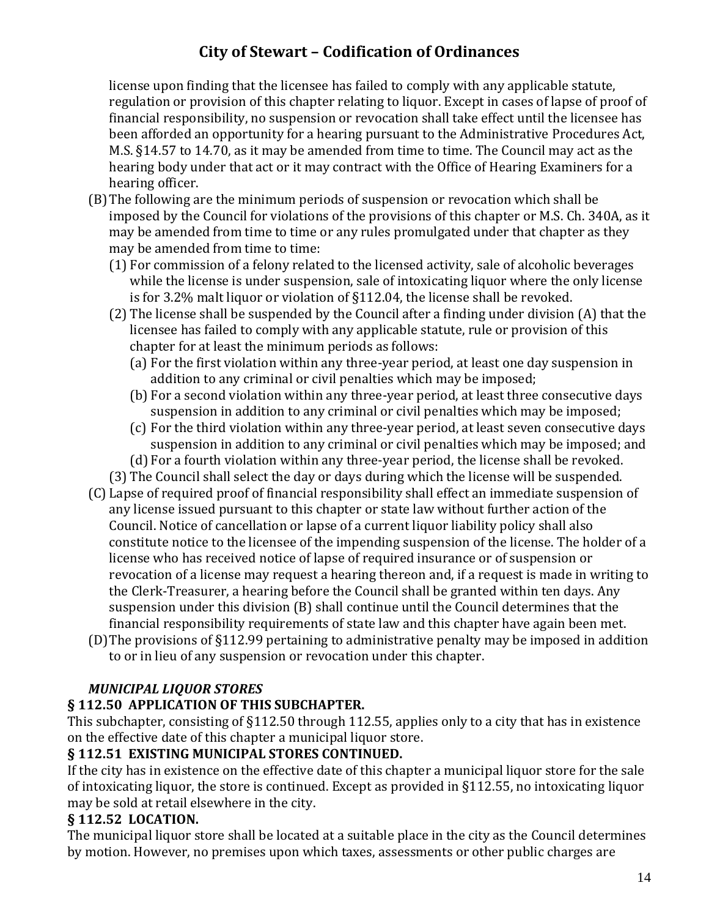license upon finding that the licensee has failed to comply with any applicable statute, regulation or provision of this chapter relating to liquor. Except in cases of lapse of proof of financial responsibility, no suspension or revocation shall take effect until the licensee has been afforded an opportunity for a hearing pursuant to the Administrative Procedures Act, M.S. §14.57 to 14.70, as it may be amended from time to time. The Council may act as the hearing body under that act or it may contract with the Office of Hearing Examiners for a hearing officer.

(B) The following are the minimum periods of suspension or revocation which shall be imposed by the Council for violations of the provisions of this chapter or M.S. Ch. 340A, as it may be amended from time to time or any rules promulgated under that chapter as they may be amended from time to time:

(1) For commission of a felony related to the licensed activity, sale of alcoholic beverages while the license is under suspension, sale of intoxicating liquor where the only license is for 3.2% malt liquor or violation of §112.04, the license shall be revoked.

(2) The license shall be suspended by the Council after a finding under division (A) that the licensee has failed to comply with any applicable statute, rule or provision of this chapter for at least the minimum periods as follows:

(a) For the first violation within any three-year period, at least one day suspension in addition to any criminal or civil penalties which may be imposed;

(b) For a second violation within any three-year period, at least three consecutive days suspension in addition to any criminal or civil penalties which may be imposed;

(c) For the third violation within any three-year period, at least seven consecutive days suspension in addition to any criminal or civil penalties which may be imposed; and

(d) For a fourth violation within any three-year period, the license shall be revoked.

(3) The Council shall select the day or days during which the license will be suspended.

(C) Lapse of required proof of financial responsibility shall effect an immediate suspension of any license issued pursuant to this chapter or state law without further action of the Council. Notice of cancellation or lapse of a current liquor liability policy shall also constitute notice to the licensee of the impending suspension of the license. The holder of a license who has received notice of lapse of required insurance or of suspension or revocation of a license may request a hearing thereon and, if a request is made in writing to the Clerk-Treasurer, a hearing before the Council shall be granted within ten days. Any suspension under this division (B) shall continue until the Council determines that the financial responsibility requirements of state law and this chapter have again been met.

(D) The provisions of §112.99 pertaining to administrative penalty may be imposed in addition to or in lieu of any suspension or revocation under this chapter.

***MUNICIPAL LIQUOR STORES***

**§ 112.50 APPLICATION OF THIS SUBCHAPTER.**

This subchapter, consisting of §112.50 through 112.55, applies only to a city that has in existence on the effective date of this chapter a municipal liquor store.

**§ 112.51 EXISTING MUNICIPAL STORES CONTINUED.**

If the city has in existence on the effective date of this chapter a municipal liquor store for the sale of intoxicating liquor, the store is continued. Except as provided in §112.55, no intoxicating liquor may be sold at retail elsewhere in the city.

**§ 112.52 LOCATION.**

The municipal liquor store shall be located at a suitable place in the city as the Council determines by motion. However, no premises upon which taxes, assessments or other public charges are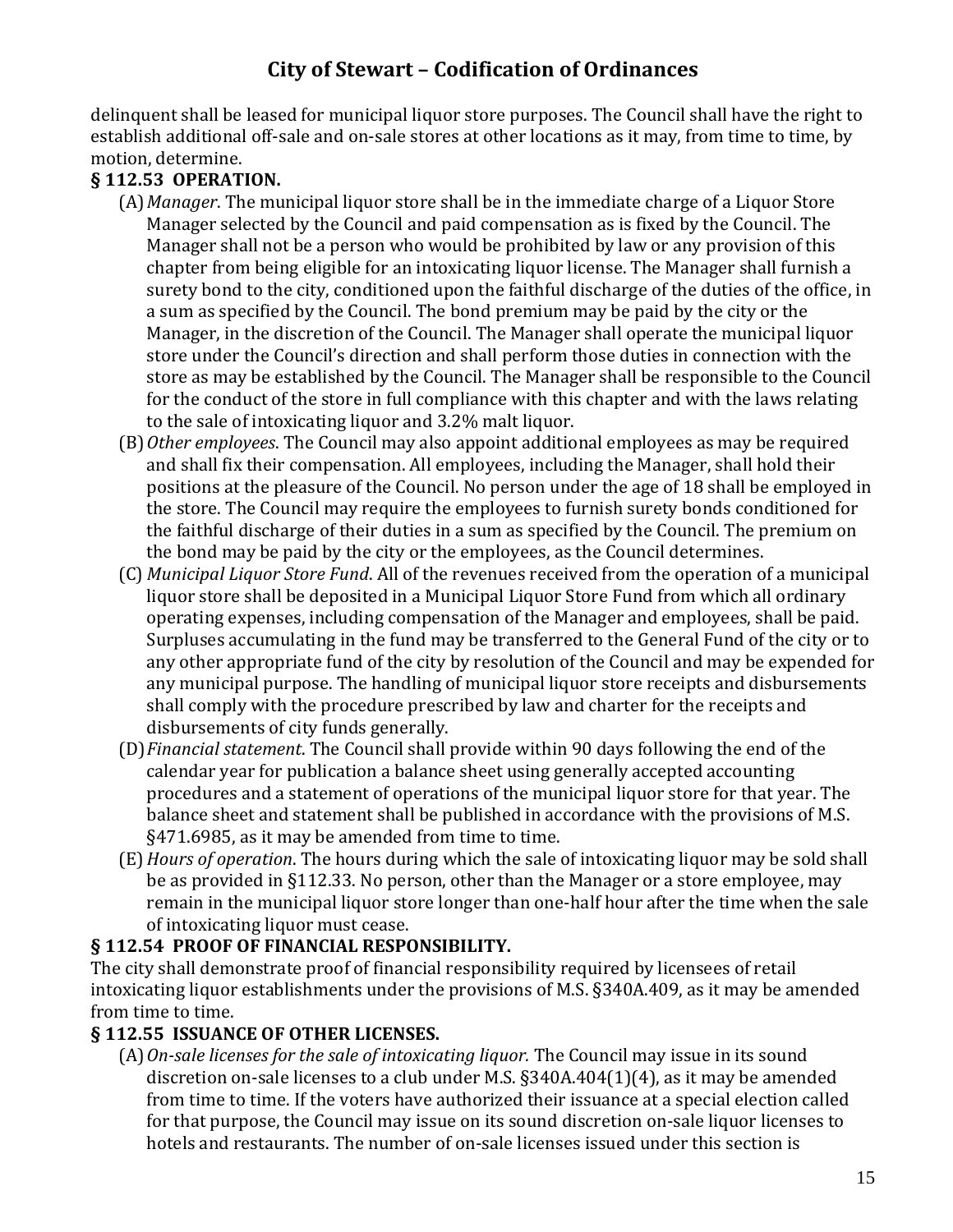delinquent shall be leased for municipal liquor store purposes. The Council shall have the right to establish additional off-sale and on-sale stores at other locations as it may, from time to time, by motion, determine.

### § 112.53 OPERATION.

(A) *Manager*. The municipal liquor store shall be in the immediate charge of a Liquor Store Manager selected by the Council and paid compensation as is fixed by the Council. The Manager shall not be a person who would be prohibited by law or any provision of this chapter from being eligible for an intoxicating liquor license. The Manager shall furnish a surety bond to the city, conditioned upon the faithful discharge of the duties of the office, in a sum as specified by the Council. The bond premium may be paid by the city or the Manager, in the discretion of the Council. The Manager shall operate the municipal liquor store under the Council's direction and shall perform those duties in connection with the store as may be established by the Council. The Manager shall be responsible to the Council for the conduct of the store in full compliance with this chapter and with the laws relating to the sale of intoxicating liquor and 3.2% malt liquor.

(B) *Other employees*. The Council may also appoint additional employees as may be required and shall fix their compensation. All employees, including the Manager, shall hold their positions at the pleasure of the Council. No person under the age of 18 shall be employed in the store. The Council may require the employees to furnish surety bonds conditioned for the faithful discharge of their duties in a sum as specified by the Council. The premium on the bond may be paid by the city or the employees, as the Council determines.

(C) *Municipal Liquor Store Fund*. All of the revenues received from the operation of a municipal liquor store shall be deposited in a Municipal Liquor Store Fund from which all ordinary operating expenses, including compensation of the Manager and employees, shall be paid. Surpluses accumulating in the fund may be transferred to the General Fund of the city or to any other appropriate fund of the city by resolution of the Council and may be expended for any municipal purpose. The handling of municipal liquor store receipts and disbursements shall comply with the procedure prescribed by law and charter for the receipts and disbursements of city funds generally.

(D) *Financial statement*. The Council shall provide within 90 days following the end of the calendar year for publication a balance sheet using generally accepted accounting procedures and a statement of operations of the municipal liquor store for that year. The balance sheet and statement shall be published in accordance with the provisions of M.S. §471.6985, as it may be amended from time to time.

(E) *Hours of operation*. The hours during which the sale of intoxicating liquor may be sold shall be as provided in §112.33. No person, other than the Manager or a store employee, may remain in the municipal liquor store longer than one-half hour after the time when the sale of intoxicating liquor must cease.

### § 112.54 PROOF OF FINANCIAL RESPONSIBILITY.

The city shall demonstrate proof of financial responsibility required by licensees of retail intoxicating liquor establishments under the provisions of M.S. §340A.409, as it may be amended from time to time.

### § 112.55 ISSUANCE OF OTHER LICENSES.

(A) *On-sale licenses for the sale of intoxicating liquor.* The Council may issue in its sound discretion on-sale licenses to a club under M.S. §340A.404(1)(4), as it may be amended from time to time. If the voters have authorized their issuance at a special election called for that purpose, the Council may issue on its sound discretion on-sale liquor licenses to hotels and restaurants. The number of on-sale licenses issued under this section is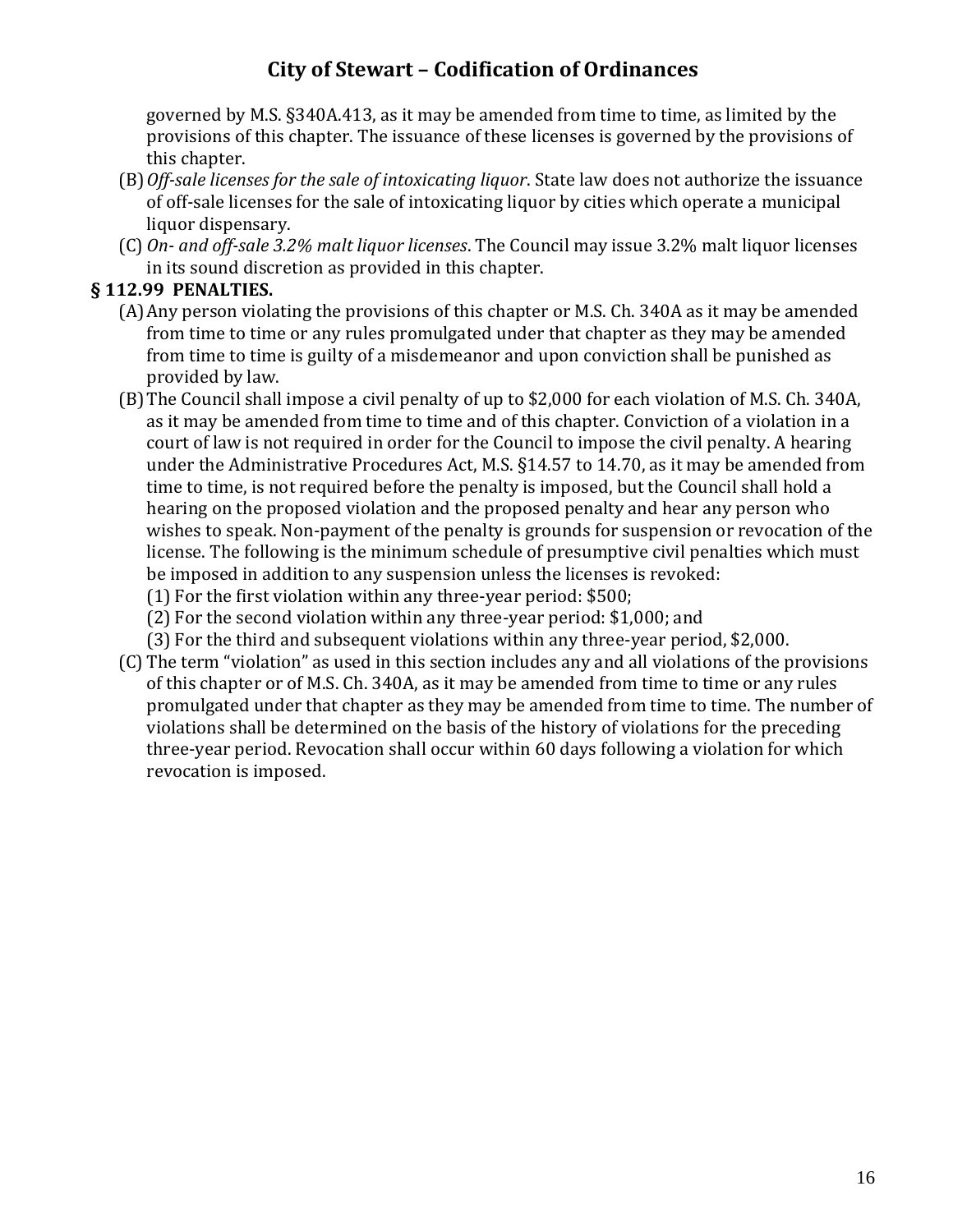governed by M.S. §340A.413, as it may be amended from time to time, as limited by the provisions of this chapter. The issuance of these licenses is governed by the provisions of this chapter.

(B) *Off-sale licenses for the sale of intoxicating liquor*. State law does not authorize the issuance of off-sale licenses for the sale of intoxicating liquor by cities which operate a municipal liquor dispensary.

(C) *On- and off-sale 3.2% malt liquor licenses*. The Council may issue 3.2% malt liquor licenses in its sound discretion as provided in this chapter.

**§ 112.99 PENALTIES.**

(A) Any person violating the provisions of this chapter or M.S. Ch. 340A as it may be amended from time to time or any rules promulgated under that chapter as they may be amended from time to time is guilty of a misdemeanor and upon conviction shall be punished as provided by law.

(B) The Council shall impose a civil penalty of up to $2,000 for each violation of M.S. Ch. 340A, as it may be amended from time to time and of this chapter. Conviction of a violation in a court of law is not required in order for the Council to impose the civil penalty. A hearing under the Administrative Procedures Act, M.S. §14.57 to 14.70, as it may be amended from time to time, is not required before the penalty is imposed, but the Council shall hold a hearing on the proposed violation and the proposed penalty and hear any person who wishes to speak. Non-payment of the penalty is grounds for suspension or revocation of the license. The following is the minimum schedule of presumptive civil penalties which must be imposed in addition to any suspension unless the licenses is revoked:

(1) For the first violation within any three-year period: $500;

(2) For the second violation within any three-year period: $1,000; and

(3) For the third and subsequent violations within any three-year period, $2,000.

(C) The term "violation" as used in this section includes any and all violations of the provisions of this chapter or of M.S. Ch. 340A, as it may be amended from time to time or any rules promulgated under that chapter as they may be amended from time to time. The number of violations shall be determined on the basis of the history of violations for the preceding three-year period. Revocation shall occur within 60 days following a violation for which revocation is imposed.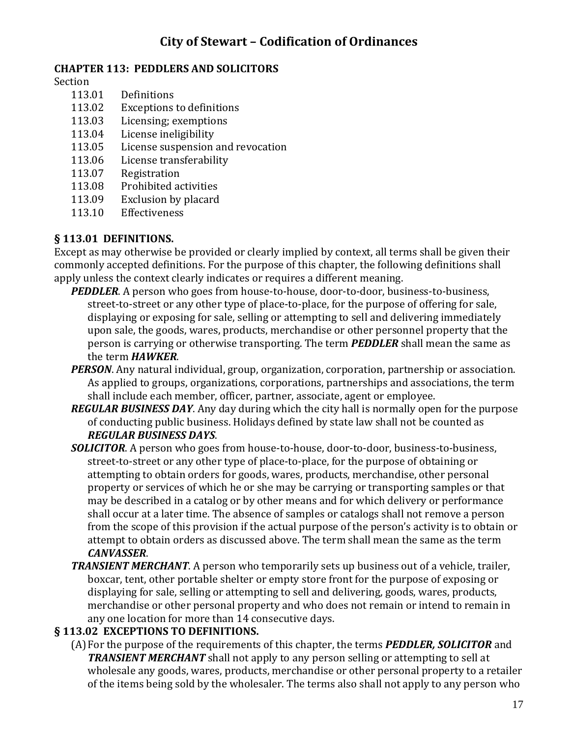# City of Stewart – Codification of Ordinances

## CHAPTER 113: PEDDLERS AND SOLICITORS

Section

- 113.01 Definitions
- 113.02 Exceptions to definitions
- 113.03 Licensing; exemptions
- 113.04 License ineligibility
- 113.05 License suspension and revocation
- 113.06 License transferability
- 113.07 Registration
- 113.08 Prohibited activities
- 113.09 Exclusion by placard
- 113.10 Effectiveness

### § 113.01 DEFINITIONS.

Except as may otherwise be provided or clearly implied by context, all terms shall be given their commonly accepted definitions. For the purpose of this chapter, the following definitions shall apply unless the context clearly indicates or requires a different meaning.

***PEDDLER***. A person who goes from house-to-house, door-to-door, business-to-business, street-to-street or any other type of place-to-place, for the purpose of offering for sale, displaying or exposing for sale, selling or attempting to sell and delivering immediately upon sale, the goods, wares, products, merchandise or other personnel property that the person is carrying or otherwise transporting. The term ***PEDDLER*** shall mean the same as the term ***HAWKER***.

***PERSON***. Any natural individual, group, organization, corporation, partnership or association. As applied to groups, organizations, corporations, partnerships and associations, the term shall include each member, officer, partner, associate, agent or employee.

***REGULAR BUSINESS DAY***. Any day during which the city hall is normally open for the purpose of conducting public business. Holidays defined by state law shall not be counted as ***REGULAR BUSINESS DAYS***.

***SOLICITOR***. A person who goes from house-to-house, door-to-door, business-to-business, street-to-street or any other type of place-to-place, for the purpose of obtaining or attempting to obtain orders for goods, wares, products, merchandise, other personal property or services of which he or she may be carrying or transporting samples or that may be described in a catalog or by other means and for which delivery or performance shall occur at a later time. The absence of samples or catalogs shall not remove a person from the scope of this provision if the actual purpose of the person's activity is to obtain or attempt to obtain orders as discussed above. The term shall mean the same as the term ***CANVASSER***.

***TRANSIENT MERCHANT***. A person who temporarily sets up business out of a vehicle, trailer, boxcar, tent, other portable shelter or empty store front for the purpose of exposing or displaying for sale, selling or attempting to sell and delivering, goods, wares, products, merchandise or other personal property and who does not remain or intend to remain in any one location for more than 14 consecutive days.

### § 113.02 EXCEPTIONS TO DEFINITIONS.

(A) For the purpose of the requirements of this chapter, the terms ***PEDDLER, SOLICITOR*** and ***TRANSIENT MERCHANT*** shall not apply to any person selling or attempting to sell at wholesale any goods, wares, products, merchandise or other personal property to a retailer of the items being sold by the wholesaler. The terms also shall not apply to any person who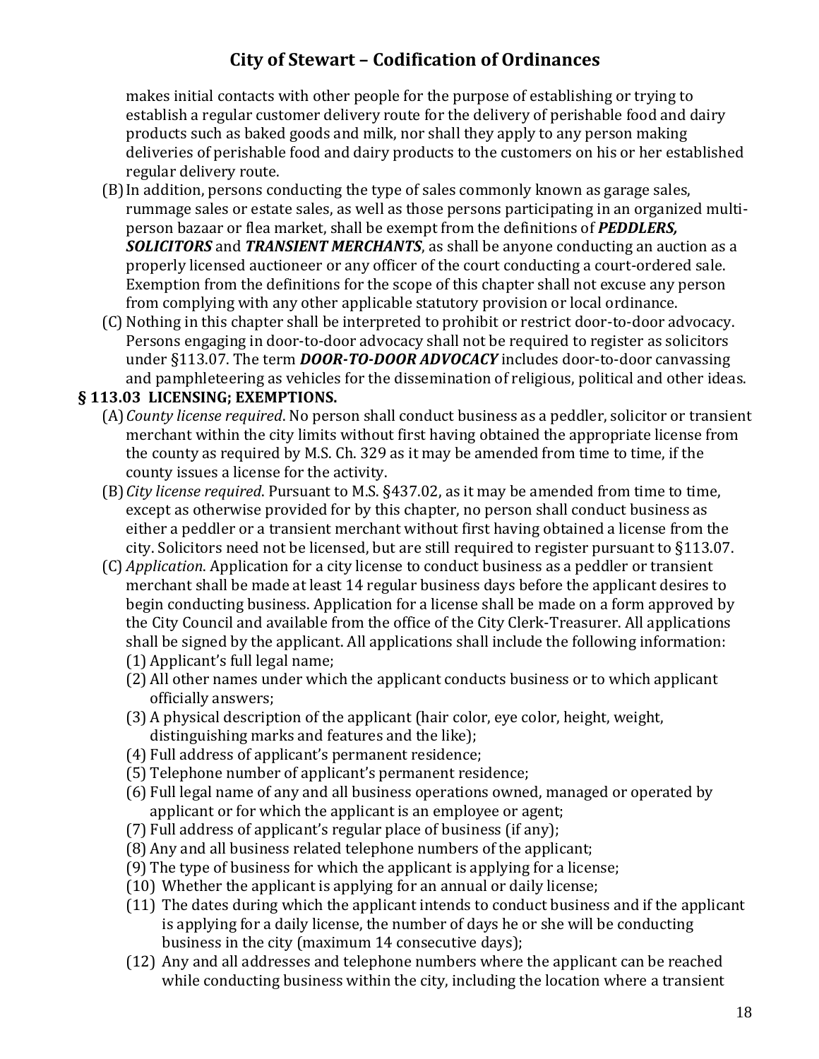makes initial contacts with other people for the purpose of establishing or trying to establish a regular customer delivery route for the delivery of perishable food and dairy products such as baked goods and milk, nor shall they apply to any person making deliveries of perishable food and dairy products to the customers on his or her established regular delivery route.

(B) In addition, persons conducting the type of sales commonly known as garage sales, rummage sales or estate sales, as well as those persons participating in an organized multi-person bazaar or flea market, shall be exempt from the definitions of ***PEDDLERS, SOLICITORS*** and ***TRANSIENT MERCHANTS***, as shall be anyone conducting an auction as a properly licensed auctioneer or any officer of the court conducting a court-ordered sale. Exemption from the definitions for the scope of this chapter shall not excuse any person from complying with any other applicable statutory provision or local ordinance.

(C) Nothing in this chapter shall be interpreted to prohibit or restrict door-to-door advocacy. Persons engaging in door-to-door advocacy shall not be required to register as solicitors under §113.07. The term ***DOOR-TO-DOOR ADVOCACY*** includes door-to-door canvassing and pamphleteering as vehicles for the dissemination of religious, political and other ideas.

## § 113.03 LICENSING; EXEMPTIONS.

(A) *County license required*. No person shall conduct business as a peddler, solicitor or transient merchant within the city limits without first having obtained the appropriate license from the county as required by M.S. Ch. 329 as it may be amended from time to time, if the county issues a license for the activity.

(B) *City license required*. Pursuant to M.S. §437.02, as it may be amended from time to time, except as otherwise provided for by this chapter, no person shall conduct business as either a peddler or a transient merchant without first having obtained a license from the city. Solicitors need not be licensed, but are still required to register pursuant to §113.07.

(C) *Application*. Application for a city license to conduct business as a peddler or transient merchant shall be made at least 14 regular business days before the applicant desires to begin conducting business. Application for a license shall be made on a form approved by the City Council and available from the office of the City Clerk-Treasurer. All applications shall be signed by the applicant. All applications shall include the following information:

(1) Applicant's full legal name;

(2) All other names under which the applicant conducts business or to which applicant officially answers;

(3) A physical description of the applicant (hair color, eye color, height, weight, distinguishing marks and features and the like);

(4) Full address of applicant's permanent residence;

(5) Telephone number of applicant's permanent residence;

(6) Full legal name of any and all business operations owned, managed or operated by applicant or for which the applicant is an employee or agent;

(7) Full address of applicant's regular place of business (if any);

(8) Any and all business related telephone numbers of the applicant;

(9) The type of business for which the applicant is applying for a license;

(10) Whether the applicant is applying for an annual or daily license;

(11) The dates during which the applicant intends to conduct business and if the applicant is applying for a daily license, the number of days he or she will be conducting business in the city (maximum 14 consecutive days);

(12) Any and all addresses and telephone numbers where the applicant can be reached while conducting business within the city, including the location where a transient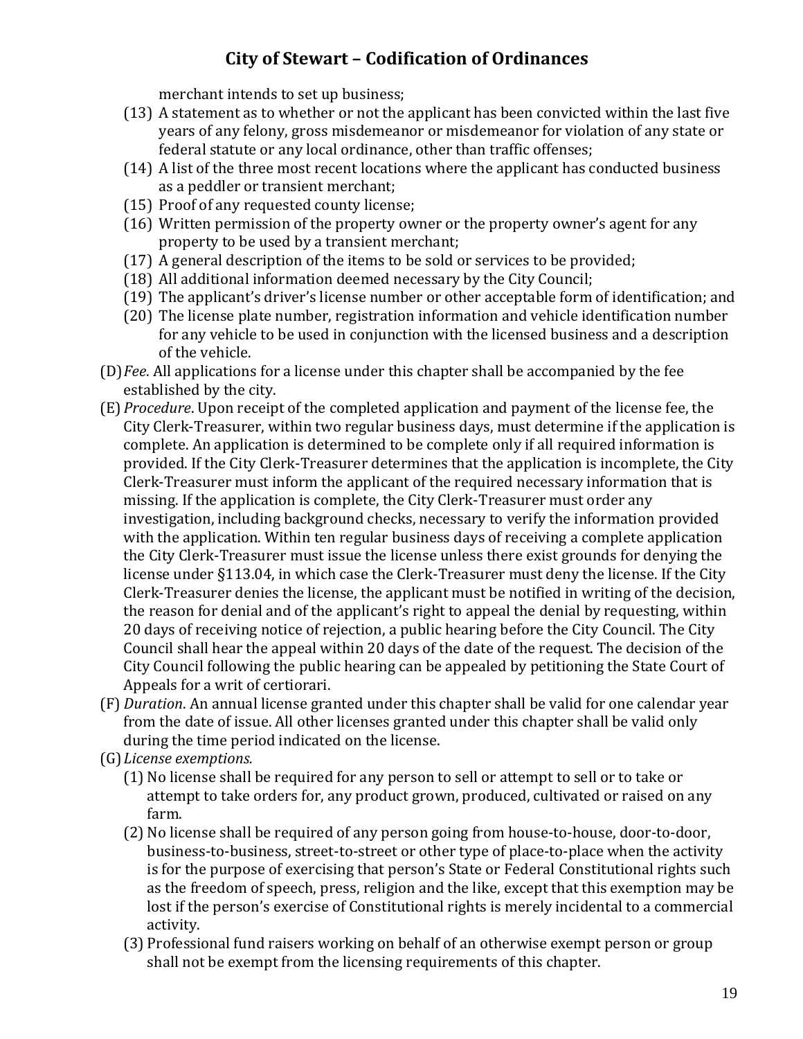merchant intends to set up business;

(13) A statement as to whether or not the applicant has been convicted within the last five years of any felony, gross misdemeanor or misdemeanor for violation of any state or federal statute or any local ordinance, other than traffic offenses;

(14) A list of the three most recent locations where the applicant has conducted business as a peddler or transient merchant;

(15) Proof of any requested county license;

(16) Written permission of the property owner or the property owner's agent for any property to be used by a transient merchant;

(17) A general description of the items to be sold or services to be provided;

(18) All additional information deemed necessary by the City Council;

(19) The applicant's driver's license number or other acceptable form of identification; and

(20) The license plate number, registration information and vehicle identification number for any vehicle to be used in conjunction with the licensed business and a description of the vehicle.

(D) *Fee*. All applications for a license under this chapter shall be accompanied by the fee established by the city.

(E) *Procedure*. Upon receipt of the completed application and payment of the license fee, the City Clerk-Treasurer, within two regular business days, must determine if the application is complete. An application is determined to be complete only if all required information is provided. If the City Clerk-Treasurer determines that the application is incomplete, the City Clerk-Treasurer must inform the applicant of the required necessary information that is missing. If the application is complete, the City Clerk-Treasurer must order any investigation, including background checks, necessary to verify the information provided with the application. Within ten regular business days of receiving a complete application the City Clerk-Treasurer must issue the license unless there exist grounds for denying the license under §113.04, in which case the Clerk-Treasurer must deny the license. If the City Clerk-Treasurer denies the license, the applicant must be notified in writing of the decision, the reason for denial and of the applicant's right to appeal the denial by requesting, within 20 days of receiving notice of rejection, a public hearing before the City Council. The City Council shall hear the appeal within 20 days of the date of the request. The decision of the City Council following the public hearing can be appealed by petitioning the State Court of Appeals for a writ of certiorari.

(F) *Duration*. An annual license granted under this chapter shall be valid for one calendar year from the date of issue. All other licenses granted under this chapter shall be valid only during the time period indicated on the license.

(G) *License exemptions.*

(1) No license shall be required for any person to sell or attempt to sell or to take or attempt to take orders for, any product grown, produced, cultivated or raised on any farm.

(2) No license shall be required of any person going from house-to-house, door-to-door, business-to-business, street-to-street or other type of place-to-place when the activity is for the purpose of exercising that person's State or Federal Constitutional rights such as the freedom of speech, press, religion and the like, except that this exemption may be lost if the person's exercise of Constitutional rights is merely incidental to a commercial activity.

(3) Professional fund raisers working on behalf of an otherwise exempt person or group shall not be exempt from the licensing requirements of this chapter.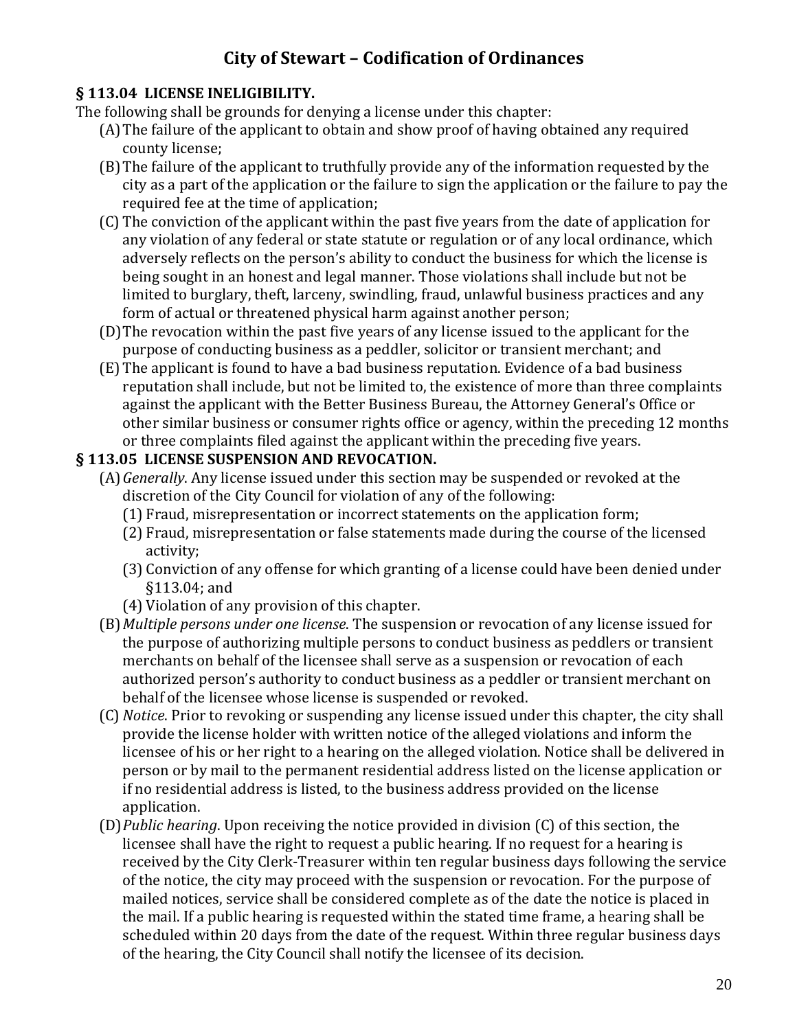# City of Stewart – Codification of Ordinances

**§ 113.04 LICENSE INELIGIBILITY.**

The following shall be grounds for denying a license under this chapter:

(A) The failure of the applicant to obtain and show proof of having obtained any required county license;

(B) The failure of the applicant to truthfully provide any of the information requested by the city as a part of the application or the failure to sign the application or the failure to pay the required fee at the time of application;

(C) The conviction of the applicant within the past five years from the date of application for any violation of any federal or state statute or regulation or of any local ordinance, which adversely reflects on the person's ability to conduct the business for which the license is being sought in an honest and legal manner. Those violations shall include but not be limited to burglary, theft, larceny, swindling, fraud, unlawful business practices and any form of actual or threatened physical harm against another person;

(D) The revocation within the past five years of any license issued to the applicant for the purpose of conducting business as a peddler, solicitor or transient merchant; and

(E) The applicant is found to have a bad business reputation. Evidence of a bad business reputation shall include, but not be limited to, the existence of more than three complaints against the applicant with the Better Business Bureau, the Attorney General's Office or other similar business or consumer rights office or agency, within the preceding 12 months or three complaints filed against the applicant within the preceding five years.

**§ 113.05 LICENSE SUSPENSION AND REVOCATION.**

(A) *Generally*. Any license issued under this section may be suspended or revoked at the discretion of the City Council for violation of any of the following:

(1) Fraud, misrepresentation or incorrect statements on the application form;

(2) Fraud, misrepresentation or false statements made during the course of the licensed activity;

(3) Conviction of any offense for which granting of a license could have been denied under §113.04; and

(4) Violation of any provision of this chapter.

(B) *Multiple persons under one license*. The suspension or revocation of any license issued for the purpose of authorizing multiple persons to conduct business as peddlers or transient merchants on behalf of the licensee shall serve as a suspension or revocation of each authorized person's authority to conduct business as a peddler or transient merchant on behalf of the licensee whose license is suspended or revoked.

(C) *Notice*. Prior to revoking or suspending any license issued under this chapter, the city shall provide the license holder with written notice of the alleged violations and inform the licensee of his or her right to a hearing on the alleged violation. Notice shall be delivered in person or by mail to the permanent residential address listed on the license application or if no residential address is listed, to the business address provided on the license application.

(D) *Public hearing*. Upon receiving the notice provided in division (C) of this section, the licensee shall have the right to request a public hearing. If no request for a hearing is received by the City Clerk-Treasurer within ten regular business days following the service of the notice, the city may proceed with the suspension or revocation. For the purpose of mailed notices, service shall be considered complete as of the date the notice is placed in the mail. If a public hearing is requested within the stated time frame, a hearing shall be scheduled within 20 days from the date of the request. Within three regular business days of the hearing, the City Council shall notify the licensee of its decision.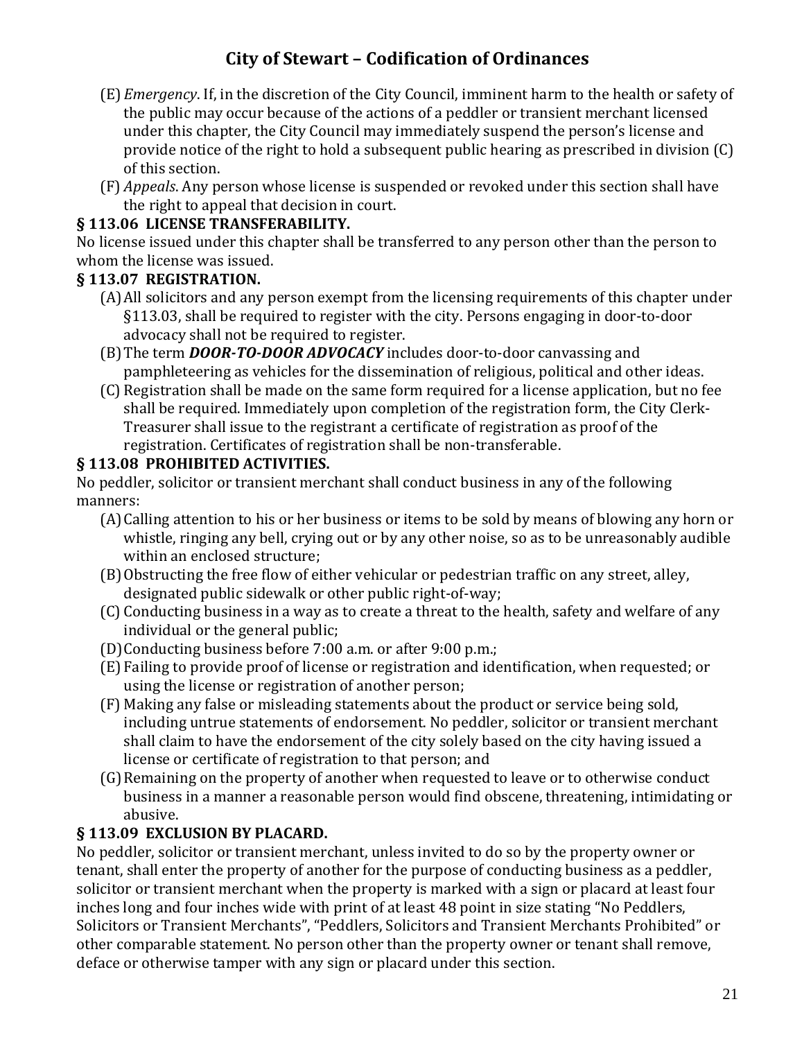(E) *Emergency*. If, in the discretion of the City Council, imminent harm to the health or safety of the public may occur because of the actions of a peddler or transient merchant licensed under this chapter, the City Council may immediately suspend the person's license and provide notice of the right to hold a subsequent public hearing as prescribed in division (C) of this section.

(F) *Appeals*. Any person whose license is suspended or revoked under this section shall have the right to appeal that decision in court.

**§ 113.06 LICENSE TRANSFERABILITY.**

No license issued under this chapter shall be transferred to any person other than the person to whom the license was issued.

**§ 113.07 REGISTRATION.**

(A) All solicitors and any person exempt from the licensing requirements of this chapter under §113.03, shall be required to register with the city. Persons engaging in door-to-door advocacy shall not be required to register.

(B) The term ***DOOR-TO-DOOR ADVOCACY*** includes door-to-door canvassing and pamphleteering as vehicles for the dissemination of religious, political and other ideas.

(C) Registration shall be made on the same form required for a license application, but no fee shall be required. Immediately upon completion of the registration form, the City Clerk-Treasurer shall issue to the registrant a certificate of registration as proof of the registration. Certificates of registration shall be non-transferable.

**§ 113.08 PROHIBITED ACTIVITIES.**

No peddler, solicitor or transient merchant shall conduct business in any of the following manners:

(A) Calling attention to his or her business or items to be sold by means of blowing any horn or whistle, ringing any bell, crying out or by any other noise, so as to be unreasonably audible within an enclosed structure;

(B) Obstructing the free flow of either vehicular or pedestrian traffic on any street, alley, designated public sidewalk or other public right-of-way;

(C) Conducting business in a way as to create a threat to the health, safety and welfare of any individual or the general public;

(D) Conducting business before 7:00 a.m. or after 9:00 p.m.;

(E) Failing to provide proof of license or registration and identification, when requested; or using the license or registration of another person;

(F) Making any false or misleading statements about the product or service being sold, including untrue statements of endorsement. No peddler, solicitor or transient merchant shall claim to have the endorsement of the city solely based on the city having issued a license or certificate of registration to that person; and

(G) Remaining on the property of another when requested to leave or to otherwise conduct business in a manner a reasonable person would find obscene, threatening, intimidating or abusive.

**§ 113.09 EXCLUSION BY PLACARD.**

No peddler, solicitor or transient merchant, unless invited to do so by the property owner or tenant, shall enter the property of another for the purpose of conducting business as a peddler, solicitor or transient merchant when the property is marked with a sign or placard at least four inches long and four inches wide with print of at least 48 point in size stating "No Peddlers, Solicitors or Transient Merchants", "Peddlers, Solicitors and Transient Merchants Prohibited" or other comparable statement. No person other than the property owner or tenant shall remove, deface or otherwise tamper with any sign or placard under this section.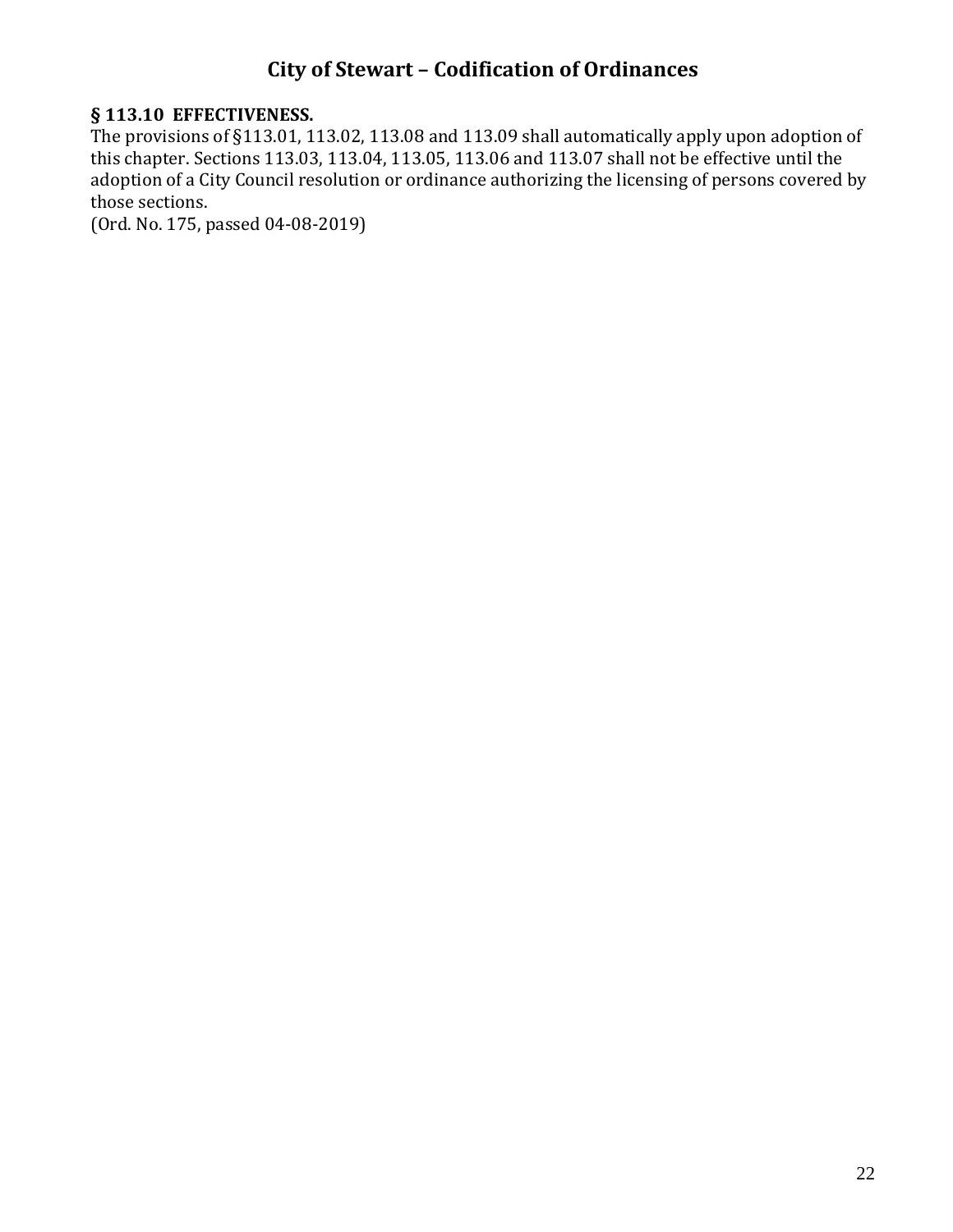**§ 113.10 EFFECTIVENESS.**

The provisions of §113.01, 113.02, 113.08 and 113.09 shall automatically apply upon adoption of this chapter. Sections 113.03, 113.04, 113.05, 113.06 and 113.07 shall not be effective until the adoption of a City Council resolution or ordinance authorizing the licensing of persons covered by those sections.

(Ord. No. 175, passed 04-08-2019)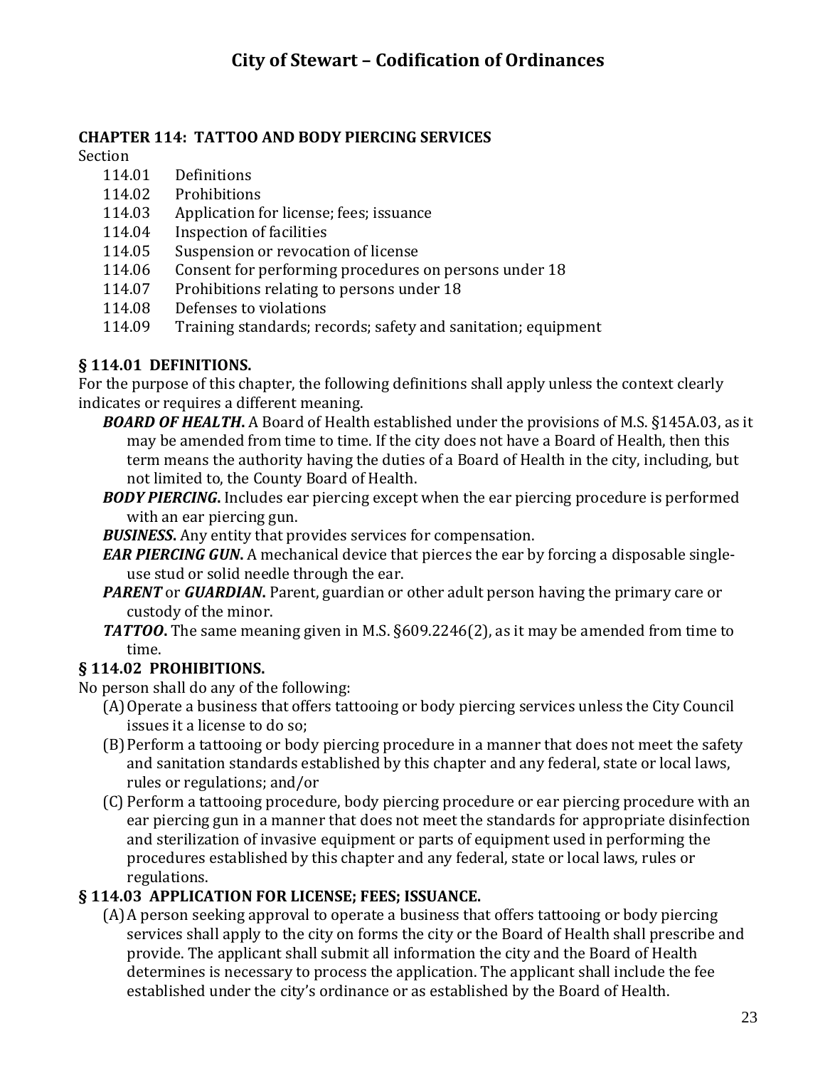## CHAPTER 114: TATTOO AND BODY PIERCING SERVICES

Section

- 114.01 Definitions
- 114.02 Prohibitions
- 114.03 Application for license; fees; issuance
- 114.04 Inspection of facilities
- 114.05 Suspension or revocation of license
- 114.06 Consent for performing procedures on persons under 18
- 114.07 Prohibitions relating to persons under 18
- 114.08 Defenses to violations
- 114.09 Training standards; records; safety and sanitation; equipment

### § 114.01 DEFINITIONS.

For the purpose of this chapter, the following definitions shall apply unless the context clearly indicates or requires a different meaning.

***BOARD OF HEALTH***. A Board of Health established under the provisions of M.S. §145A.03, as it may be amended from time to time. If the city does not have a Board of Health, then this term means the authority having the duties of a Board of Health in the city, including, but not limited to, the County Board of Health.

***BODY PIERCING***. Includes ear piercing except when the ear piercing procedure is performed with an ear piercing gun.

***BUSINESS***. Any entity that provides services for compensation.

***EAR PIERCING GUN***. A mechanical device that pierces the ear by forcing a disposable single-use stud or solid needle through the ear.

***PARENT*** or ***GUARDIAN***. Parent, guardian or other adult person having the primary care or custody of the minor.

***TATTOO***. The same meaning given in M.S. §609.2246(2), as it may be amended from time to time.

### § 114.02 PROHIBITIONS.

No person shall do any of the following:

(A) Operate a business that offers tattooing or body piercing services unless the City Council issues it a license to do so;

(B) Perform a tattooing or body piercing procedure in a manner that does not meet the safety and sanitation standards established by this chapter and any federal, state or local laws, rules or regulations; and/or

(C) Perform a tattooing procedure, body piercing procedure or ear piercing procedure with an ear piercing gun in a manner that does not meet the standards for appropriate disinfection and sterilization of invasive equipment or parts of equipment used in performing the procedures established by this chapter and any federal, state or local laws, rules or regulations.

### § 114.03 APPLICATION FOR LICENSE; FEES; ISSUANCE.

(A) A person seeking approval to operate a business that offers tattooing or body piercing services shall apply to the city on forms the city or the Board of Health shall prescribe and provide. The applicant shall submit all information the city and the Board of Health determines is necessary to process the application. The applicant shall include the fee established under the city's ordinance or as established by the Board of Health.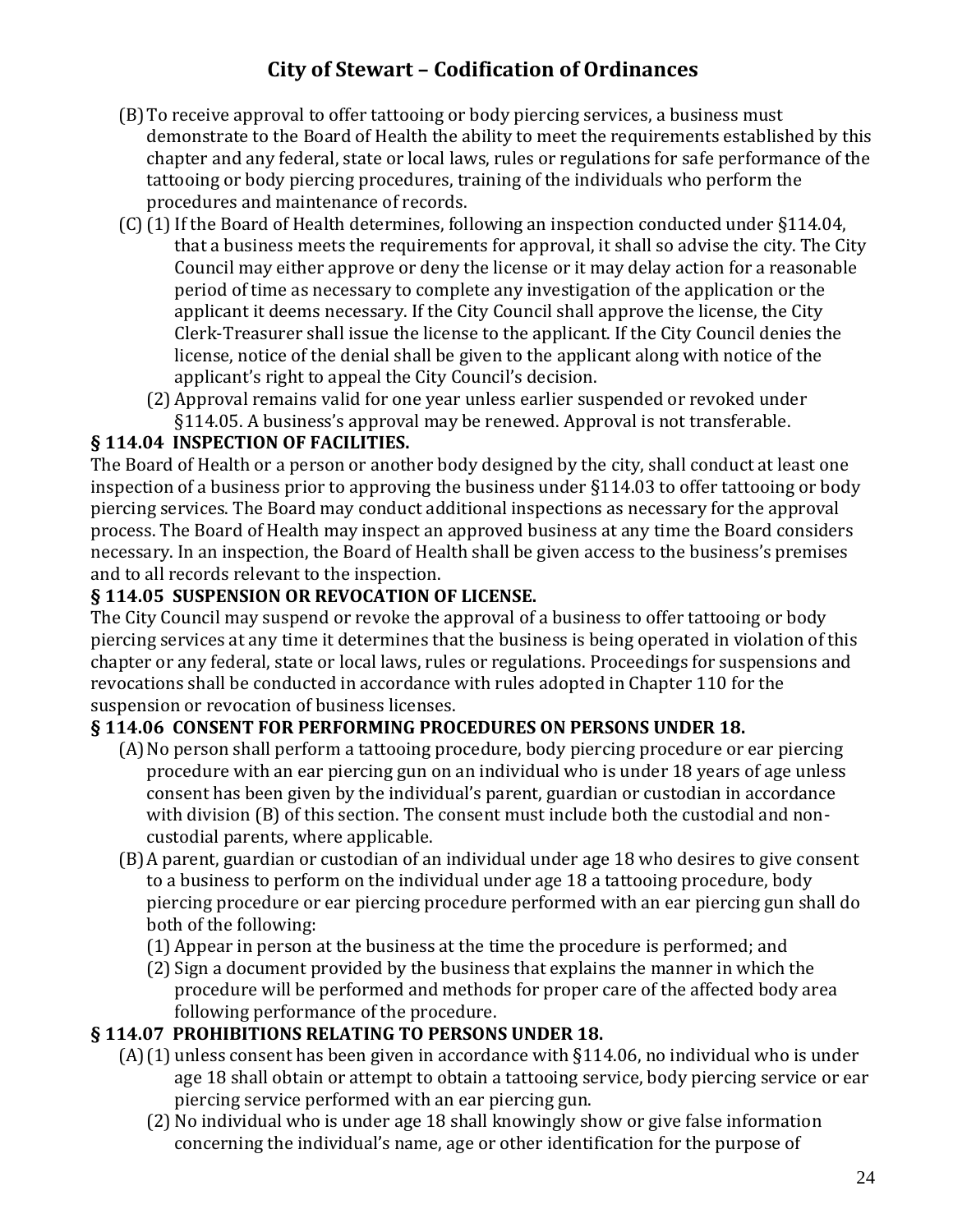(B) To receive approval to offer tattooing or body piercing services, a business must demonstrate to the Board of Health the ability to meet the requirements established by this chapter and any federal, state or local laws, rules or regulations for safe performance of the tattooing or body piercing procedures, training of the individuals who perform the procedures and maintenance of records.

(C) (1) If the Board of Health determines, following an inspection conducted under §114.04, that a business meets the requirements for approval, it shall so advise the city. The City Council may either approve or deny the license or it may delay action for a reasonable period of time as necessary to complete any investigation of the application or the applicant it deems necessary. If the City Council shall approve the license, the City Clerk-Treasurer shall issue the license to the applicant. If the City Council denies the license, notice of the denial shall be given to the applicant along with notice of the applicant's right to appeal the City Council's decision.

(2) Approval remains valid for one year unless earlier suspended or revoked under §114.05. A business's approval may be renewed. Approval is not transferable.

**§ 114.04 INSPECTION OF FACILITIES.**

The Board of Health or a person or another body designed by the city, shall conduct at least one inspection of a business prior to approving the business under §114.03 to offer tattooing or body piercing services. The Board may conduct additional inspections as necessary for the approval process. The Board of Health may inspect an approved business at any time the Board considers necessary. In an inspection, the Board of Health shall be given access to the business's premises and to all records relevant to the inspection.

**§ 114.05 SUSPENSION OR REVOCATION OF LICENSE.**

The City Council may suspend or revoke the approval of a business to offer tattooing or body piercing services at any time it determines that the business is being operated in violation of this chapter or any federal, state or local laws, rules or regulations. Proceedings for suspensions and revocations shall be conducted in accordance with rules adopted in Chapter 110 for the suspension or revocation of business licenses.

**§ 114.06 CONSENT FOR PERFORMING PROCEDURES ON PERSONS UNDER 18.**

(A) No person shall perform a tattooing procedure, body piercing procedure or ear piercing procedure with an ear piercing gun on an individual who is under 18 years of age unless consent has been given by the individual's parent, guardian or custodian in accordance with division (B) of this section. The consent must include both the custodial and non-custodial parents, where applicable.

(B) A parent, guardian or custodian of an individual under age 18 who desires to give consent to a business to perform on the individual under age 18 a tattooing procedure, body piercing procedure or ear piercing procedure performed with an ear piercing gun shall do both of the following:

(1) Appear in person at the business at the time the procedure is performed; and

(2) Sign a document provided by the business that explains the manner in which the procedure will be performed and methods for proper care of the affected body area following performance of the procedure.

**§ 114.07 PROHIBITIONS RELATING TO PERSONS UNDER 18.**

(A) (1) unless consent has been given in accordance with §114.06, no individual who is under age 18 shall obtain or attempt to obtain a tattooing service, body piercing service or ear piercing service performed with an ear piercing gun.

(2) No individual who is under age 18 shall knowingly show or give false information concerning the individual's name, age or other identification for the purpose of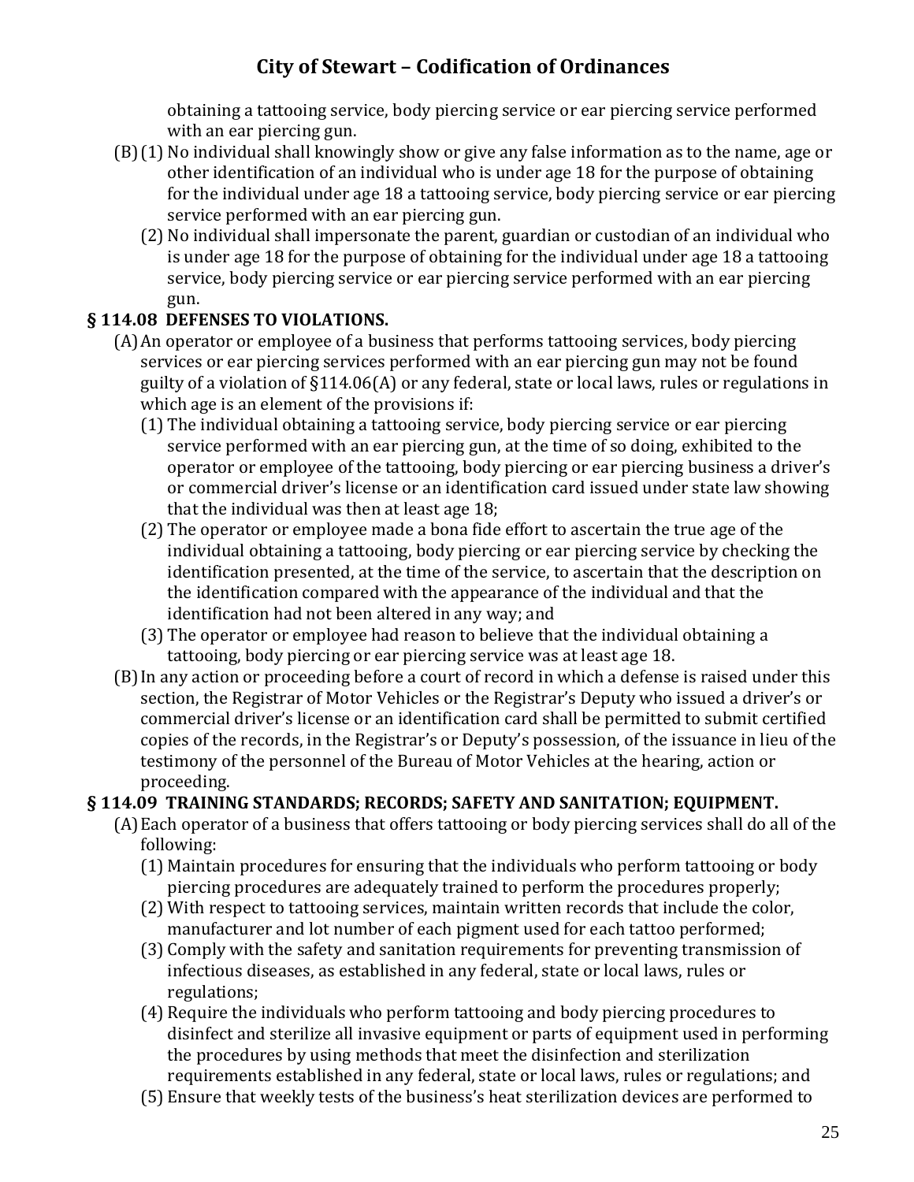obtaining a tattooing service, body piercing service or ear piercing service performed with an ear piercing gun.

(B) (1) No individual shall knowingly show or give any false information as to the name, age or other identification of an individual who is under age 18 for the purpose of obtaining for the individual under age 18 a tattooing service, body piercing service or ear piercing service performed with an ear piercing gun.

(2) No individual shall impersonate the parent, guardian or custodian of an individual who is under age 18 for the purpose of obtaining for the individual under age 18 a tattooing service, body piercing service or ear piercing service performed with an ear piercing gun.

**§ 114.08 DEFENSES TO VIOLATIONS.**

(A) An operator or employee of a business that performs tattooing services, body piercing services or ear piercing services performed with an ear piercing gun may not be found guilty of a violation of §114.06(A) or any federal, state or local laws, rules or regulations in which age is an element of the provisions if:

(1) The individual obtaining a tattooing service, body piercing service or ear piercing service performed with an ear piercing gun, at the time of so doing, exhibited to the operator or employee of the tattooing, body piercing or ear piercing business a driver's or commercial driver's license or an identification card issued under state law showing that the individual was then at least age 18;

(2) The operator or employee made a bona fide effort to ascertain the true age of the individual obtaining a tattooing, body piercing or ear piercing service by checking the identification presented, at the time of the service, to ascertain that the description on the identification compared with the appearance of the individual and that the identification had not been altered in any way; and

(3) The operator or employee had reason to believe that the individual obtaining a tattooing, body piercing or ear piercing service was at least age 18.

(B) In any action or proceeding before a court of record in which a defense is raised under this section, the Registrar of Motor Vehicles or the Registrar's Deputy who issued a driver's or commercial driver's license or an identification card shall be permitted to submit certified copies of the records, in the Registrar's or Deputy's possession, of the issuance in lieu of the testimony of the personnel of the Bureau of Motor Vehicles at the hearing, action or proceeding.

**§ 114.09 TRAINING STANDARDS; RECORDS; SAFETY AND SANITATION; EQUIPMENT.**

(A) Each operator of a business that offers tattooing or body piercing services shall do all of the following:

(1) Maintain procedures for ensuring that the individuals who perform tattooing or body piercing procedures are adequately trained to perform the procedures properly;

(2) With respect to tattooing services, maintain written records that include the color, manufacturer and lot number of each pigment used for each tattoo performed;

(3) Comply with the safety and sanitation requirements for preventing transmission of infectious diseases, as established in any federal, state or local laws, rules or regulations;

(4) Require the individuals who perform tattooing and body piercing procedures to disinfect and sterilize all invasive equipment or parts of equipment used in performing the procedures by using methods that meet the disinfection and sterilization requirements established in any federal, state or local laws, rules or regulations; and

(5) Ensure that weekly tests of the business's heat sterilization devices are performed to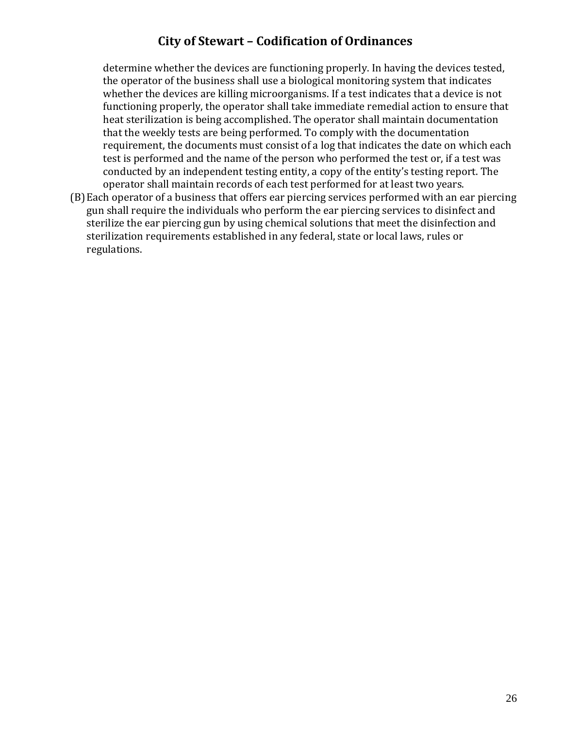determine whether the devices are functioning properly. In having the devices tested, the operator of the business shall use a biological monitoring system that indicates whether the devices are killing microorganisms. If a test indicates that a device is not functioning properly, the operator shall take immediate remedial action to ensure that heat sterilization is being accomplished. The operator shall maintain documentation that the weekly tests are being performed. To comply with the documentation requirement, the documents must consist of a log that indicates the date on which each test is performed and the name of the person who performed the test or, if a test was conducted by an independent testing entity, a copy of the entity's testing report. The operator shall maintain records of each test performed for at least two years.

(B) Each operator of a business that offers ear piercing services performed with an ear piercing gun shall require the individuals who perform the ear piercing services to disinfect and sterilize the ear piercing gun by using chemical solutions that meet the disinfection and sterilization requirements established in any federal, state or local laws, rules or regulations.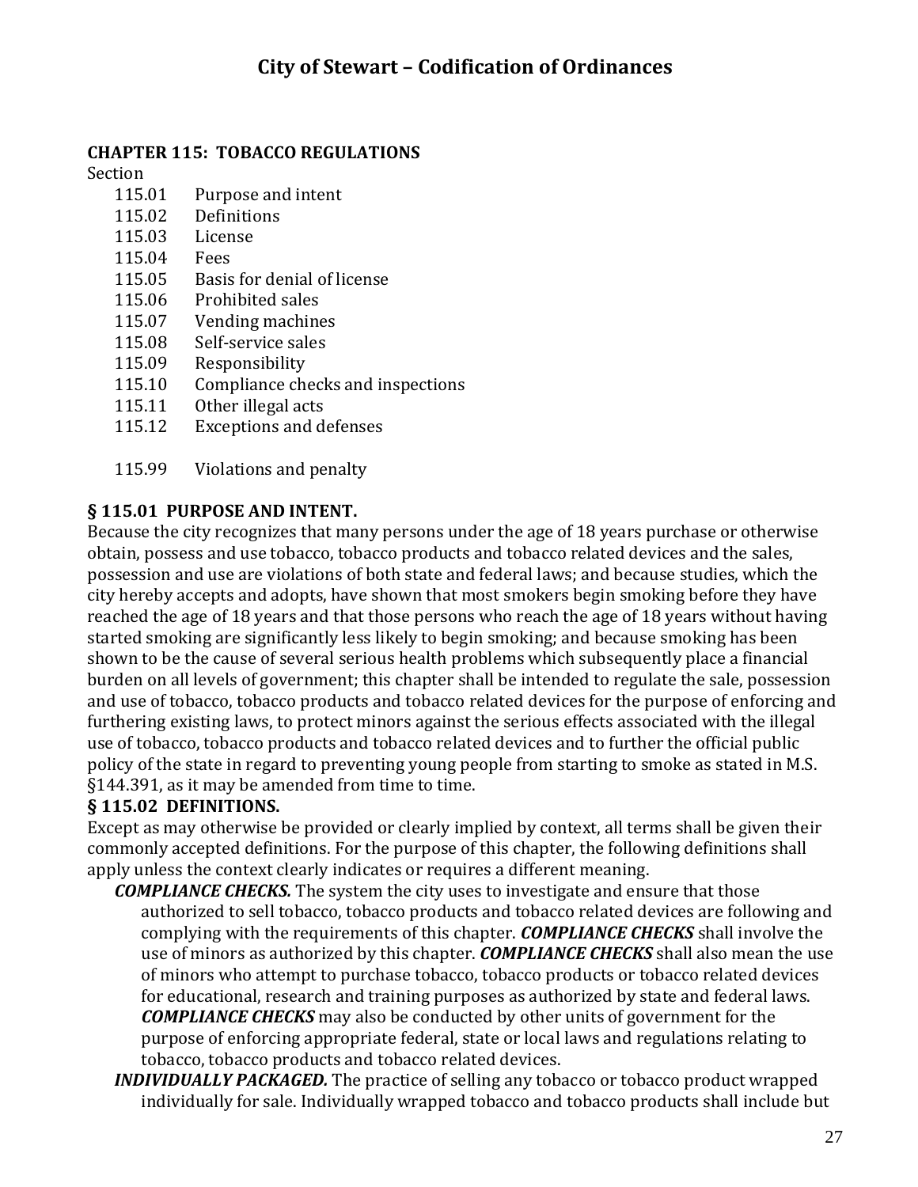# City of Stewart – Codification of Ordinances

## CHAPTER 115: TOBACCO REGULATIONS

Section

- 115.01 Purpose and intent
- 115.02 Definitions
- 115.03 License
- 115.04 Fees
- 115.05 Basis for denial of license
- 115.06 Prohibited sales
- 115.07 Vending machines
- 115.08 Self-service sales
- 115.09 Responsibility
- 115.10 Compliance checks and inspections
- 115.11 Other illegal acts
- 115.12 Exceptions and defenses

- 115.99 Violations and penalty

### § 115.01 PURPOSE AND INTENT.

Because the city recognizes that many persons under the age of 18 years purchase or otherwise obtain, possess and use tobacco, tobacco products and tobacco related devices and the sales, possession and use are violations of both state and federal laws; and because studies, which the city hereby accepts and adopts, have shown that most smokers begin smoking before they have reached the age of 18 years and that those persons who reach the age of 18 years without having started smoking are significantly less likely to begin smoking; and because smoking has been shown to be the cause of several serious health problems which subsequently place a financial burden on all levels of government; this chapter shall be intended to regulate the sale, possession and use of tobacco, tobacco products and tobacco related devices for the purpose of enforcing and furthering existing laws, to protect minors against the serious effects associated with the illegal use of tobacco, tobacco products and tobacco related devices and to further the official public policy of the state in regard to preventing young people from starting to smoke as stated in M.S. §144.391, as it may be amended from time to time.

### § 115.02 DEFINITIONS.

Except as may otherwise be provided or clearly implied by context, all terms shall be given their commonly accepted definitions. For the purpose of this chapter, the following definitions shall apply unless the context clearly indicates or requires a different meaning.

***COMPLIANCE CHECKS.*** The system the city uses to investigate and ensure that those authorized to sell tobacco, tobacco products and tobacco related devices are following and complying with the requirements of this chapter. ***COMPLIANCE CHECKS*** shall involve the use of minors as authorized by this chapter. ***COMPLIANCE CHECKS*** shall also mean the use of minors who attempt to purchase tobacco, tobacco products or tobacco related devices for educational, research and training purposes as authorized by state and federal laws. ***COMPLIANCE CHECKS*** may also be conducted by other units of government for the purpose of enforcing appropriate federal, state or local laws and regulations relating to tobacco, tobacco products and tobacco related devices.

***INDIVIDUALLY PACKAGED.*** The practice of selling any tobacco or tobacco product wrapped individually for sale. Individually wrapped tobacco and tobacco products shall include but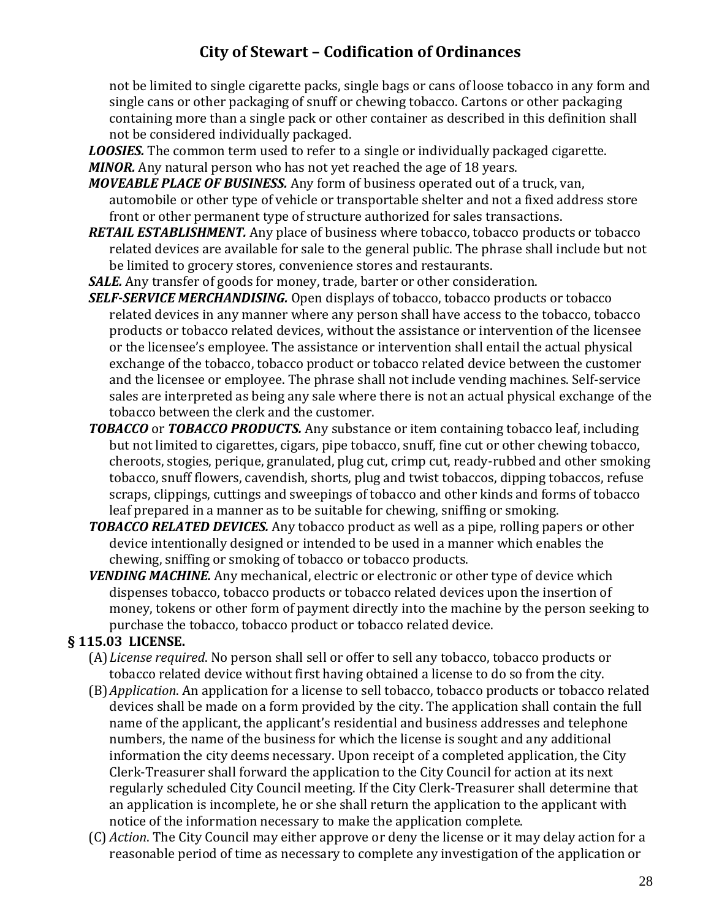not be limited to single cigarette packs, single bags or cans of loose tobacco in any form and single cans or other packaging of snuff or chewing tobacco. Cartons or other packaging containing more than a single pack or other container as described in this definition shall not be considered individually packaged.

***LOOSIES.*** The common term used to refer to a single or individually packaged cigarette.

***MINOR.*** Any natural person who has not yet reached the age of 18 years.

***MOVEABLE PLACE OF BUSINESS.*** Any form of business operated out of a truck, van, automobile or other type of vehicle or transportable shelter and not a fixed address store front or other permanent type of structure authorized for sales transactions.

***RETAIL ESTABLISHMENT.*** Any place of business where tobacco, tobacco products or tobacco related devices are available for sale to the general public. The phrase shall include but not be limited to grocery stores, convenience stores and restaurants.

***SALE.*** Any transfer of goods for money, trade, barter or other consideration.

***SELF-SERVICE MERCHANDISING.*** Open displays of tobacco, tobacco products or tobacco related devices in any manner where any person shall have access to the tobacco, tobacco products or tobacco related devices, without the assistance or intervention of the licensee or the licensee's employee. The assistance or intervention shall entail the actual physical exchange of the tobacco, tobacco product or tobacco related device between the customer and the licensee or employee. The phrase shall not include vending machines. Self-service sales are interpreted as being any sale where there is not an actual physical exchange of the tobacco between the clerk and the customer.

***TOBACCO*** or ***TOBACCO PRODUCTS.*** Any substance or item containing tobacco leaf, including but not limited to cigarettes, cigars, pipe tobacco, snuff, fine cut or other chewing tobacco, cheroots, stogies, perique, granulated, plug cut, crimp cut, ready-rubbed and other smoking tobacco, snuff flowers, cavendish, shorts, plug and twist tobaccos, dipping tobaccos, refuse scraps, clippings, cuttings and sweepings of tobacco and other kinds and forms of tobacco leaf prepared in a manner as to be suitable for chewing, sniffing or smoking.

***TOBACCO RELATED DEVICES.*** Any tobacco product as well as a pipe, rolling papers or other device intentionally designed or intended to be used in a manner which enables the chewing, sniffing or smoking of tobacco or tobacco products.

***VENDING MACHINE.*** Any mechanical, electric or electronic or other type of device which dispenses tobacco, tobacco products or tobacco related devices upon the insertion of money, tokens or other form of payment directly into the machine by the person seeking to purchase the tobacco, tobacco product or tobacco related device.

### § 115.03 LICENSE.

(A) *License required.* No person shall sell or offer to sell any tobacco, tobacco products or tobacco related device without first having obtained a license to do so from the city.

(B) *Application*. An application for a license to sell tobacco, tobacco products or tobacco related devices shall be made on a form provided by the city. The application shall contain the full name of the applicant, the applicant's residential and business addresses and telephone numbers, the name of the business for which the license is sought and any additional information the city deems necessary. Upon receipt of a completed application, the City Clerk-Treasurer shall forward the application to the City Council for action at its next regularly scheduled City Council meeting. If the City Clerk-Treasurer shall determine that an application is incomplete, he or she shall return the application to the applicant with notice of the information necessary to make the application complete.

(C) *Action*. The City Council may either approve or deny the license or it may delay action for a reasonable period of time as necessary to complete any investigation of the application or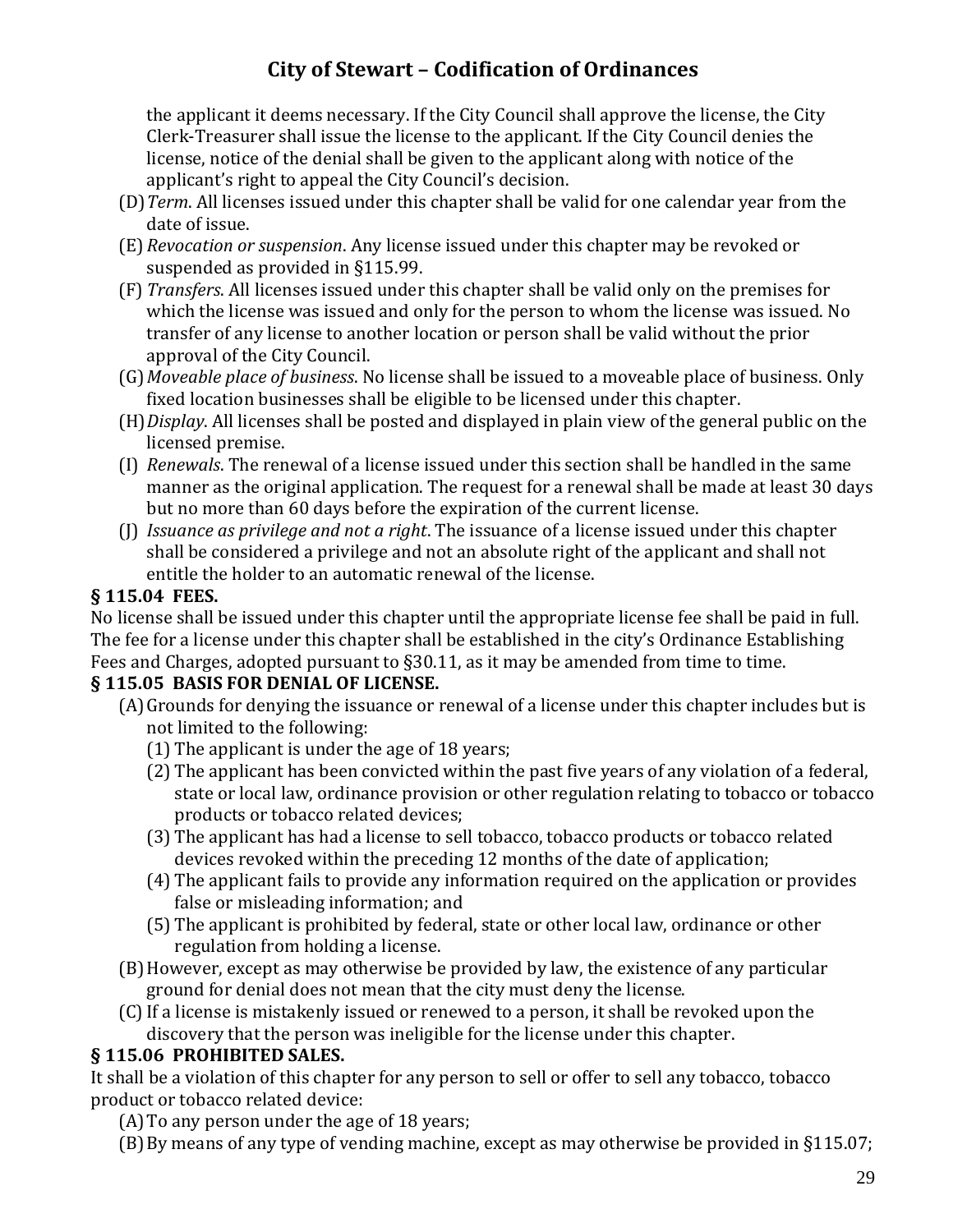the applicant it deems necessary. If the City Council shall approve the license, the City Clerk-Treasurer shall issue the license to the applicant. If the City Council denies the license, notice of the denial shall be given to the applicant along with notice of the applicant's right to appeal the City Council's decision.

(D) *Term*. All licenses issued under this chapter shall be valid for one calendar year from the date of issue.

(E) *Revocation or suspension*. Any license issued under this chapter may be revoked or suspended as provided in §115.99.

(F) *Transfers*. All licenses issued under this chapter shall be valid only on the premises for which the license was issued and only for the person to whom the license was issued. No transfer of any license to another location or person shall be valid without the prior approval of the City Council.

(G) *Moveable place of business*. No license shall be issued to a moveable place of business. Only fixed location businesses shall be eligible to be licensed under this chapter.

(H) *Display*. All licenses shall be posted and displayed in plain view of the general public on the licensed premise.

(I) *Renewals*. The renewal of a license issued under this section shall be handled in the same manner as the original application. The request for a renewal shall be made at least 30 days but no more than 60 days before the expiration of the current license.

(J) *Issuance as privilege and not a right*. The issuance of a license issued under this chapter shall be considered a privilege and not an absolute right of the applicant and shall not entitle the holder to an automatic renewal of the license.

**§ 115.04 FEES.**

No license shall be issued under this chapter until the appropriate license fee shall be paid in full. The fee for a license under this chapter shall be established in the city's Ordinance Establishing Fees and Charges, adopted pursuant to §30.11, as it may be amended from time to time.

**§ 115.05 BASIS FOR DENIAL OF LICENSE.**

(A) Grounds for denying the issuance or renewal of a license under this chapter includes but is not limited to the following:

  (1) The applicant is under the age of 18 years;

  (2) The applicant has been convicted within the past five years of any violation of a federal, state or local law, ordinance provision or other regulation relating to tobacco or tobacco products or tobacco related devices;

  (3) The applicant has had a license to sell tobacco, tobacco products or tobacco related devices revoked within the preceding 12 months of the date of application;

  (4) The applicant fails to provide any information required on the application or provides false or misleading information; and

  (5) The applicant is prohibited by federal, state or other local law, ordinance or other regulation from holding a license.

(B) However, except as may otherwise be provided by law, the existence of any particular ground for denial does not mean that the city must deny the license.

(C) If a license is mistakenly issued or renewed to a person, it shall be revoked upon the discovery that the person was ineligible for the license under this chapter.

**§ 115.06 PROHIBITED SALES.**

It shall be a violation of this chapter for any person to sell or offer to sell any tobacco, tobacco product or tobacco related device:

(A) To any person under the age of 18 years;

(B) By means of any type of vending machine, except as may otherwise be provided in §115.07;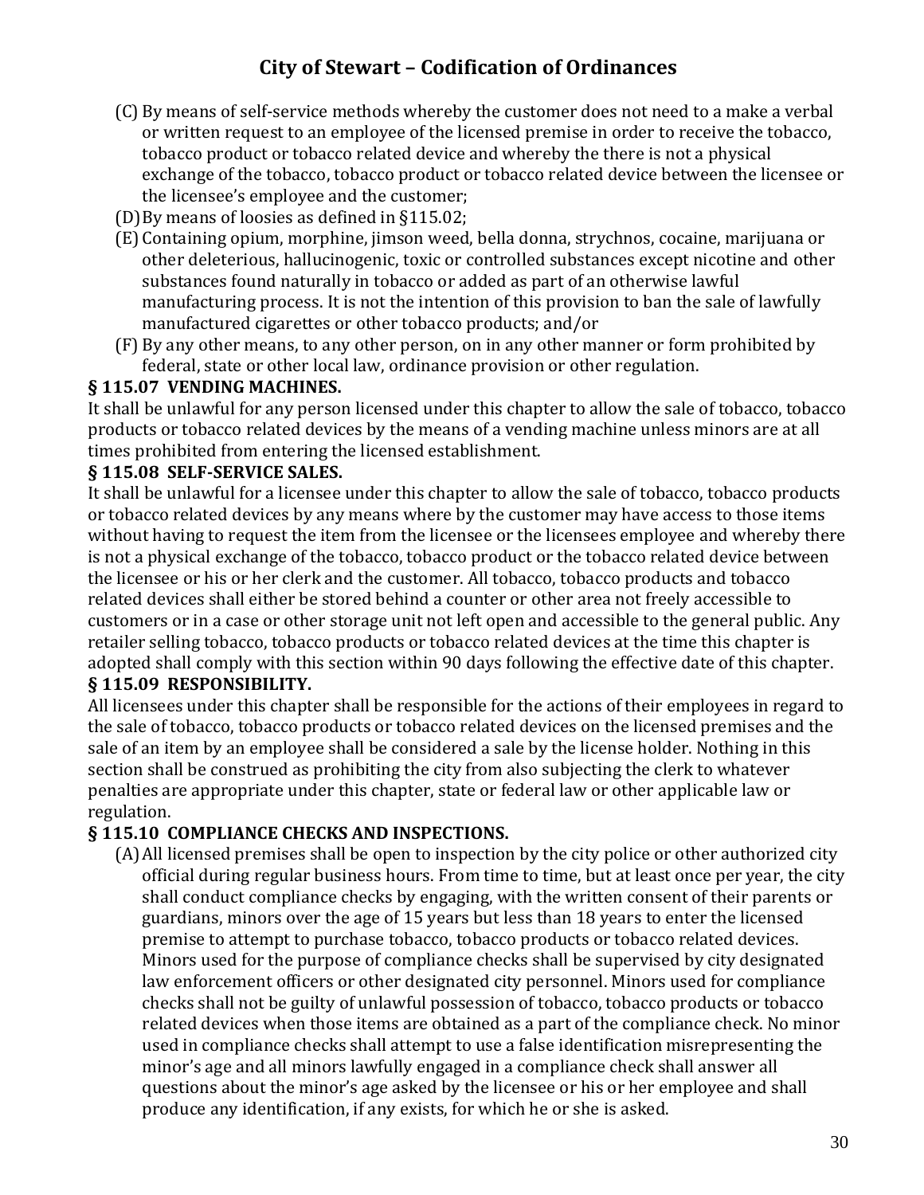(C) By means of self-service methods whereby the customer does not need to a make a verbal or written request to an employee of the licensed premise in order to receive the tobacco, tobacco product or tobacco related device and whereby the there is not a physical exchange of the tobacco, tobacco product or tobacco related device between the licensee or the licensee's employee and the customer;

(D) By means of loosies as defined in §115.02;

(E) Containing opium, morphine, jimson weed, bella donna, strychnos, cocaine, marijuana or other deleterious, hallucinogenic, toxic or controlled substances except nicotine and other substances found naturally in tobacco or added as part of an otherwise lawful manufacturing process. It is not the intention of this provision to ban the sale of lawfully manufactured cigarettes or other tobacco products; and/or

(F) By any other means, to any other person, on in any other manner or form prohibited by federal, state or other local law, ordinance provision or other regulation.

**§ 115.07 VENDING MACHINES.**

It shall be unlawful for any person licensed under this chapter to allow the sale of tobacco, tobacco products or tobacco related devices by the means of a vending machine unless minors are at all times prohibited from entering the licensed establishment.

**§ 115.08 SELF-SERVICE SALES.**

It shall be unlawful for a licensee under this chapter to allow the sale of tobacco, tobacco products or tobacco related devices by any means where by the customer may have access to those items without having to request the item from the licensee or the licensees employee and whereby there is not a physical exchange of the tobacco, tobacco product or the tobacco related device between the licensee or his or her clerk and the customer. All tobacco, tobacco products and tobacco related devices shall either be stored behind a counter or other area not freely accessible to customers or in a case or other storage unit not left open and accessible to the general public. Any retailer selling tobacco, tobacco products or tobacco related devices at the time this chapter is adopted shall comply with this section within 90 days following the effective date of this chapter.

**§ 115.09 RESPONSIBILITY.**

All licensees under this chapter shall be responsible for the actions of their employees in regard to the sale of tobacco, tobacco products or tobacco related devices on the licensed premises and the sale of an item by an employee shall be considered a sale by the license holder. Nothing in this section shall be construed as prohibiting the city from also subjecting the clerk to whatever penalties are appropriate under this chapter, state or federal law or other applicable law or regulation.

**§ 115.10 COMPLIANCE CHECKS AND INSPECTIONS.**

(A) All licensed premises shall be open to inspection by the city police or other authorized city official during regular business hours. From time to time, but at least once per year, the city shall conduct compliance checks by engaging, with the written consent of their parents or guardians, minors over the age of 15 years but less than 18 years to enter the licensed premise to attempt to purchase tobacco, tobacco products or tobacco related devices. Minors used for the purpose of compliance checks shall be supervised by city designated law enforcement officers or other designated city personnel. Minors used for compliance checks shall not be guilty of unlawful possession of tobacco, tobacco products or tobacco related devices when those items are obtained as a part of the compliance check. No minor used in compliance checks shall attempt to use a false identification misrepresenting the minor's age and all minors lawfully engaged in a compliance check shall answer all questions about the minor's age asked by the licensee or his or her employee and shall produce any identification, if any exists, for which he or she is asked.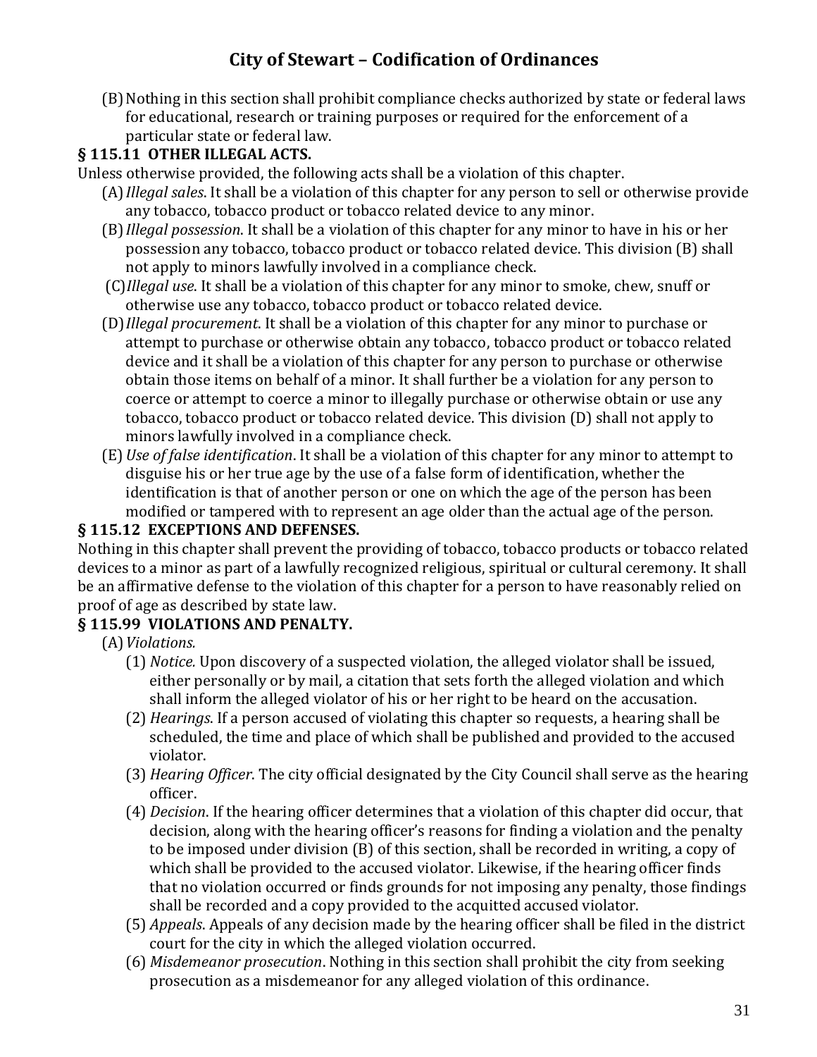(B) Nothing in this section shall prohibit compliance checks authorized by state or federal laws for educational, research or training purposes or required for the enforcement of a particular state or federal law.

### § 115.11 OTHER ILLEGAL ACTS.

Unless otherwise provided, the following acts shall be a violation of this chapter.

(A) *Illegal sales*. It shall be a violation of this chapter for any person to sell or otherwise provide any tobacco, tobacco product or tobacco related device to any minor.

(B) *Illegal possession*. It shall be a violation of this chapter for any minor to have in his or her possession any tobacco, tobacco product or tobacco related device. This division (B) shall not apply to minors lawfully involved in a compliance check.

(C) *Illegal use*. It shall be a violation of this chapter for any minor to smoke, chew, snuff or otherwise use any tobacco, tobacco product or tobacco related device.

(D) *Illegal procurement*. It shall be a violation of this chapter for any minor to purchase or attempt to purchase or otherwise obtain any tobacco, tobacco product or tobacco related device and it shall be a violation of this chapter for any person to purchase or otherwise obtain those items on behalf of a minor. It shall further be a violation for any person to coerce or attempt to coerce a minor to illegally purchase or otherwise obtain or use any tobacco, tobacco product or tobacco related device. This division (D) shall not apply to minors lawfully involved in a compliance check.

(E) *Use of false identification*. It shall be a violation of this chapter for any minor to attempt to disguise his or her true age by the use of a false form of identification, whether the identification is that of another person or one on which the age of the person has been modified or tampered with to represent an age older than the actual age of the person.

### § 115.12 EXCEPTIONS AND DEFENSES.

Nothing in this chapter shall prevent the providing of tobacco, tobacco products or tobacco related devices to a minor as part of a lawfully recognized religious, spiritual or cultural ceremony. It shall be an affirmative defense to the violation of this chapter for a person to have reasonably relied on proof of age as described by state law.

### § 115.99 VIOLATIONS AND PENALTY.

(A) *Violations.*

(1) *Notice.* Upon discovery of a suspected violation, the alleged violator shall be issued, either personally or by mail, a citation that sets forth the alleged violation and which shall inform the alleged violator of his or her right to be heard on the accusation.

(2) *Hearings*. If a person accused of violating this chapter so requests, a hearing shall be scheduled, the time and place of which shall be published and provided to the accused violator.

(3) *Hearing Officer*. The city official designated by the City Council shall serve as the hearing officer.

(4) *Decision*. If the hearing officer determines that a violation of this chapter did occur, that decision, along with the hearing officer's reasons for finding a violation and the penalty to be imposed under division (B) of this section, shall be recorded in writing, a copy of which shall be provided to the accused violator. Likewise, if the hearing officer finds that no violation occurred or finds grounds for not imposing any penalty, those findings shall be recorded and a copy provided to the acquitted accused violator.

(5) *Appeals*. Appeals of any decision made by the hearing officer shall be filed in the district court for the city in which the alleged violation occurred.

(6) *Misdemeanor prosecution*. Nothing in this section shall prohibit the city from seeking prosecution as a misdemeanor for any alleged violation of this ordinance.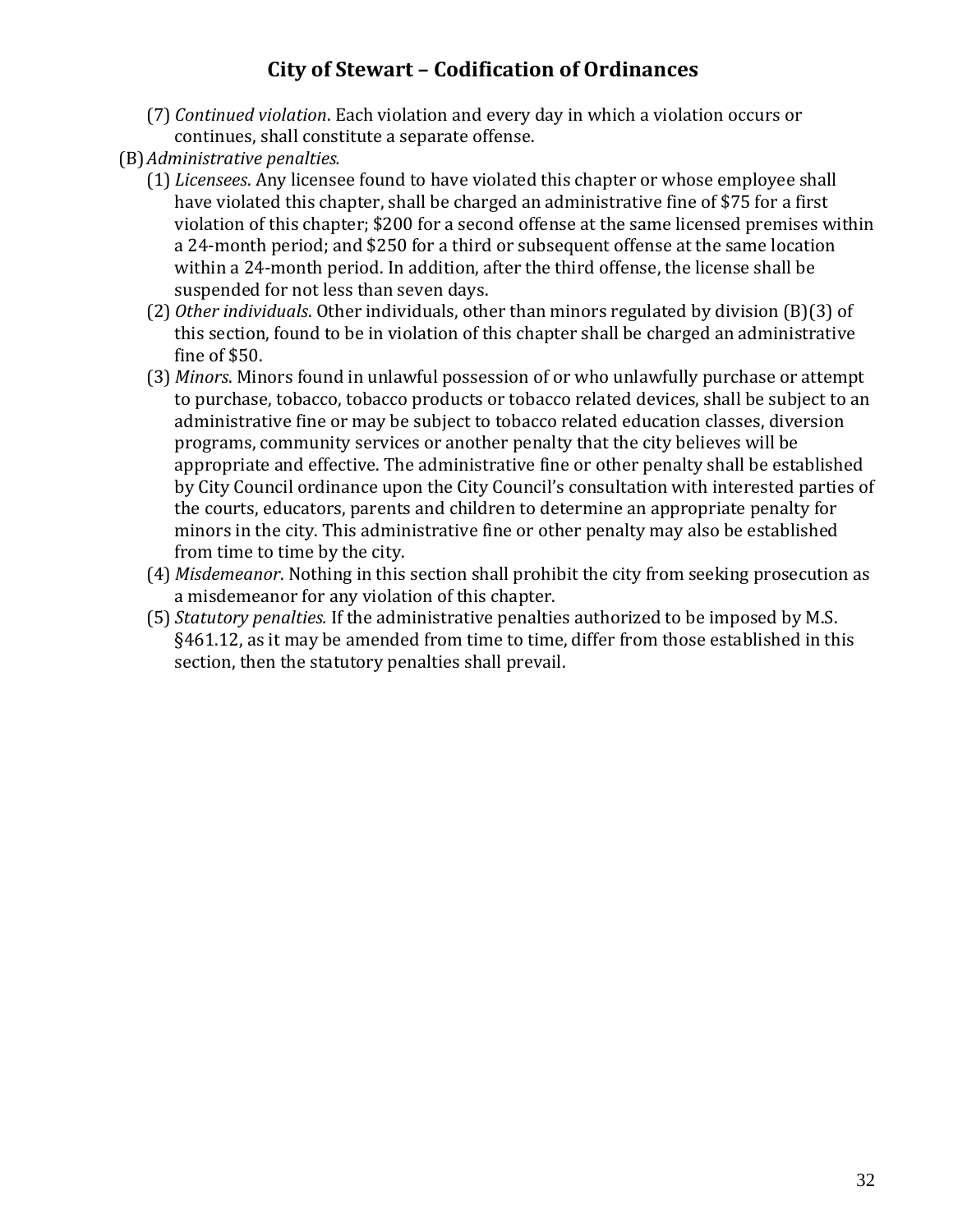(7) *Continued violation*. Each violation and every day in which a violation occurs or continues, shall constitute a separate offense.

(B) *Administrative penalties.*

(1) *Licensees*. Any licensee found to have violated this chapter or whose employee shall have violated this chapter, shall be charged an administrative fine of $75 for a first violation of this chapter; $200 for a second offense at the same licensed premises within a 24-month period; and $250 for a third or subsequent offense at the same location within a 24-month period. In addition, after the third offense, the license shall be suspended for not less than seven days.

(2) *Other individuals*. Other individuals, other than minors regulated by division (B)(3) of this section, found to be in violation of this chapter shall be charged an administrative fine of $50.

(3) *Minors*. Minors found in unlawful possession of or who unlawfully purchase or attempt to purchase, tobacco, tobacco products or tobacco related devices, shall be subject to an administrative fine or may be subject to tobacco related education classes, diversion programs, community services or another penalty that the city believes will be appropriate and effective. The administrative fine or other penalty shall be established by City Council ordinance upon the City Council's consultation with interested parties of the courts, educators, parents and children to determine an appropriate penalty for minors in the city. This administrative fine or other penalty may also be established from time to time by the city.

(4) *Misdemeanor*. Nothing in this section shall prohibit the city from seeking prosecution as a misdemeanor for any violation of this chapter.

(5) *Statutory penalties.* If the administrative penalties authorized to be imposed by M.S. §461.12, as it may be amended from time to time, differ from those established in this section, then the statutory penalties shall prevail.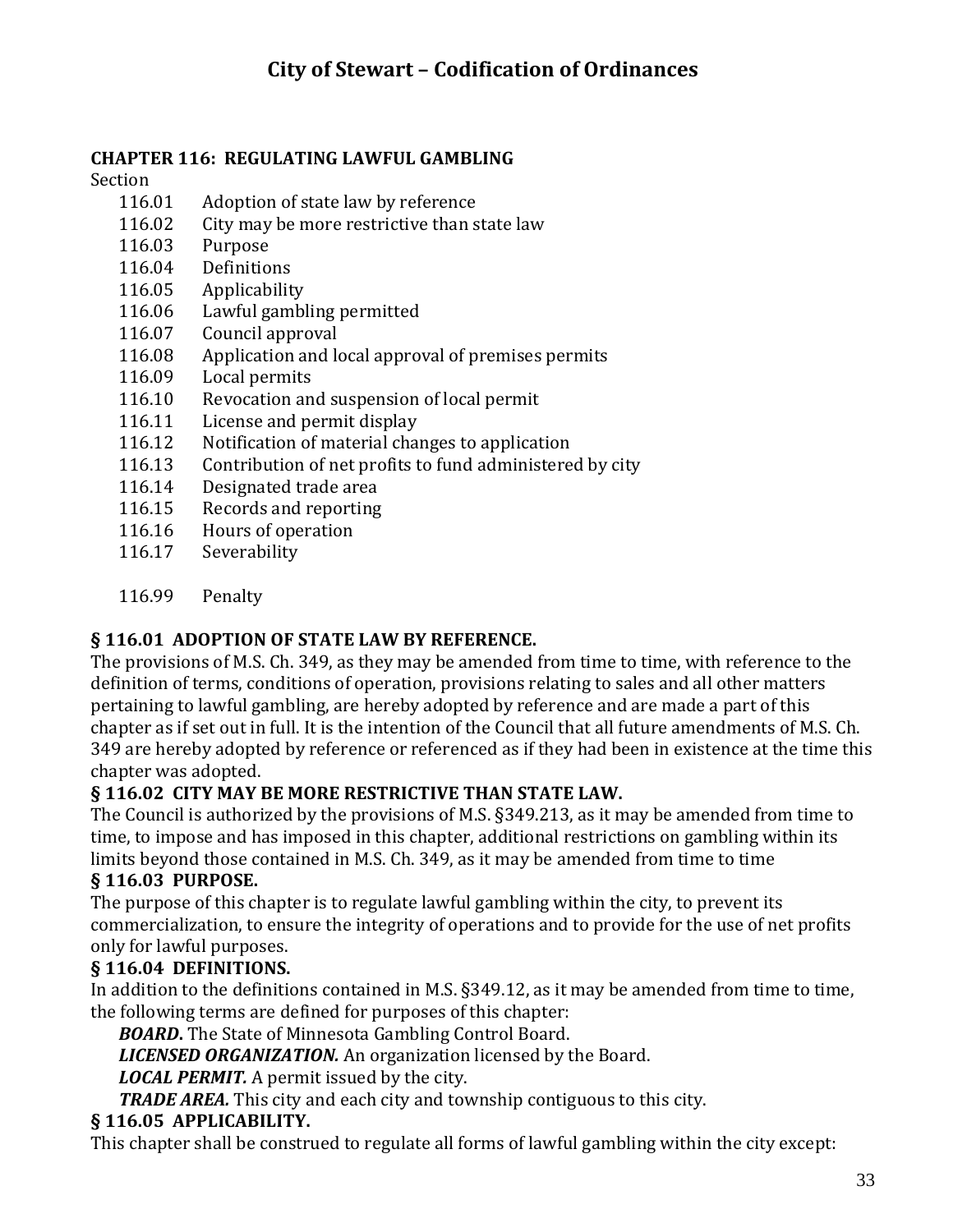# City of Stewart – Codification of Ordinances

## CHAPTER 116: REGULATING LAWFUL GAMBLING

Section

116.01 Adoption of state law by reference
116.02 City may be more restrictive than state law
116.03 Purpose
116.04 Definitions
116.05 Applicability
116.06 Lawful gambling permitted
116.07 Council approval
116.08 Application and local approval of premises permits
116.09 Local permits
116.10 Revocation and suspension of local permit
116.11 License and permit display
116.12 Notification of material changes to application
116.13 Contribution of net profits to fund administered by city
116.14 Designated trade area
116.15 Records and reporting
116.16 Hours of operation
116.17 Severability

116.99 Penalty

### § 116.01 ADOPTION OF STATE LAW BY REFERENCE.

The provisions of M.S. Ch. 349, as they may be amended from time to time, with reference to the definition of terms, conditions of operation, provisions relating to sales and all other matters pertaining to lawful gambling, are hereby adopted by reference and are made a part of this chapter as if set out in full. It is the intention of the Council that all future amendments of M.S. Ch. 349 are hereby adopted by reference or referenced as if they had been in existence at the time this chapter was adopted.

### § 116.02 CITY MAY BE MORE RESTRICTIVE THAN STATE LAW.

The Council is authorized by the provisions of M.S. §349.213, as it may be amended from time to time, to impose and has imposed in this chapter, additional restrictions on gambling within its limits beyond those contained in M.S. Ch. 349, as it may be amended from time to time

### § 116.03 PURPOSE.

The purpose of this chapter is to regulate lawful gambling within the city, to prevent its commercialization, to ensure the integrity of operations and to provide for the use of net profits only for lawful purposes.

### § 116.04 DEFINITIONS.

In addition to the definitions contained in M.S. §349.12, as it may be amended from time to time, the following terms are defined for purposes of this chapter:

***BOARD*.** The State of Minnesota Gambling Control Board.

***LICENSED ORGANIZATION.*** An organization licensed by the Board.

***LOCAL PERMIT.*** A permit issued by the city.

***TRADE AREA.*** This city and each city and township contiguous to this city.

### § 116.05 APPLICABILITY.

This chapter shall be construed to regulate all forms of lawful gambling within the city except: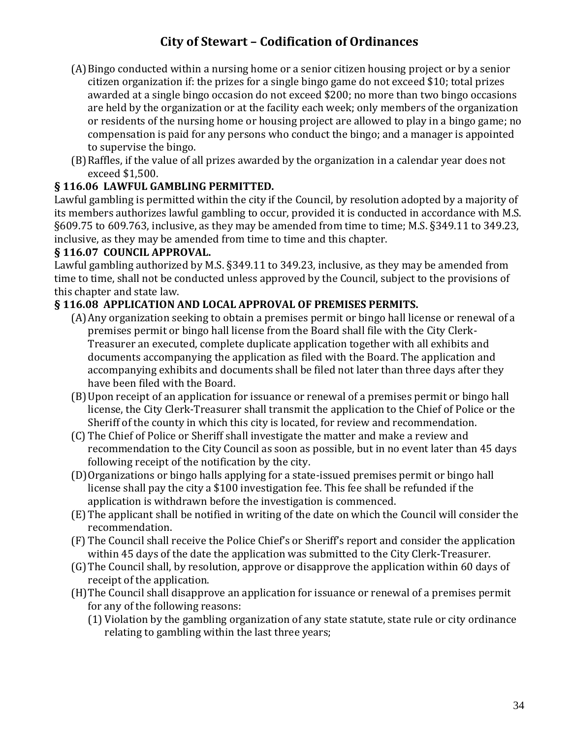(A) Bingo conducted within a nursing home or a senior citizen housing project or by a senior citizen organization if: the prizes for a single bingo game do not exceed $10; total prizes awarded at a single bingo occasion do not exceed $200; no more than two bingo occasions are held by the organization or at the facility each week; only members of the organization or residents of the nursing home or housing project are allowed to play in a bingo game; no compensation is paid for any persons who conduct the bingo; and a manager is appointed to supervise the bingo.

(B) Raffles, if the value of all prizes awarded by the organization in a calendar year does not exceed $1,500.

**§ 116.06 LAWFUL GAMBLING PERMITTED.**

Lawful gambling is permitted within the city if the Council, by resolution adopted by a majority of its members authorizes lawful gambling to occur, provided it is conducted in accordance with M.S. §609.75 to 609.763, inclusive, as they may be amended from time to time; M.S. §349.11 to 349.23, inclusive, as they may be amended from time to time and this chapter.

**§ 116.07 COUNCIL APPROVAL.**

Lawful gambling authorized by M.S. §349.11 to 349.23, inclusive, as they may be amended from time to time, shall not be conducted unless approved by the Council, subject to the provisions of this chapter and state law.

**§ 116.08 APPLICATION AND LOCAL APPROVAL OF PREMISES PERMITS.**

(A) Any organization seeking to obtain a premises permit or bingo hall license or renewal of a premises permit or bingo hall license from the Board shall file with the City Clerk-Treasurer an executed, complete duplicate application together with all exhibits and documents accompanying the application as filed with the Board. The application and accompanying exhibits and documents shall be filed not later than three days after they have been filed with the Board.

(B) Upon receipt of an application for issuance or renewal of a premises permit or bingo hall license, the City Clerk-Treasurer shall transmit the application to the Chief of Police or the Sheriff of the county in which this city is located, for review and recommendation.

(C) The Chief of Police or Sheriff shall investigate the matter and make a review and recommendation to the City Council as soon as possible, but in no event later than 45 days following receipt of the notification by the city.

(D) Organizations or bingo halls applying for a state-issued premises permit or bingo hall license shall pay the city a $100 investigation fee. This fee shall be refunded if the application is withdrawn before the investigation is commenced.

(E) The applicant shall be notified in writing of the date on which the Council will consider the recommendation.

(F) The Council shall receive the Police Chief's or Sheriff's report and consider the application within 45 days of the date the application was submitted to the City Clerk-Treasurer.

(G) The Council shall, by resolution, approve or disapprove the application within 60 days of receipt of the application.

(H) The Council shall disapprove an application for issuance or renewal of a premises permit for any of the following reasons:

(1) Violation by the gambling organization of any state statute, state rule or city ordinance relating to gambling within the last three years;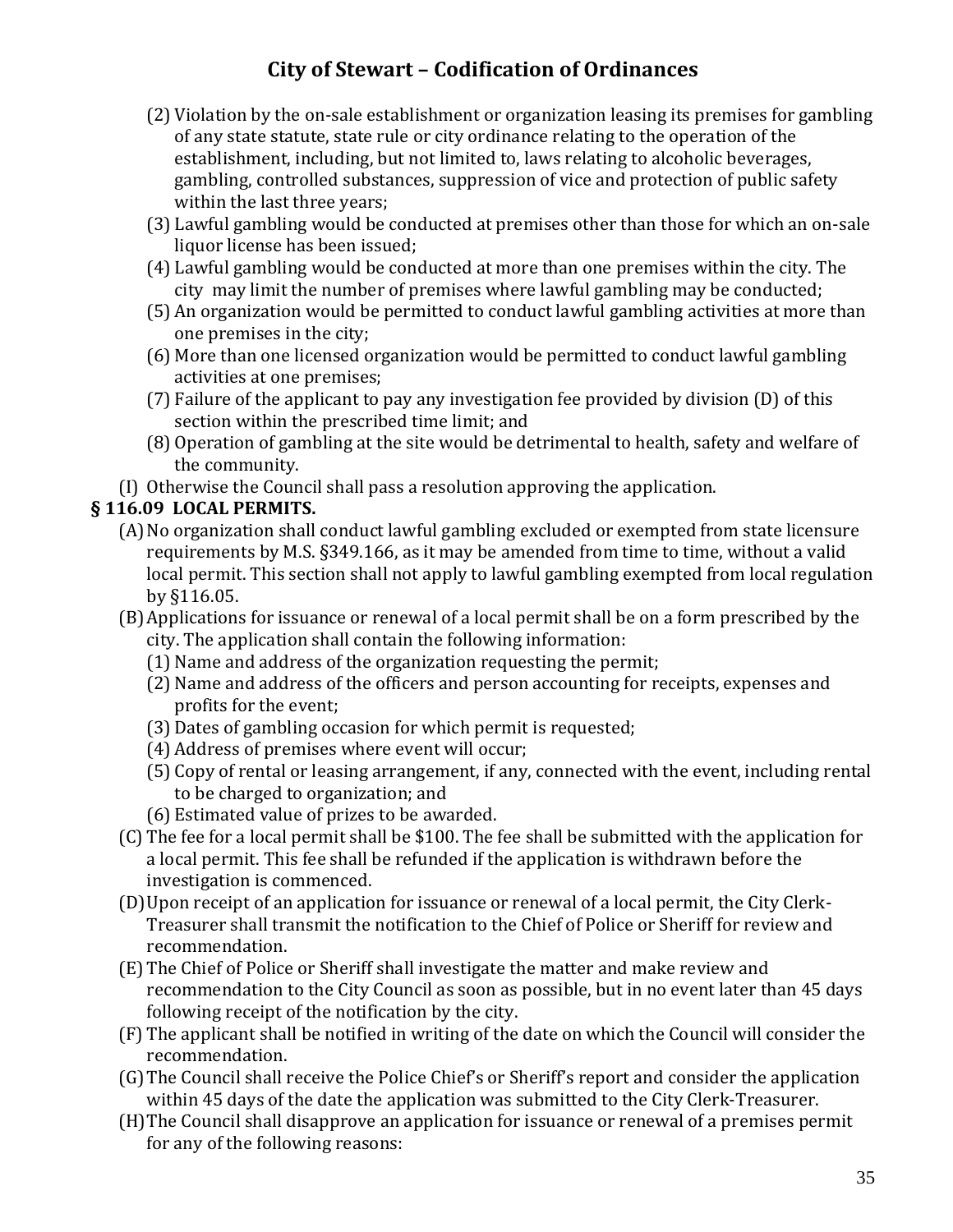(2) Violation by the on-sale establishment or organization leasing its premises for gambling of any state statute, state rule or city ordinance relating to the operation of the establishment, including, but not limited to, laws relating to alcoholic beverages, gambling, controlled substances, suppression of vice and protection of public safety within the last three years;

(3) Lawful gambling would be conducted at premises other than those for which an on-sale liquor license has been issued;

(4) Lawful gambling would be conducted at more than one premises within the city. The city may limit the number of premises where lawful gambling may be conducted;

(5) An organization would be permitted to conduct lawful gambling activities at more than one premises in the city;

(6) More than one licensed organization would be permitted to conduct lawful gambling activities at one premises;

(7) Failure of the applicant to pay any investigation fee provided by division (D) of this section within the prescribed time limit; and

(8) Operation of gambling at the site would be detrimental to health, safety and welfare of the community.

(I) Otherwise the Council shall pass a resolution approving the application.

**§ 116.09 LOCAL PERMITS.**

(A) No organization shall conduct lawful gambling excluded or exempted from state licensure requirements by M.S. §349.166, as it may be amended from time to time, without a valid local permit. This section shall not apply to lawful gambling exempted from local regulation by §116.05.

(B) Applications for issuance or renewal of a local permit shall be on a form prescribed by the city. The application shall contain the following information:

(1) Name and address of the organization requesting the permit;

(2) Name and address of the officers and person accounting for receipts, expenses and profits for the event;

(3) Dates of gambling occasion for which permit is requested;

(4) Address of premises where event will occur;

(5) Copy of rental or leasing arrangement, if any, connected with the event, including rental to be charged to organization; and

(6) Estimated value of prizes to be awarded.

(C) The fee for a local permit shall be $100. The fee shall be submitted with the application for a local permit. This fee shall be refunded if the application is withdrawn before the investigation is commenced.

(D) Upon receipt of an application for issuance or renewal of a local permit, the City Clerk-Treasurer shall transmit the notification to the Chief of Police or Sheriff for review and recommendation.

(E) The Chief of Police or Sheriff shall investigate the matter and make review and recommendation to the City Council as soon as possible, but in no event later than 45 days following receipt of the notification by the city.

(F) The applicant shall be notified in writing of the date on which the Council will consider the recommendation.

(G) The Council shall receive the Police Chief's or Sheriff's report and consider the application within 45 days of the date the application was submitted to the City Clerk-Treasurer.

(H) The Council shall disapprove an application for issuance or renewal of a premises permit for any of the following reasons: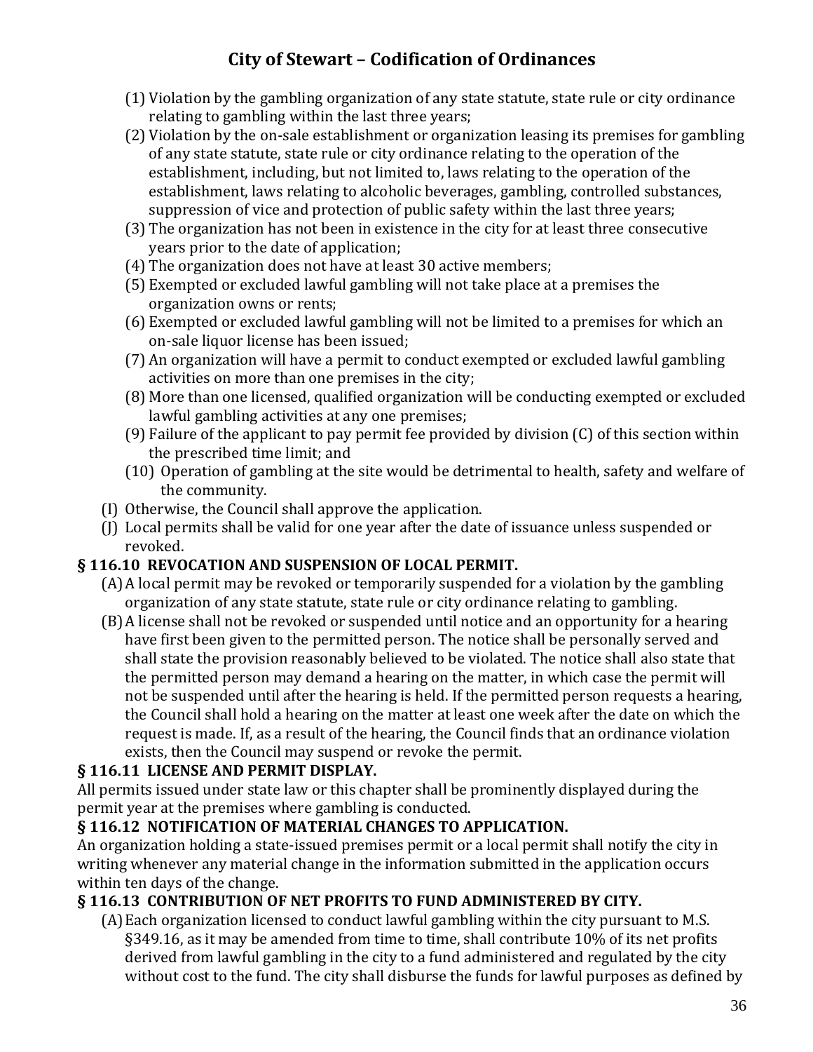(1) Violation by the gambling organization of any state statute, state rule or city ordinance relating to gambling within the last three years;

(2) Violation by the on-sale establishment or organization leasing its premises for gambling of any state statute, state rule or city ordinance relating to the operation of the establishment, including, but not limited to, laws relating to the operation of the establishment, laws relating to alcoholic beverages, gambling, controlled substances, suppression of vice and protection of public safety within the last three years;

(3) The organization has not been in existence in the city for at least three consecutive years prior to the date of application;

(4) The organization does not have at least 30 active members;

(5) Exempted or excluded lawful gambling will not take place at a premises the organization owns or rents;

(6) Exempted or excluded lawful gambling will not be limited to a premises for which an on-sale liquor license has been issued;

(7) An organization will have a permit to conduct exempted or excluded lawful gambling activities on more than one premises in the city;

(8) More than one licensed, qualified organization will be conducting exempted or excluded lawful gambling activities at any one premises;

(9) Failure of the applicant to pay permit fee provided by division (C) of this section within the prescribed time limit; and

(10) Operation of gambling at the site would be detrimental to health, safety and welfare of the community.

(I) Otherwise, the Council shall approve the application.

(J) Local permits shall be valid for one year after the date of issuance unless suspended or revoked.

**§ 116.10 REVOCATION AND SUSPENSION OF LOCAL PERMIT.**

(A) A local permit may be revoked or temporarily suspended for a violation by the gambling organization of any state statute, state rule or city ordinance relating to gambling.

(B) A license shall not be revoked or suspended until notice and an opportunity for a hearing have first been given to the permitted person. The notice shall be personally served and shall state the provision reasonably believed to be violated. The notice shall also state that the permitted person may demand a hearing on the matter, in which case the permit will not be suspended until after the hearing is held. If the permitted person requests a hearing, the Council shall hold a hearing on the matter at least one week after the date on which the request is made. If, as a result of the hearing, the Council finds that an ordinance violation exists, then the Council may suspend or revoke the permit.

**§ 116.11 LICENSE AND PERMIT DISPLAY.**

All permits issued under state law or this chapter shall be prominently displayed during the permit year at the premises where gambling is conducted.

**§ 116.12 NOTIFICATION OF MATERIAL CHANGES TO APPLICATION.**

An organization holding a state-issued premises permit or a local permit shall notify the city in writing whenever any material change in the information submitted in the application occurs within ten days of the change.

**§ 116.13 CONTRIBUTION OF NET PROFITS TO FUND ADMINISTERED BY CITY.**

(A) Each organization licensed to conduct lawful gambling within the city pursuant to M.S. §349.16, as it may be amended from time to time, shall contribute 10% of its net profits derived from lawful gambling in the city to a fund administered and regulated by the city without cost to the fund. The city shall disburse the funds for lawful purposes as defined by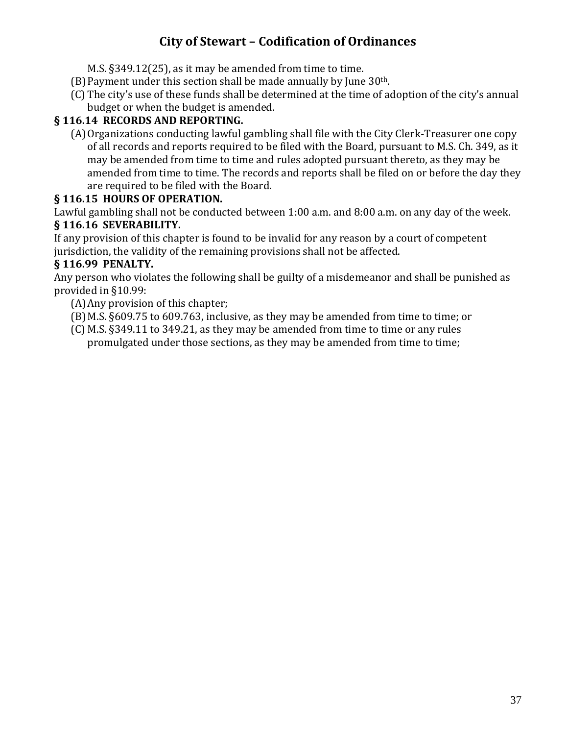M.S. §349.12(25), as it may be amended from time to time.

(B) Payment under this section shall be made annually by June 30th.

(C) The city's use of these funds shall be determined at the time of adoption of the city's annual budget or when the budget is amended.

**§ 116.14 RECORDS AND REPORTING.**

(A) Organizations conducting lawful gambling shall file with the City Clerk-Treasurer one copy of all records and reports required to be filed with the Board, pursuant to M.S. Ch. 349, as it may be amended from time to time and rules adopted pursuant thereto, as they may be amended from time to time. The records and reports shall be filed on or before the day they are required to be filed with the Board.

**§ 116.15 HOURS OF OPERATION.**

Lawful gambling shall not be conducted between 1:00 a.m. and 8:00 a.m. on any day of the week.

**§ 116.16 SEVERABILITY.**

If any provision of this chapter is found to be invalid for any reason by a court of competent jurisdiction, the validity of the remaining provisions shall not be affected.

**§ 116.99 PENALTY.**

Any person who violates the following shall be guilty of a misdemeanor and shall be punished as provided in §10.99:

(A) Any provision of this chapter;

(B) M.S. §609.75 to 609.763, inclusive, as they may be amended from time to time; or

(C) M.S. §349.11 to 349.21, as they may be amended from time to time or any rules promulgated under those sections, as they may be amended from time to time;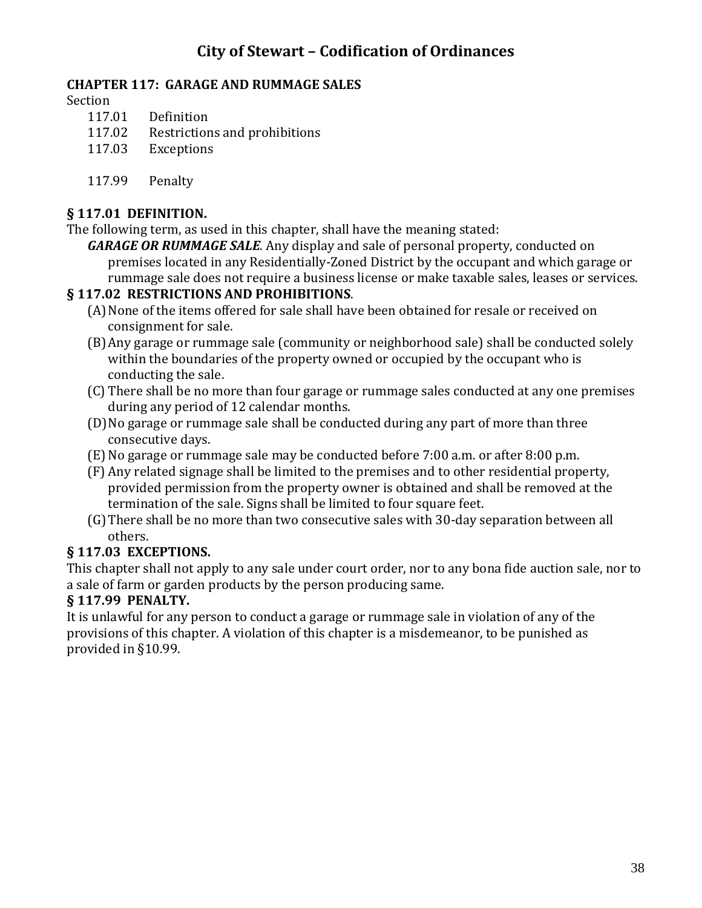# City of Stewart – Codification of Ordinances

**CHAPTER 117: GARAGE AND RUMMAGE SALES**

Section

117.01 Definition
117.02 Restrictions and prohibitions
117.03 Exceptions

117.99 Penalty

**§ 117.01 DEFINITION.**

The following term, as used in this chapter, shall have the meaning stated:

***GARAGE OR RUMMAGE SALE***. Any display and sale of personal property, conducted on premises located in any Residentially-Zoned District by the occupant and which garage or rummage sale does not require a business license or make taxable sales, leases or services.

**§ 117.02 RESTRICTIONS AND PROHIBITIONS**.

(A) None of the items offered for sale shall have been obtained for resale or received on consignment for sale.

(B) Any garage or rummage sale (community or neighborhood sale) shall be conducted solely within the boundaries of the property owned or occupied by the occupant who is conducting the sale.

(C) There shall be no more than four garage or rummage sales conducted at any one premises during any period of 12 calendar months.

(D) No garage or rummage sale shall be conducted during any part of more than three consecutive days.

(E) No garage or rummage sale may be conducted before 7:00 a.m. or after 8:00 p.m.

(F) Any related signage shall be limited to the premises and to other residential property, provided permission from the property owner is obtained and shall be removed at the termination of the sale. Signs shall be limited to four square feet.

(G) There shall be no more than two consecutive sales with 30-day separation between all others.

**§ 117.03 EXCEPTIONS.**

This chapter shall not apply to any sale under court order, nor to any bona fide auction sale, nor to a sale of farm or garden products by the person producing same.

**§ 117.99 PENALTY.**

It is unlawful for any person to conduct a garage or rummage sale in violation of any of the provisions of this chapter. A violation of this chapter is a misdemeanor, to be punished as provided in §10.99.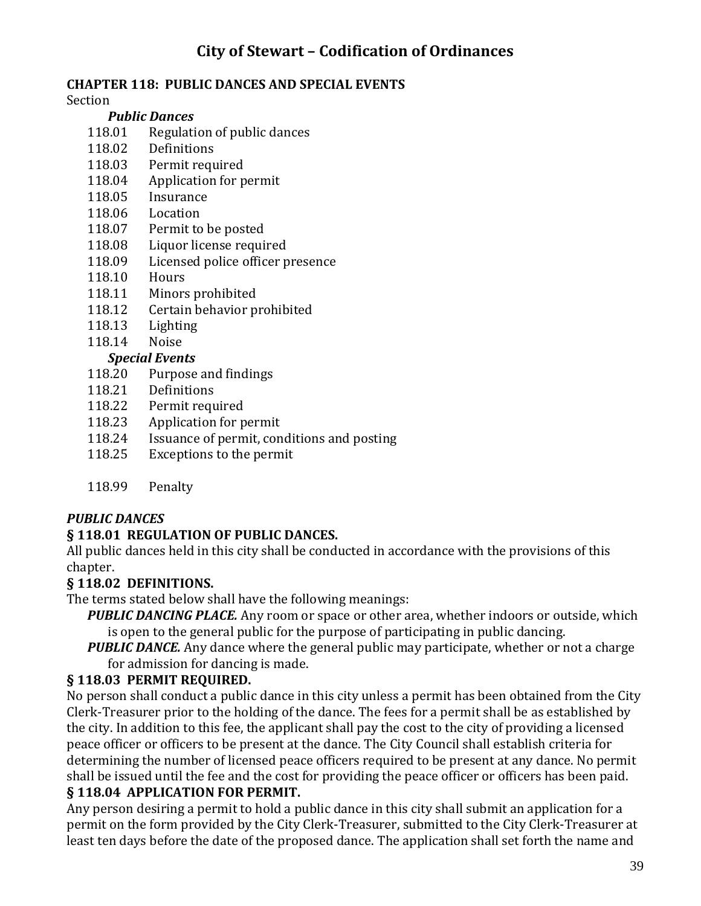# City of Stewart – Codification of Ordinances

## CHAPTER 118: PUBLIC DANCES AND SPECIAL EVENTS

Section

***Public Dances***

118.01 Regulation of public dances
118.02 Definitions
118.03 Permit required
118.04 Application for permit
118.05 Insurance
118.06 Location
118.07 Permit to be posted
118.08 Liquor license required
118.09 Licensed police officer presence
118.10 Hours
118.11 Minors prohibited
118.12 Certain behavior prohibited
118.13 Lighting
118.14 Noise

***Special Events***

118.20 Purpose and findings
118.21 Definitions
118.22 Permit required
118.23 Application for permit
118.24 Issuance of permit, conditions and posting
118.25 Exceptions to the permit

118.99 Penalty

***PUBLIC DANCES***

### § 118.01 REGULATION OF PUBLIC DANCES.

All public dances held in this city shall be conducted in accordance with the provisions of this chapter.

### § 118.02 DEFINITIONS.

The terms stated below shall have the following meanings:

***PUBLIC DANCING PLACE.*** Any room or space or other area, whether indoors or outside, which is open to the general public for the purpose of participating in public dancing.

***PUBLIC DANCE.*** Any dance where the general public may participate, whether or not a charge for admission for dancing is made.

### § 118.03 PERMIT REQUIRED.

No person shall conduct a public dance in this city unless a permit has been obtained from the City Clerk-Treasurer prior to the holding of the dance. The fees for a permit shall be as established by the city. In addition to this fee, the applicant shall pay the cost to the city of providing a licensed peace officer or officers to be present at the dance. The City Council shall establish criteria for determining the number of licensed peace officers required to be present at any dance. No permit shall be issued until the fee and the cost for providing the peace officer or officers has been paid.

### § 118.04 APPLICATION FOR PERMIT.

Any person desiring a permit to hold a public dance in this city shall submit an application for a permit on the form provided by the City Clerk-Treasurer, submitted to the City Clerk-Treasurer at least ten days before the date of the proposed dance. The application shall set forth the name and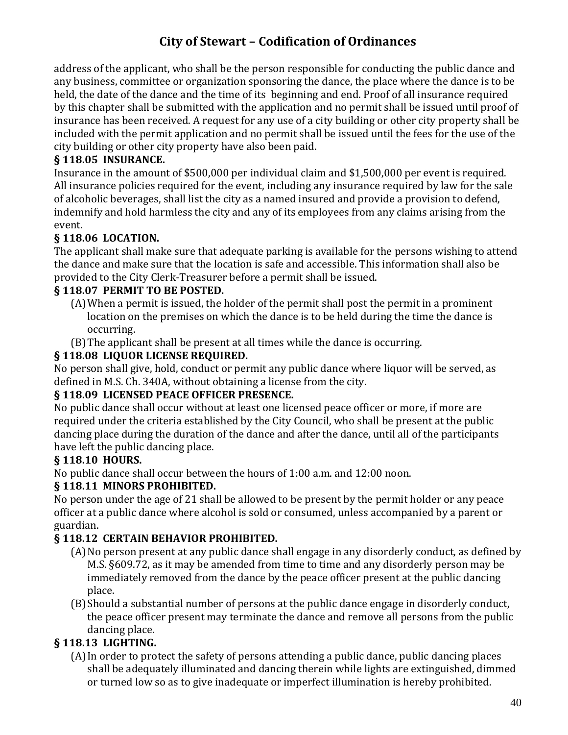address of the applicant, who shall be the person responsible for conducting the public dance and any business, committee or organization sponsoring the dance, the place where the dance is to be held, the date of the dance and the time of its beginning and end. Proof of all insurance required by this chapter shall be submitted with the application and no permit shall be issued until proof of insurance has been received. A request for any use of a city building or other city property shall be included with the permit application and no permit shall be issued until the fees for the use of the city building or other city property have also been paid.

**§ 118.05 INSURANCE.**

Insurance in the amount of $500,000 per individual claim and $1,500,000 per event is required. All insurance policies required for the event, including any insurance required by law for the sale of alcoholic beverages, shall list the city as a named insured and provide a provision to defend, indemnify and hold harmless the city and any of its employees from any claims arising from the event.

**§ 118.06 LOCATION.**

The applicant shall make sure that adequate parking is available for the persons wishing to attend the dance and make sure that the location is safe and accessible. This information shall also be provided to the City Clerk-Treasurer before a permit shall be issued.

**§ 118.07 PERMIT TO BE POSTED.**

(A) When a permit is issued, the holder of the permit shall post the permit in a prominent location on the premises on which the dance is to be held during the time the dance is occurring.

(B) The applicant shall be present at all times while the dance is occurring.

**§ 118.08 LIQUOR LICENSE REQUIRED.**

No person shall give, hold, conduct or permit any public dance where liquor will be served, as defined in M.S. Ch. 340A, without obtaining a license from the city.

**§ 118.09 LICENSED PEACE OFFICER PRESENCE.**

No public dance shall occur without at least one licensed peace officer or more, if more are required under the criteria established by the City Council, who shall be present at the public dancing place during the duration of the dance and after the dance, until all of the participants have left the public dancing place.

**§ 118.10 HOURS.**

No public dance shall occur between the hours of 1:00 a.m. and 12:00 noon.

**§ 118.11 MINORS PROHIBITED.**

No person under the age of 21 shall be allowed to be present by the permit holder or any peace officer at a public dance where alcohol is sold or consumed, unless accompanied by a parent or guardian.

**§ 118.12 CERTAIN BEHAVIOR PROHIBITED.**

(A) No person present at any public dance shall engage in any disorderly conduct, as defined by M.S. §609.72, as it may be amended from time to time and any disorderly person may be immediately removed from the dance by the peace officer present at the public dancing place.

(B) Should a substantial number of persons at the public dance engage in disorderly conduct, the peace officer present may terminate the dance and remove all persons from the public dancing place.

**§ 118.13 LIGHTING.**

(A) In order to protect the safety of persons attending a public dance, public dancing places shall be adequately illuminated and dancing therein while lights are extinguished, dimmed or turned low so as to give inadequate or imperfect illumination is hereby prohibited.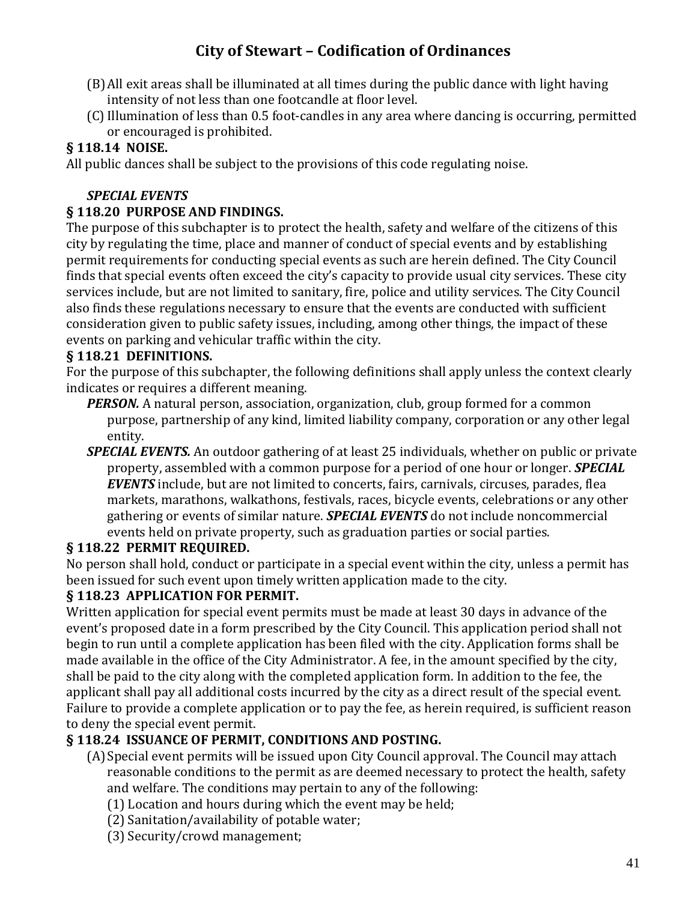(B) All exit areas shall be illuminated at all times during the public dance with light having intensity of not less than one footcandle at floor level.

(C) Illumination of less than 0.5 foot-candles in any area where dancing is occurring, permitted or encouraged is prohibited.

**§ 118.14 NOISE.**

All public dances shall be subject to the provisions of this code regulating noise.

***SPECIAL EVENTS***

**§ 118.20 PURPOSE AND FINDINGS.**

The purpose of this subchapter is to protect the health, safety and welfare of the citizens of this city by regulating the time, place and manner of conduct of special events and by establishing permit requirements for conducting special events as such are herein defined. The City Council finds that special events often exceed the city's capacity to provide usual city services. These city services include, but are not limited to sanitary, fire, police and utility services. The City Council also finds these regulations necessary to ensure that the events are conducted with sufficient consideration given to public safety issues, including, among other things, the impact of these events on parking and vehicular traffic within the city.

**§ 118.21 DEFINITIONS.**

For the purpose of this subchapter, the following definitions shall apply unless the context clearly indicates or requires a different meaning.

***PERSON.*** A natural person, association, organization, club, group formed for a common purpose, partnership of any kind, limited liability company, corporation or any other legal entity.

***SPECIAL EVENTS.*** An outdoor gathering of at least 25 individuals, whether on public or private property, assembled with a common purpose for a period of one hour or longer. ***SPECIAL EVENTS*** include, but are not limited to concerts, fairs, carnivals, circuses, parades, flea markets, marathons, walkathons, festivals, races, bicycle events, celebrations or any other gathering or events of similar nature. ***SPECIAL EVENTS*** do not include noncommercial events held on private property, such as graduation parties or social parties.

**§ 118.22 PERMIT REQUIRED.**

No person shall hold, conduct or participate in a special event within the city, unless a permit has been issued for such event upon timely written application made to the city.

**§ 118.23 APPLICATION FOR PERMIT.**

Written application for special event permits must be made at least 30 days in advance of the event's proposed date in a form prescribed by the City Council. This application period shall not begin to run until a complete application has been filed with the city. Application forms shall be made available in the office of the City Administrator. A fee, in the amount specified by the city, shall be paid to the city along with the completed application form. In addition to the fee, the applicant shall pay all additional costs incurred by the city as a direct result of the special event. Failure to provide a complete application or to pay the fee, as herein required, is sufficient reason to deny the special event permit.

**§ 118.24 ISSUANCE OF PERMIT, CONDITIONS AND POSTING.**

(A) Special event permits will be issued upon City Council approval. The Council may attach reasonable conditions to the permit as are deemed necessary to protect the health, safety and welfare. The conditions may pertain to any of the following:

(1) Location and hours during which the event may be held;

(2) Sanitation/availability of potable water;

(3) Security/crowd management;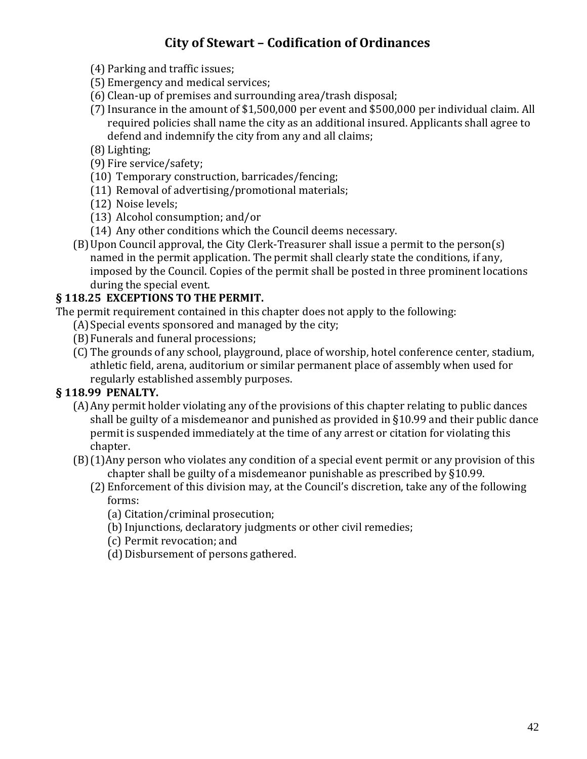(4) Parking and traffic issues;

(5) Emergency and medical services;

(6) Clean-up of premises and surrounding area/trash disposal;

(7) Insurance in the amount of $1,500,000 per event and $500,000 per individual claim. All required policies shall name the city as an additional insured. Applicants shall agree to defend and indemnify the city from any and all claims;

(8) Lighting;

(9) Fire service/safety;

(10) Temporary construction, barricades/fencing;

(11) Removal of advertising/promotional materials;

(12) Noise levels;

(13) Alcohol consumption; and/or

(14) Any other conditions which the Council deems necessary.

(B) Upon Council approval, the City Clerk-Treasurer shall issue a permit to the person(s) named in the permit application. The permit shall clearly state the conditions, if any, imposed by the Council. Copies of the permit shall be posted in three prominent locations during the special event.

**§ 118.25 EXCEPTIONS TO THE PERMIT.**

The permit requirement contained in this chapter does not apply to the following:

(A) Special events sponsored and managed by the city;

(B) Funerals and funeral processions;

(C) The grounds of any school, playground, place of worship, hotel conference center, stadium, athletic field, arena, auditorium or similar permanent place of assembly when used for regularly established assembly purposes.

**§ 118.99 PENALTY.**

(A) Any permit holder violating any of the provisions of this chapter relating to public dances shall be guilty of a misdemeanor and punished as provided in §10.99 and their public dance permit is suspended immediately at the time of any arrest or citation for violating this chapter.

(B) (1) Any person who violates any condition of a special event permit or any provision of this chapter shall be guilty of a misdemeanor punishable as prescribed by §10.99.

(2) Enforcement of this division may, at the Council's discretion, take any of the following forms:

(a) Citation/criminal prosecution;

(b) Injunctions, declaratory judgments or other civil remedies;

(c) Permit revocation; and

(d) Disbursement of persons gathered.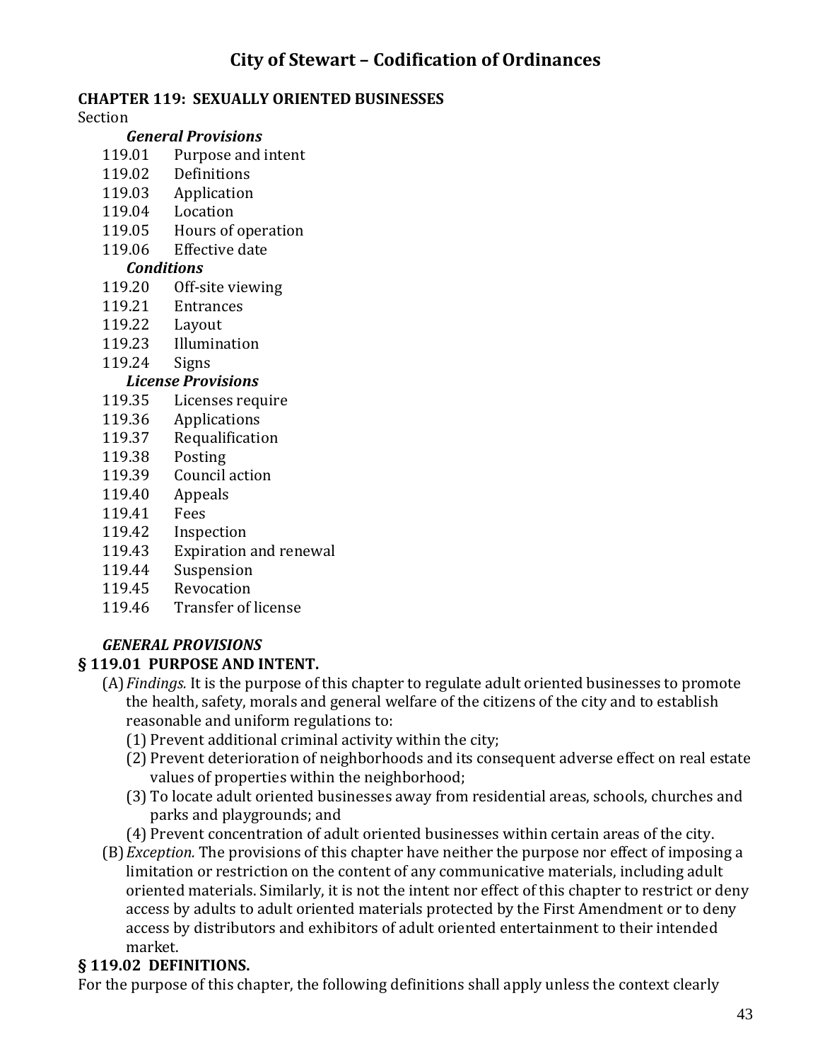# City of Stewart – Codification of Ordinances

## CHAPTER 119: SEXUALLY ORIENTED BUSINESSES

Section

*General Provisions*

119.01 Purpose and intent
119.02 Definitions
119.03 Application
119.04 Location
119.05 Hours of operation
119.06 Effective date

*Conditions*

119.20 Off-site viewing
119.21 Entrances
119.22 Layout
119.23 Illumination
119.24 Signs

*License Provisions*

119.35 Licenses require
119.36 Applications
119.37 Requalification
119.38 Posting
119.39 Council action
119.40 Appeals
119.41 Fees
119.42 Inspection
119.43 Expiration and renewal
119.44 Suspension
119.45 Revocation
119.46 Transfer of license

***GENERAL PROVISIONS***

### § 119.01 PURPOSE AND INTENT.

(A) *Findings.* It is the purpose of this chapter to regulate adult oriented businesses to promote the health, safety, morals and general welfare of the citizens of the city and to establish reasonable and uniform regulations to:

(1) Prevent additional criminal activity within the city;

(2) Prevent deterioration of neighborhoods and its consequent adverse effect on real estate values of properties within the neighborhood;

(3) To locate adult oriented businesses away from residential areas, schools, churches and parks and playgrounds; and

(4) Prevent concentration of adult oriented businesses within certain areas of the city.

(B) *Exception.* The provisions of this chapter have neither the purpose nor effect of imposing a limitation or restriction on the content of any communicative materials, including adult oriented materials. Similarly, it is not the intent nor effect of this chapter to restrict or deny access by adults to adult oriented materials protected by the First Amendment or to deny access by distributors and exhibitors of adult oriented entertainment to their intended market.

### § 119.02 DEFINITIONS.

For the purpose of this chapter, the following definitions shall apply unless the context clearly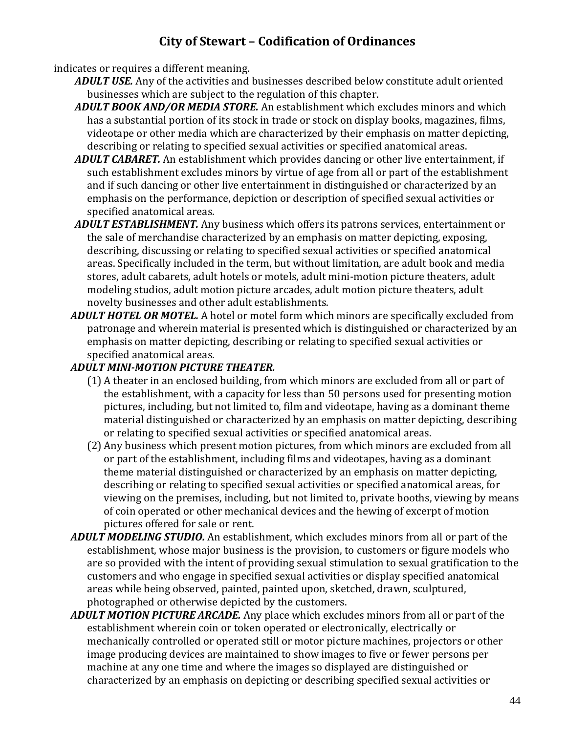indicates or requires a different meaning.

***ADULT USE.*** Any of the activities and businesses described below constitute adult oriented businesses which are subject to the regulation of this chapter.

***ADULT BOOK AND/OR MEDIA STORE.*** An establishment which excludes minors and which has a substantial portion of its stock in trade or stock on display books, magazines, films, videotape or other media which are characterized by their emphasis on matter depicting, describing or relating to specified sexual activities or specified anatomical areas.

***ADULT CABARET.*** An establishment which provides dancing or other live entertainment, if such establishment excludes minors by virtue of age from all or part of the establishment and if such dancing or other live entertainment in distinguished or characterized by an emphasis on the performance, depiction or description of specified sexual activities or specified anatomical areas.

***ADULT ESTABLISHMENT.*** Any business which offers its patrons services, entertainment or the sale of merchandise characterized by an emphasis on matter depicting, exposing, describing, discussing or relating to specified sexual activities or specified anatomical areas. Specifically included in the term, but without limitation, are adult book and media stores, adult cabarets, adult hotels or motels, adult mini-motion picture theaters, adult modeling studios, adult motion picture arcades, adult motion picture theaters, adult novelty businesses and other adult establishments.

***ADULT HOTEL OR MOTEL.*** A hotel or motel form which minors are specifically excluded from patronage and wherein material is presented which is distinguished or characterized by an emphasis on matter depicting, describing or relating to specified sexual activities or specified anatomical areas.

***ADULT MINI-MOTION PICTURE THEATER.***

(1) A theater in an enclosed building, from which minors are excluded from all or part of the establishment, with a capacity for less than 50 persons used for presenting motion pictures, including, but not limited to, film and videotape, having as a dominant theme material distinguished or characterized by an emphasis on matter depicting, describing or relating to specified sexual activities or specified anatomical areas.

(2) Any business which present motion pictures, from which minors are excluded from all or part of the establishment, including films and videotapes, having as a dominant theme material distinguished or characterized by an emphasis on matter depicting, describing or relating to specified sexual activities or specified anatomical areas, for viewing on the premises, including, but not limited to, private booths, viewing by means of coin operated or other mechanical devices and the hewing of excerpt of motion pictures offered for sale or rent.

***ADULT MODELING STUDIO.*** An establishment, which excludes minors from all or part of the establishment, whose major business is the provision, to customers or figure models who are so provided with the intent of providing sexual stimulation to sexual gratification to the customers and who engage in specified sexual activities or display specified anatomical areas while being observed, painted, painted upon, sketched, drawn, sculptured, photographed or otherwise depicted by the customers.

***ADULT MOTION PICTURE ARCADE.*** Any place which excludes minors from all or part of the establishment wherein coin or token operated or electronically, electrically or mechanically controlled or operated still or motor picture machines, projectors or other image producing devices are maintained to show images to five or fewer persons per machine at any one time and where the images so displayed are distinguished or characterized by an emphasis on depicting or describing specified sexual activities or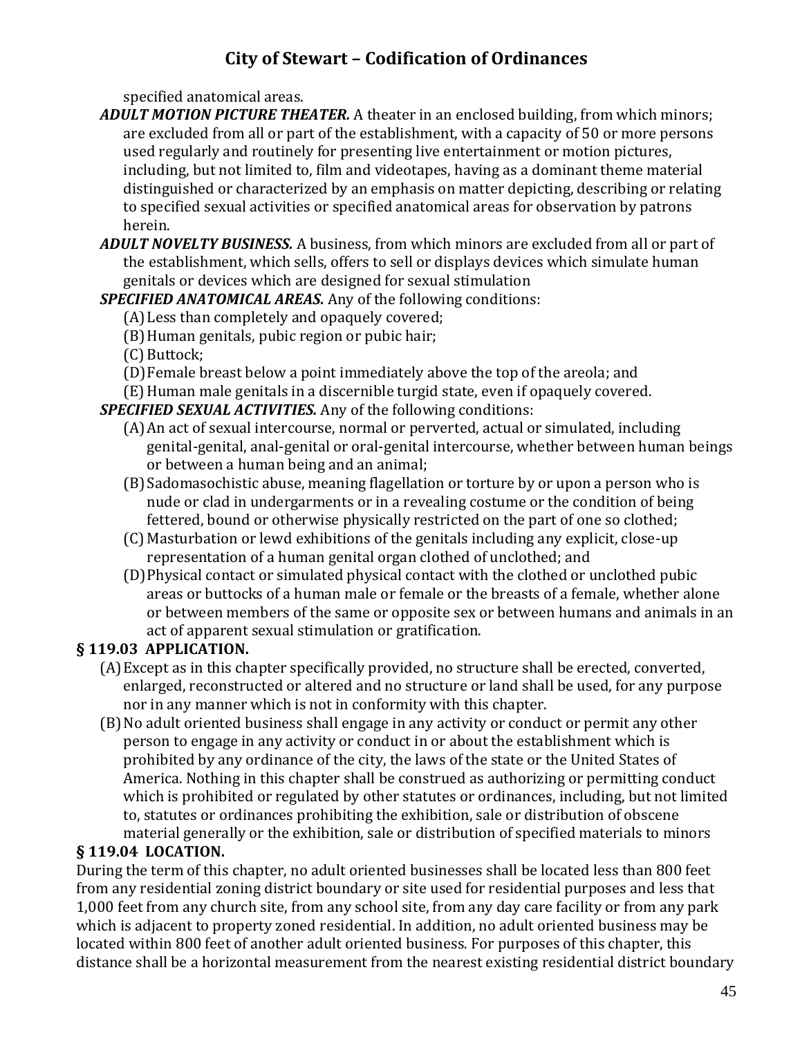specified anatomical areas.

***ADULT MOTION PICTURE THEATER.*** A theater in an enclosed building, from which minors; are excluded from all or part of the establishment, with a capacity of 50 or more persons used regularly and routinely for presenting live entertainment or motion pictures, including, but not limited to, film and videotapes, having as a dominant theme material distinguished or characterized by an emphasis on matter depicting, describing or relating to specified sexual activities or specified anatomical areas for observation by patrons herein.

***ADULT NOVELTY BUSINESS.*** A business, from which minors are excluded from all or part of the establishment, which sells, offers to sell or displays devices which simulate human genitals or devices which are designed for sexual stimulation

***SPECIFIED ANATOMICAL AREAS.*** Any of the following conditions:

(A) Less than completely and opaquely covered;

(B) Human genitals, pubic region or pubic hair;

(C) Buttock;

(D) Female breast below a point immediately above the top of the areola; and

(E) Human male genitals in a discernible turgid state, even if opaquely covered.

***SPECIFIED SEXUAL ACTIVITIES.*** Any of the following conditions:

(A) An act of sexual intercourse, normal or perverted, actual or simulated, including genital-genital, anal-genital or oral-genital intercourse, whether between human beings or between a human being and an animal;

(B) Sadomasochistic abuse, meaning flagellation or torture by or upon a person who is nude or clad in undergarments or in a revealing costume or the condition of being fettered, bound or otherwise physically restricted on the part of one so clothed;

(C) Masturbation or lewd exhibitions of the genitals including any explicit, close-up representation of a human genital organ clothed of unclothed; and

(D) Physical contact or simulated physical contact with the clothed or unclothed pubic areas or buttocks of a human male or female or the breasts of a female, whether alone or between members of the same or opposite sex or between humans and animals in an act of apparent sexual stimulation or gratification.

**§ 119.03 APPLICATION.**

(A) Except as in this chapter specifically provided, no structure shall be erected, converted, enlarged, reconstructed or altered and no structure or land shall be used, for any purpose nor in any manner which is not in conformity with this chapter.

(B) No adult oriented business shall engage in any activity or conduct or permit any other person to engage in any activity or conduct in or about the establishment which is prohibited by any ordinance of the city, the laws of the state or the United States of America. Nothing in this chapter shall be construed as authorizing or permitting conduct which is prohibited or regulated by other statutes or ordinances, including, but not limited to, statutes or ordinances prohibiting the exhibition, sale or distribution of obscene material generally or the exhibition, sale or distribution of specified materials to minors

**§ 119.04 LOCATION.**

During the term of this chapter, no adult oriented businesses shall be located less than 800 feet from any residential zoning district boundary or site used for residential purposes and less that 1,000 feet from any church site, from any school site, from any day care facility or from any park which is adjacent to property zoned residential. In addition, no adult oriented business may be located within 800 feet of another adult oriented business. For purposes of this chapter, this distance shall be a horizontal measurement from the nearest existing residential district boundary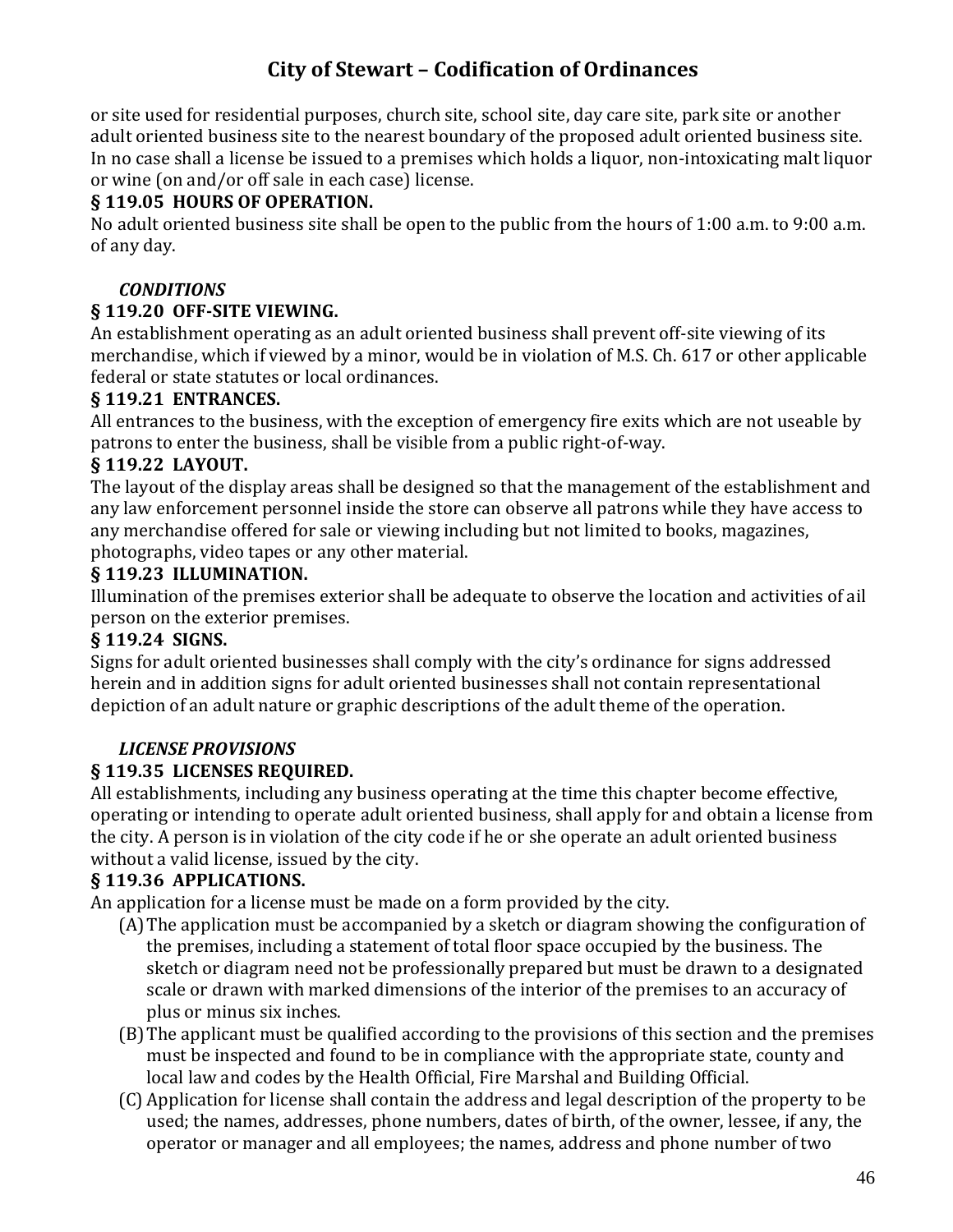or site used for residential purposes, church site, school site, day care site, park site or another adult oriented business site to the nearest boundary of the proposed adult oriented business site. In no case shall a license be issued to a premises which holds a liquor, non-intoxicating malt liquor or wine (on and/or off sale in each case) license.

**§ 119.05 HOURS OF OPERATION.**

No adult oriented business site shall be open to the public from the hours of 1:00 a.m. to 9:00 a.m. of any day.

***CONDITIONS***

**§ 119.20 OFF-SITE VIEWING.**

An establishment operating as an adult oriented business shall prevent off-site viewing of its merchandise, which if viewed by a minor, would be in violation of M.S. Ch. 617 or other applicable federal or state statutes or local ordinances.

**§ 119.21 ENTRANCES.**

All entrances to the business, with the exception of emergency fire exits which are not useable by patrons to enter the business, shall be visible from a public right-of-way.

**§ 119.22 LAYOUT.**

The layout of the display areas shall be designed so that the management of the establishment and any law enforcement personnel inside the store can observe all patrons while they have access to any merchandise offered for sale or viewing including but not limited to books, magazines, photographs, video tapes or any other material.

**§ 119.23 ILLUMINATION.**

Illumination of the premises exterior shall be adequate to observe the location and activities of ail person on the exterior premises.

**§ 119.24 SIGNS.**

Signs for adult oriented businesses shall comply with the city's ordinance for signs addressed herein and in addition signs for adult oriented businesses shall not contain representational depiction of an adult nature or graphic descriptions of the adult theme of the operation.

***LICENSE PROVISIONS***

**§ 119.35 LICENSES REQUIRED.**

All establishments, including any business operating at the time this chapter become effective, operating or intending to operate adult oriented business, shall apply for and obtain a license from the city. A person is in violation of the city code if he or she operate an adult oriented business without a valid license, issued by the city.

**§ 119.36 APPLICATIONS.**

An application for a license must be made on a form provided by the city.

(A) The application must be accompanied by a sketch or diagram showing the configuration of the premises, including a statement of total floor space occupied by the business. The sketch or diagram need not be professionally prepared but must be drawn to a designated scale or drawn with marked dimensions of the interior of the premises to an accuracy of plus or minus six inches.

(B) The applicant must be qualified according to the provisions of this section and the premises must be inspected and found to be in compliance with the appropriate state, county and local law and codes by the Health Official, Fire Marshal and Building Official.

(C) Application for license shall contain the address and legal description of the property to be used; the names, addresses, phone numbers, dates of birth, of the owner, lessee, if any, the operator or manager and all employees; the names, address and phone number of two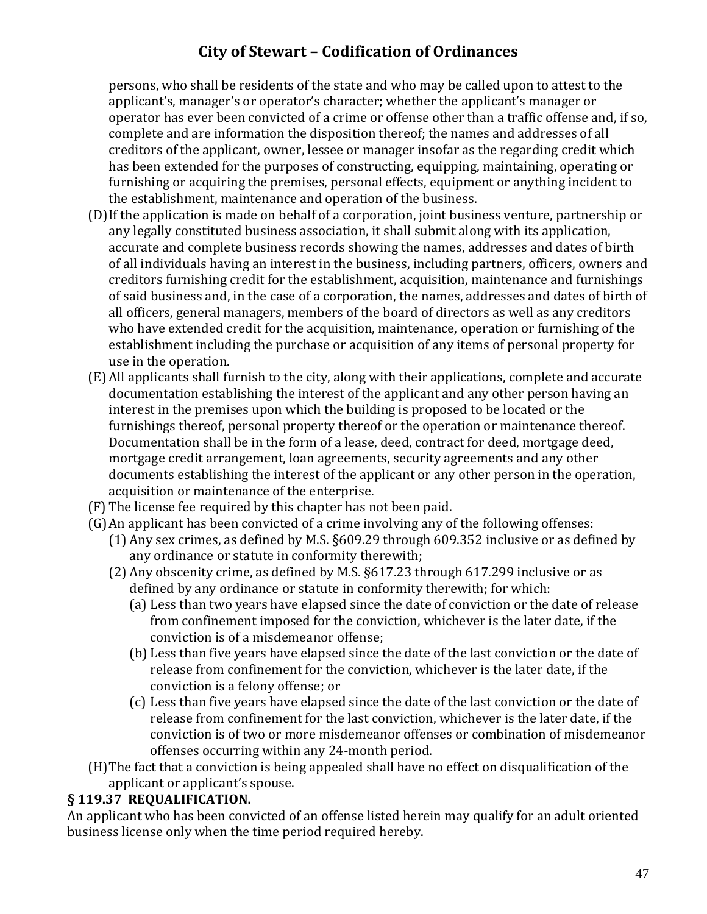persons, who shall be residents of the state and who may be called upon to attest to the applicant's, manager's or operator's character; whether the applicant's manager or operator has ever been convicted of a crime or offense other than a traffic offense and, if so, complete and are information the disposition thereof; the names and addresses of all creditors of the applicant, owner, lessee or manager insofar as the regarding credit which has been extended for the purposes of constructing, equipping, maintaining, operating or furnishing or acquiring the premises, personal effects, equipment or anything incident to the establishment, maintenance and operation of the business.

(D) If the application is made on behalf of a corporation, joint business venture, partnership or any legally constituted business association, it shall submit along with its application, accurate and complete business records showing the names, addresses and dates of birth of all individuals having an interest in the business, including partners, officers, owners and creditors furnishing credit for the establishment, acquisition, maintenance and furnishings of said business and, in the case of a corporation, the names, addresses and dates of birth of all officers, general managers, members of the board of directors as well as any creditors who have extended credit for the acquisition, maintenance, operation or furnishing of the establishment including the purchase or acquisition of any items of personal property for use in the operation.

(E) All applicants shall furnish to the city, along with their applications, complete and accurate documentation establishing the interest of the applicant and any other person having an interest in the premises upon which the building is proposed to be located or the furnishings thereof, personal property thereof or the operation or maintenance thereof. Documentation shall be in the form of a lease, deed, contract for deed, mortgage deed, mortgage credit arrangement, loan agreements, security agreements and any other documents establishing the interest of the applicant or any other person in the operation, acquisition or maintenance of the enterprise.

(F) The license fee required by this chapter has not been paid.

(G) An applicant has been convicted of a crime involving any of the following offenses:

(1) Any sex crimes, as defined by M.S. §609.29 through 609.352 inclusive or as defined by any ordinance or statute in conformity therewith;

(2) Any obscenity crime, as defined by M.S. §617.23 through 617.299 inclusive or as defined by any ordinance or statute in conformity therewith; for which:

(a) Less than two years have elapsed since the date of conviction or the date of release from confinement imposed for the conviction, whichever is the later date, if the conviction is of a misdemeanor offense;

(b) Less than five years have elapsed since the date of the last conviction or the date of release from confinement for the conviction, whichever is the later date, if the conviction is a felony offense; or

(c) Less than five years have elapsed since the date of the last conviction or the date of release from confinement for the last conviction, whichever is the later date, if the conviction is of two or more misdemeanor offenses or combination of misdemeanor offenses occurring within any 24-month period.

(H) The fact that a conviction is being appealed shall have no effect on disqualification of the applicant or applicant's spouse.

**§ 119.37 REQUALIFICATION.**

An applicant who has been convicted of an offense listed herein may qualify for an adult oriented business license only when the time period required hereby.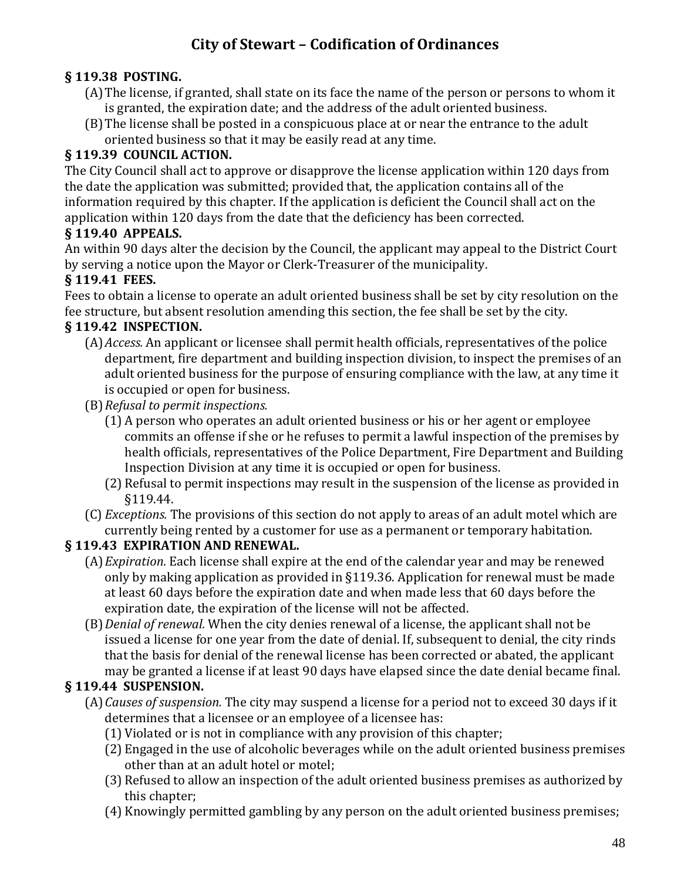# City of Stewart – Codification of Ordinances

**§ 119.38 POSTING.**

(A) The license, if granted, shall state on its face the name of the person or persons to whom it is granted, the expiration date; and the address of the adult oriented business.

(B) The license shall be posted in a conspicuous place at or near the entrance to the adult oriented business so that it may be easily read at any time.

**§ 119.39 COUNCIL ACTION.**

The City Council shall act to approve or disapprove the license application within 120 days from the date the application was submitted; provided that, the application contains all of the information required by this chapter. If the application is deficient the Council shall act on the application within 120 days from the date that the deficiency has been corrected.

**§ 119.40 APPEALS.**

An within 90 days alter the decision by the Council, the applicant may appeal to the District Court by serving a notice upon the Mayor or Clerk-Treasurer of the municipality.

**§ 119.41 FEES.**

Fees to obtain a license to operate an adult oriented business shall be set by city resolution on the fee structure, but absent resolution amending this section, the fee shall be set by the city.

**§ 119.42 INSPECTION.**

(A) *Access.* An applicant or licensee shall permit health officials, representatives of the police department, fire department and building inspection division, to inspect the premises of an adult oriented business for the purpose of ensuring compliance with the law, at any time it is occupied or open for business.

(B) *Refusal to permit inspections.*

(1) A person who operates an adult oriented business or his or her agent or employee commits an offense if she or he refuses to permit a lawful inspection of the premises by health officials, representatives of the Police Department, Fire Department and Building Inspection Division at any time it is occupied or open for business.

(2) Refusal to permit inspections may result in the suspension of the license as provided in §119.44.

(C) *Exceptions.* The provisions of this section do not apply to areas of an adult motel which are currently being rented by a customer for use as a permanent or temporary habitation.

**§ 119.43 EXPIRATION AND RENEWAL.**

(A) *Expiration.* Each license shall expire at the end of the calendar year and may be renewed only by making application as provided in §119.36. Application for renewal must be made at least 60 days before the expiration date and when made less that 60 days before the expiration date, the expiration of the license will not be affected.

(B) *Denial of renewal.* When the city denies renewal of a license, the applicant shall not be issued a license for one year from the date of denial. If, subsequent to denial, the city rinds that the basis for denial of the renewal license has been corrected or abated, the applicant may be granted a license if at least 90 days have elapsed since the date denial became final.

**§ 119.44 SUSPENSION.**

(A) *Causes of suspension.* The city may suspend a license for a period not to exceed 30 days if it determines that a licensee or an employee of a licensee has:

(1) Violated or is not in compliance with any provision of this chapter;

(2) Engaged in the use of alcoholic beverages while on the adult oriented business premises other than at an adult hotel or motel;

(3) Refused to allow an inspection of the adult oriented business premises as authorized by this chapter;

(4) Knowingly permitted gambling by any person on the adult oriented business premises;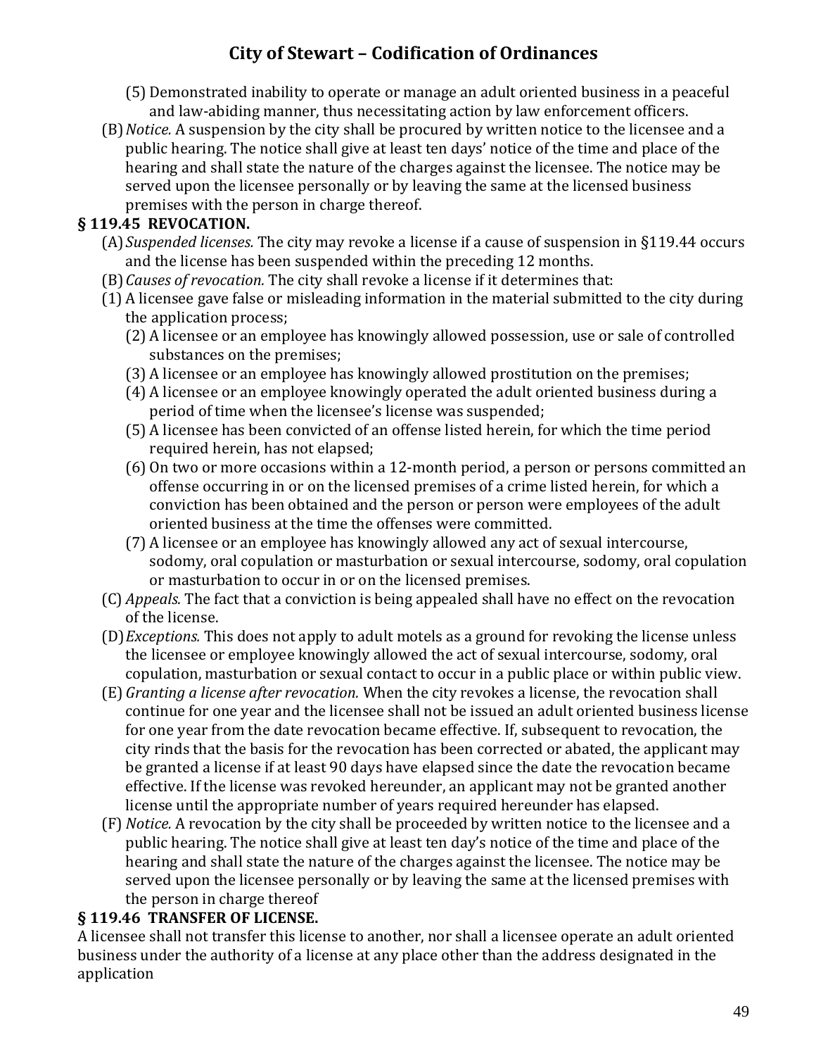(5) Demonstrated inability to operate or manage an adult oriented business in a peaceful and law-abiding manner, thus necessitating action by law enforcement officers.

(B) *Notice.* A suspension by the city shall be procured by written notice to the licensee and a public hearing. The notice shall give at least ten days' notice of the time and place of the hearing and shall state the nature of the charges against the licensee. The notice may be served upon the licensee personally or by leaving the same at the licensed business premises with the person in charge thereof.

**§ 119.45 REVOCATION.**

(A) *Suspended licenses.* The city may revoke a license if a cause of suspension in §119.44 occurs and the license has been suspended within the preceding 12 months.

(B) *Causes of revocation.* The city shall revoke a license if it determines that:

(1) A licensee gave false or misleading information in the material submitted to the city during the application process;

(2) A licensee or an employee has knowingly allowed possession, use or sale of controlled substances on the premises;

(3) A licensee or an employee has knowingly allowed prostitution on the premises;

(4) A licensee or an employee knowingly operated the adult oriented business during a period of time when the licensee's license was suspended;

(5) A licensee has been convicted of an offense listed herein, for which the time period required herein, has not elapsed;

(6) On two or more occasions within a 12-month period, a person or persons committed an offense occurring in or on the licensed premises of a crime listed herein, for which a conviction has been obtained and the person or person were employees of the adult oriented business at the time the offenses were committed.

(7) A licensee or an employee has knowingly allowed any act of sexual intercourse, sodomy, oral copulation or masturbation or sexual intercourse, sodomy, oral copulation or masturbation to occur in or on the licensed premises.

(C) *Appeals.* The fact that a conviction is being appealed shall have no effect on the revocation of the license.

(D) *Exceptions.* This does not apply to adult motels as a ground for revoking the license unless the licensee or employee knowingly allowed the act of sexual intercourse, sodomy, oral copulation, masturbation or sexual contact to occur in a public place or within public view.

(E) *Granting a license after revocation.* When the city revokes a license, the revocation shall continue for one year and the licensee shall not be issued an adult oriented business license for one year from the date revocation became effective. If, subsequent to revocation, the city rinds that the basis for the revocation has been corrected or abated, the applicant may be granted a license if at least 90 days have elapsed since the date the revocation became effective. If the license was revoked hereunder, an applicant may not be granted another license until the appropriate number of years required hereunder has elapsed.

(F) *Notice.* A revocation by the city shall be proceeded by written notice to the licensee and a public hearing. The notice shall give at least ten day's notice of the time and place of the hearing and shall state the nature of the charges against the licensee. The notice may be served upon the licensee personally or by leaving the same at the licensed premises with the person in charge thereof

**§ 119.46 TRANSFER OF LICENSE.**

A licensee shall not transfer this license to another, nor shall a licensee operate an adult oriented business under the authority of a license at any place other than the address designated in the application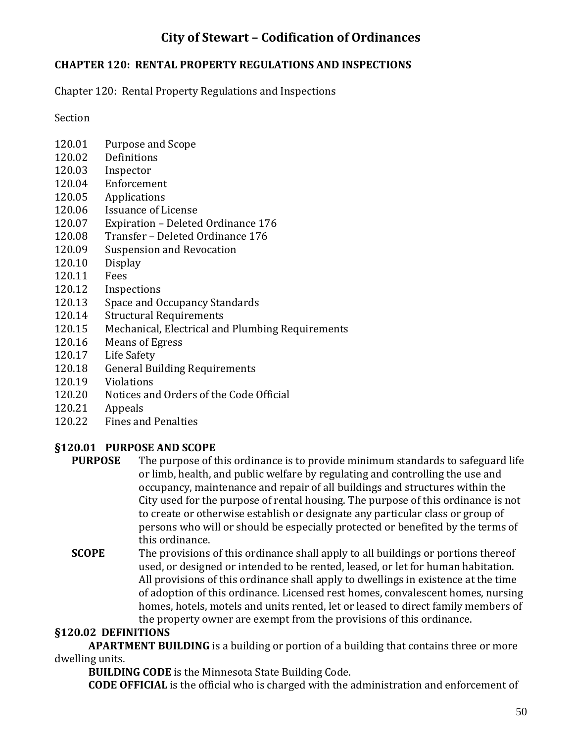# City of Stewart – Codification of Ordinances

## CHAPTER 120: RENTAL PROPERTY REGULATIONS AND INSPECTIONS

Chapter 120: Rental Property Regulations and Inspections

Section

120.01 Purpose and Scope
120.02 Definitions
120.03 Inspector
120.04 Enforcement
120.05 Applications
120.06 Issuance of License
120.07 Expiration – Deleted Ordinance 176
120.08 Transfer – Deleted Ordinance 176
120.09 Suspension and Revocation
120.10 Display
120.11 Fees
120.12 Inspections
120.13 Space and Occupancy Standards
120.14 Structural Requirements
120.15 Mechanical, Electrical and Plumbing Requirements
120.16 Means of Egress
120.17 Life Safety
120.18 General Building Requirements
120.19 Violations
120.20 Notices and Orders of the Code Official
120.21 Appeals
120.22 Fines and Penalties

### §120.01 PURPOSE AND SCOPE

**PURPOSE** The purpose of this ordinance is to provide minimum standards to safeguard life or limb, health, and public welfare by regulating and controlling the use and occupancy, maintenance and repair of all buildings and structures within the City used for the purpose of rental housing. The purpose of this ordinance is not to create or otherwise establish or designate any particular class or group of persons who will or should be especially protected or benefited by the terms of this ordinance.

**SCOPE** The provisions of this ordinance shall apply to all buildings or portions thereof used, or designed or intended to be rented, leased, or let for human habitation. All provisions of this ordinance shall apply to dwellings in existence at the time of adoption of this ordinance. Licensed rest homes, convalescent homes, nursing homes, hotels, motels and units rented, let or leased to direct family members of the property owner are exempt from the provisions of this ordinance.

### §120.02 DEFINITIONS

**APARTMENT BUILDING** is a building or portion of a building that contains three or more dwelling units.

**BUILDING CODE** is the Minnesota State Building Code.

**CODE OFFICIAL** is the official who is charged with the administration and enforcement of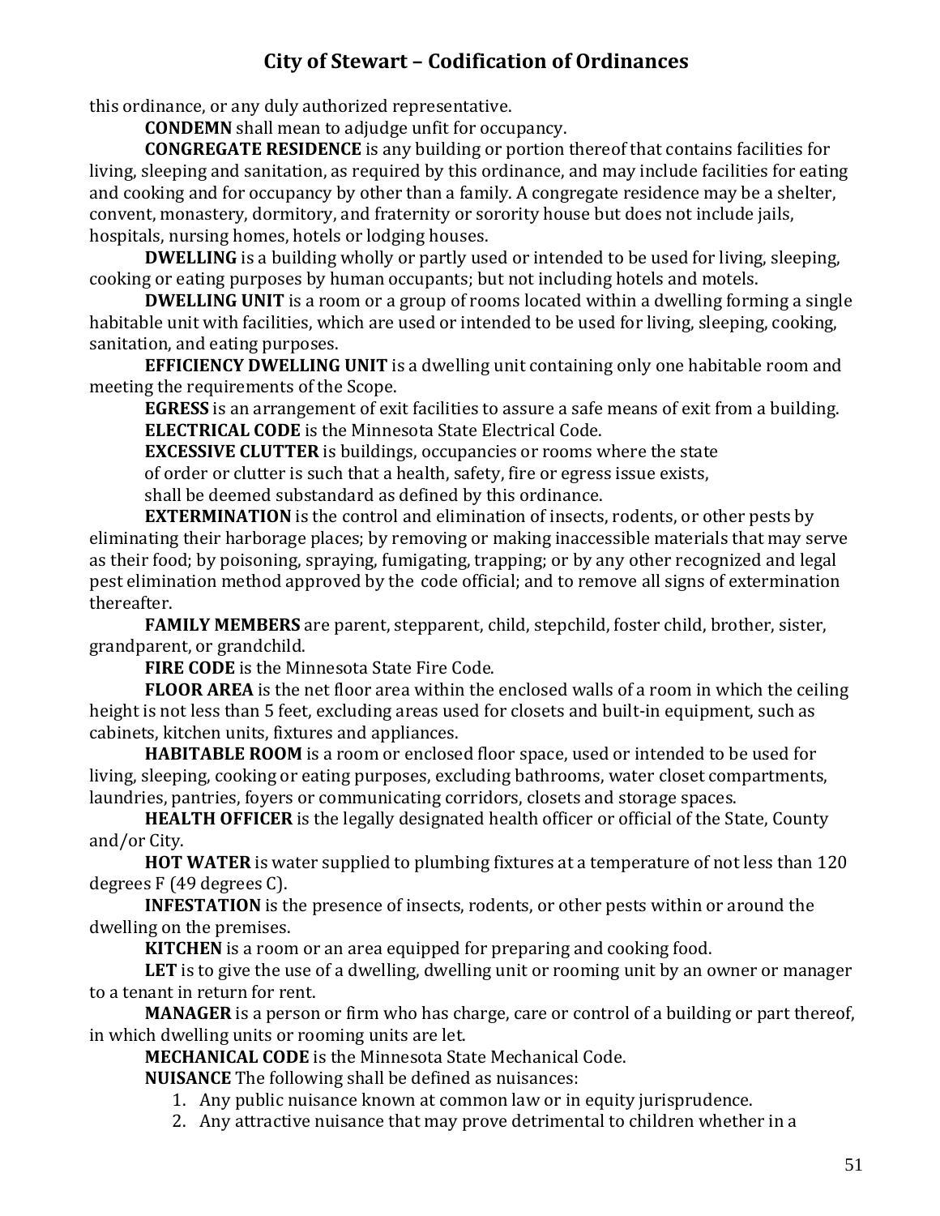this ordinance, or any duly authorized representative.

**CONDEMN** shall mean to adjudge unfit for occupancy.

**CONGREGATE RESIDENCE** is any building or portion thereof that contains facilities for living, sleeping and sanitation, as required by this ordinance, and may include facilities for eating and cooking and for occupancy by other than a family. A congregate residence may be a shelter, convent, monastery, dormitory, and fraternity or sorority house but does not include jails, hospitals, nursing homes, hotels or lodging houses.

**DWELLING** is a building wholly or partly used or intended to be used for living, sleeping, cooking or eating purposes by human occupants; but not including hotels and motels.

**DWELLING UNIT** is a room or a group of rooms located within a dwelling forming a single habitable unit with facilities, which are used or intended to be used for living, sleeping, cooking, sanitation, and eating purposes.

**EFFICIENCY DWELLING UNIT** is a dwelling unit containing only one habitable room and meeting the requirements of the Scope.

**EGRESS** is an arrangement of exit facilities to assure a safe means of exit from a building.

**ELECTRICAL CODE** is the Minnesota State Electrical Code.

**EXCESSIVE CLUTTER** is buildings, occupancies or rooms where the state of order or clutter is such that a health, safety, fire or egress issue exists, shall be deemed substandard as defined by this ordinance.

**EXTERMINATION** is the control and elimination of insects, rodents, or other pests by eliminating their harborage places; by removing or making inaccessible materials that may serve as their food; by poisoning, spraying, fumigating, trapping; or by any other recognized and legal pest elimination method approved by the code official; and to remove all signs of extermination thereafter.

**FAMILY MEMBERS** are parent, stepparent, child, stepchild, foster child, brother, sister, grandparent, or grandchild.

**FIRE CODE** is the Minnesota State Fire Code.

**FLOOR AREA** is the net floor area within the enclosed walls of a room in which the ceiling height is not less than 5 feet, excluding areas used for closets and built-in equipment, such as cabinets, kitchen units, fixtures and appliances.

**HABITABLE ROOM** is a room or enclosed floor space, used or intended to be used for living, sleeping, cooking or eating purposes, excluding bathrooms, water closet compartments, laundries, pantries, foyers or communicating corridors, closets and storage spaces.

**HEALTH OFFICER** is the legally designated health officer or official of the State, County and/or City.

**HOT WATER** is water supplied to plumbing fixtures at a temperature of not less than 120 degrees F (49 degrees C).

**INFESTATION** is the presence of insects, rodents, or other pests within or around the dwelling on the premises.

**KITCHEN** is a room or an area equipped for preparing and cooking food.

**LET** is to give the use of a dwelling, dwelling unit or rooming unit by an owner or manager to a tenant in return for rent.

**MANAGER** is a person or firm who has charge, care or control of a building or part thereof, in which dwelling units or rooming units are let.

**MECHANICAL CODE** is the Minnesota State Mechanical Code.

**NUISANCE** The following shall be defined as nuisances:

1. Any public nuisance known at common law or in equity jurisprudence.
2. Any attractive nuisance that may prove detrimental to children whether in a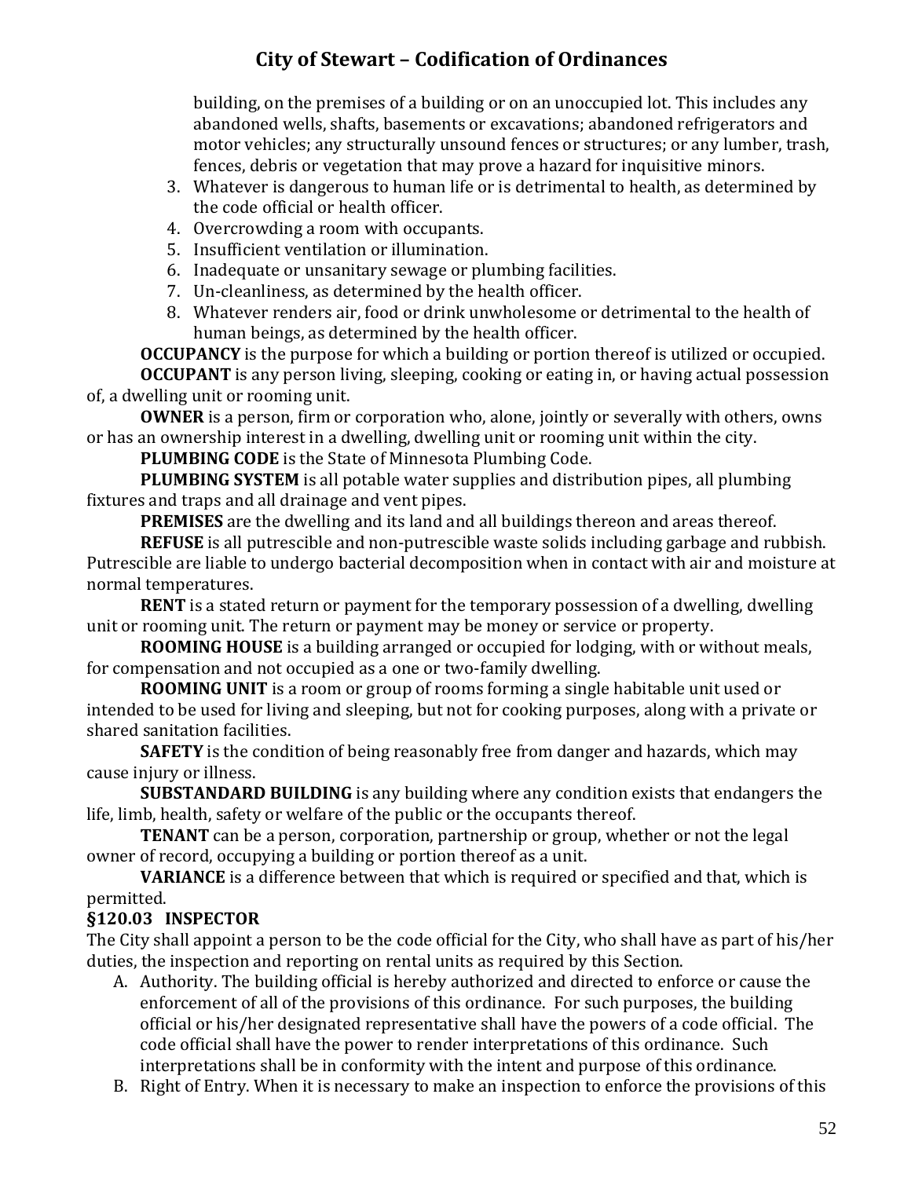building, on the premises of a building or on an unoccupied lot. This includes any abandoned wells, shafts, basements or excavations; abandoned refrigerators and motor vehicles; any structurally unsound fences or structures; or any lumber, trash, fences, debris or vegetation that may prove a hazard for inquisitive minors.

3. Whatever is dangerous to human life or is detrimental to health, as determined by the code official or health officer.
4. Overcrowding a room with occupants.
5. Insufficient ventilation or illumination.
6. Inadequate or unsanitary sewage or plumbing facilities.
7. Un-cleanliness, as determined by the health officer.
8. Whatever renders air, food or drink unwholesome or detrimental to the health of human beings, as determined by the health officer.

**OCCUPANCY** is the purpose for which a building or portion thereof is utilized or occupied.

**OCCUPANT** is any person living, sleeping, cooking or eating in, or having actual possession of, a dwelling unit or rooming unit.

**OWNER** is a person, firm or corporation who, alone, jointly or severally with others, owns or has an ownership interest in a dwelling, dwelling unit or rooming unit within the city.

**PLUMBING CODE** is the State of Minnesota Plumbing Code.

**PLUMBING SYSTEM** is all potable water supplies and distribution pipes, all plumbing fixtures and traps and all drainage and vent pipes.

**PREMISES** are the dwelling and its land and all buildings thereon and areas thereof.

**REFUSE** is all putrescible and non-putrescible waste solids including garbage and rubbish. Putrescible are liable to undergo bacterial decomposition when in contact with air and moisture at normal temperatures.

**RENT** is a stated return or payment for the temporary possession of a dwelling, dwelling unit or rooming unit. The return or payment may be money or service or property.

**ROOMING HOUSE** is a building arranged or occupied for lodging, with or without meals, for compensation and not occupied as a one or two-family dwelling.

**ROOMING UNIT** is a room or group of rooms forming a single habitable unit used or intended to be used for living and sleeping, but not for cooking purposes, along with a private or shared sanitation facilities.

**SAFETY** is the condition of being reasonably free from danger and hazards, which may cause injury or illness.

**SUBSTANDARD BUILDING** is any building where any condition exists that endangers the life, limb, health, safety or welfare of the public or the occupants thereof.

**TENANT** can be a person, corporation, partnership or group, whether or not the legal owner of record, occupying a building or portion thereof as a unit.

**VARIANCE** is a difference between that which is required or specified and that, which is permitted.

### §120.03 INSPECTOR

The City shall appoint a person to be the code official for the City, who shall have as part of his/her duties, the inspection and reporting on rental units as required by this Section.

A. Authority. The building official is hereby authorized and directed to enforce or cause the enforcement of all of the provisions of this ordinance. For such purposes, the building official or his/her designated representative shall have the powers of a code official. The code official shall have the power to render interpretations of this ordinance. Such interpretations shall be in conformity with the intent and purpose of this ordinance.
B. Right of Entry. When it is necessary to make an inspection to enforce the provisions of this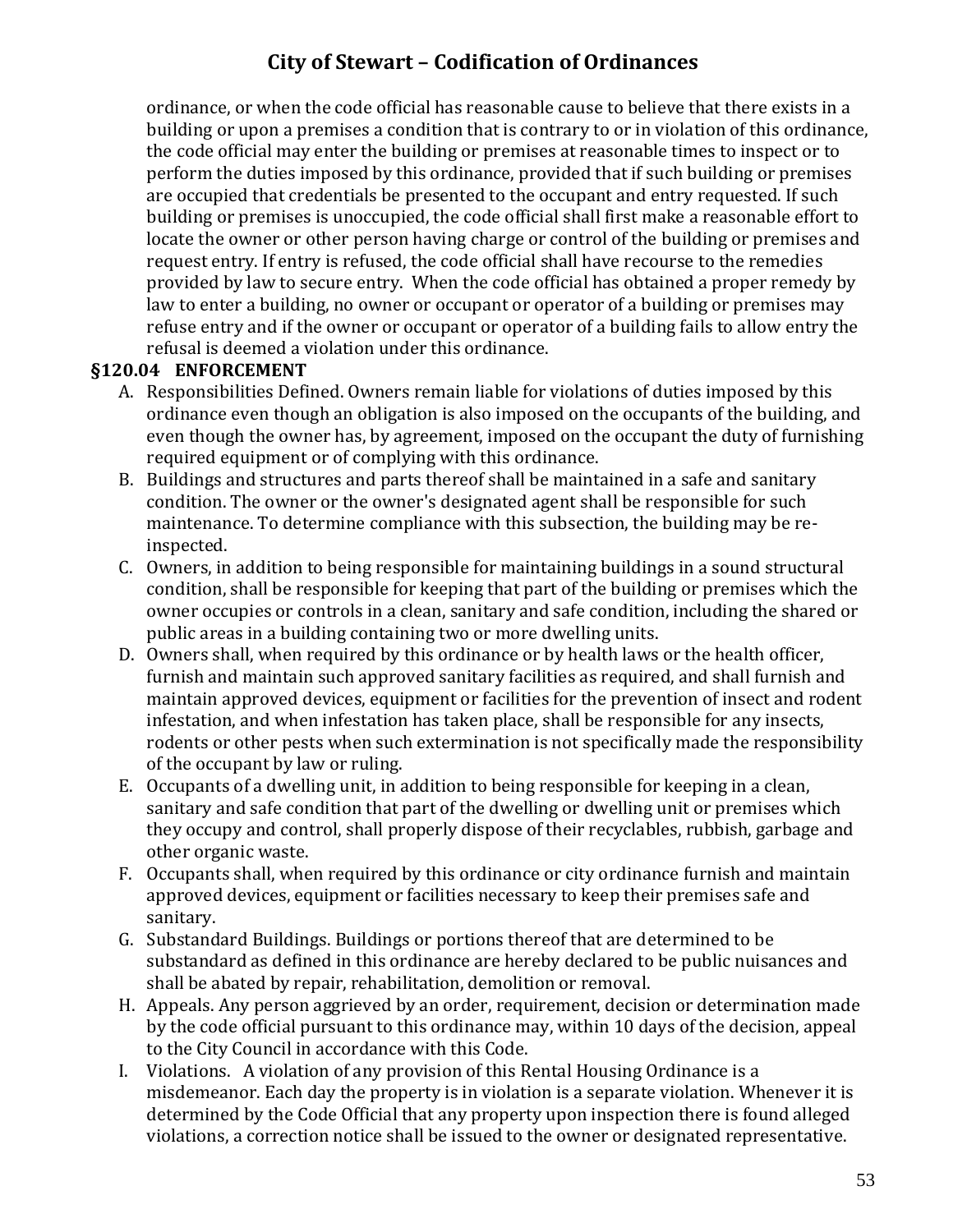ordinance, or when the code official has reasonable cause to believe that there exists in a building or upon a premises a condition that is contrary to or in violation of this ordinance, the code official may enter the building or premises at reasonable times to inspect or to perform the duties imposed by this ordinance, provided that if such building or premises are occupied that credentials be presented to the occupant and entry requested. If such building or premises is unoccupied, the code official shall first make a reasonable effort to locate the owner or other person having charge or control of the building or premises and request entry. If entry is refused, the code official shall have recourse to the remedies provided by law to secure entry. When the code official has obtained a proper remedy by law to enter a building, no owner or occupant or operator of a building or premises may refuse entry and if the owner or occupant or operator of a building fails to allow entry the refusal is deemed a violation under this ordinance.

**§120.04 ENFORCEMENT**

A. Responsibilities Defined. Owners remain liable for violations of duties imposed by this ordinance even though an obligation is also imposed on the occupants of the building, and even though the owner has, by agreement, imposed on the occupant the duty of furnishing required equipment or of complying with this ordinance.

B. Buildings and structures and parts thereof shall be maintained in a safe and sanitary condition. The owner or the owner's designated agent shall be responsible for such maintenance. To determine compliance with this subsection, the building may be re-inspected.

C. Owners, in addition to being responsible for maintaining buildings in a sound structural condition, shall be responsible for keeping that part of the building or premises which the owner occupies or controls in a clean, sanitary and safe condition, including the shared or public areas in a building containing two or more dwelling units.

D. Owners shall, when required by this ordinance or by health laws or the health officer, furnish and maintain such approved sanitary facilities as required, and shall furnish and maintain approved devices, equipment or facilities for the prevention of insect and rodent infestation, and when infestation has taken place, shall be responsible for any insects, rodents or other pests when such extermination is not specifically made the responsibility of the occupant by law or ruling.

E. Occupants of a dwelling unit, in addition to being responsible for keeping in a clean, sanitary and safe condition that part of the dwelling or dwelling unit or premises which they occupy and control, shall properly dispose of their recyclables, rubbish, garbage and other organic waste.

F. Occupants shall, when required by this ordinance or city ordinance furnish and maintain approved devices, equipment or facilities necessary to keep their premises safe and sanitary.

G. Substandard Buildings. Buildings or portions thereof that are determined to be substandard as defined in this ordinance are hereby declared to be public nuisances and shall be abated by repair, rehabilitation, demolition or removal.

H. Appeals. Any person aggrieved by an order, requirement, decision or determination made by the code official pursuant to this ordinance may, within 10 days of the decision, appeal to the City Council in accordance with this Code.

I. Violations. A violation of any provision of this Rental Housing Ordinance is a misdemeanor. Each day the property is in violation is a separate violation. Whenever it is determined by the Code Official that any property upon inspection there is found alleged violations, a correction notice shall be issued to the owner or designated representative.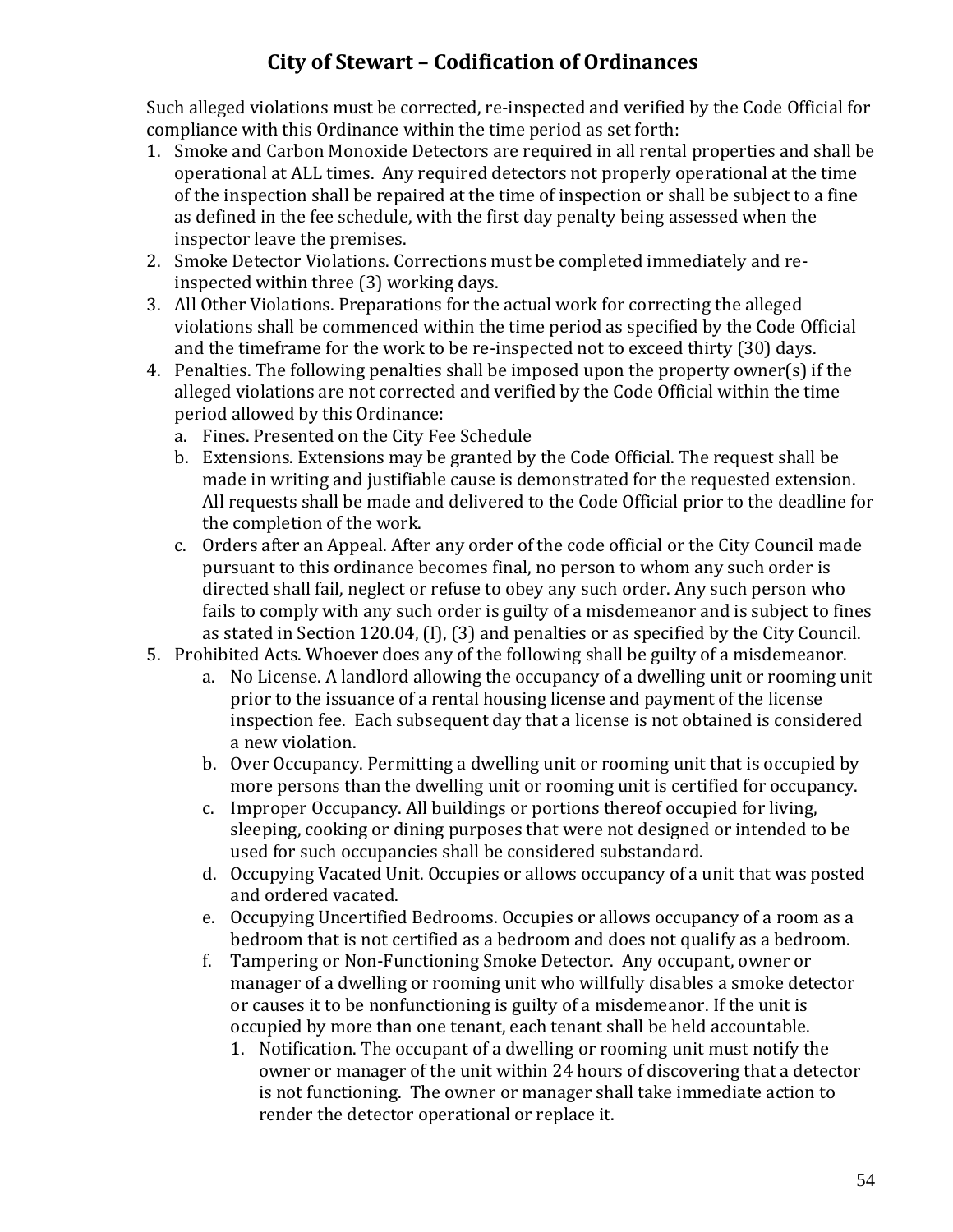Such alleged violations must be corrected, re-inspected and verified by the Code Official for compliance with this Ordinance within the time period as set forth:

1. Smoke and Carbon Monoxide Detectors are required in all rental properties and shall be operational at ALL times. Any required detectors not properly operational at the time of the inspection shall be repaired at the time of inspection or shall be subject to a fine as defined in the fee schedule, with the first day penalty being assessed when the inspector leave the premises.
2. Smoke Detector Violations. Corrections must be completed immediately and re-inspected within three (3) working days.
3. All Other Violations. Preparations for the actual work for correcting the alleged violations shall be commenced within the time period as specified by the Code Official and the timeframe for the work to be re-inspected not to exceed thirty (30) days.
4. Penalties. The following penalties shall be imposed upon the property owner(s) if the alleged violations are not corrected and verified by the Code Official within the time period allowed by this Ordinance:
   a. Fines. Presented on the City Fee Schedule
   b. Extensions. Extensions may be granted by the Code Official. The request shall be made in writing and justifiable cause is demonstrated for the requested extension. All requests shall be made and delivered to the Code Official prior to the deadline for the completion of the work.
   c. Orders after an Appeal. After any order of the code official or the City Council made pursuant to this ordinance becomes final, no person to whom any such order is directed shall fail, neglect or refuse to obey any such order. Any such person who fails to comply with any such order is guilty of a misdemeanor and is subject to fines as stated in Section 120.04, (I), (3) and penalties or as specified by the City Council.
5. Prohibited Acts. Whoever does any of the following shall be guilty of a misdemeanor.
   a. No License. A landlord allowing the occupancy of a dwelling unit or rooming unit prior to the issuance of a rental housing license and payment of the license inspection fee. Each subsequent day that a license is not obtained is considered a new violation.
   b. Over Occupancy. Permitting a dwelling unit or rooming unit that is occupied by more persons than the dwelling unit or rooming unit is certified for occupancy.
   c. Improper Occupancy. All buildings or portions thereof occupied for living, sleeping, cooking or dining purposes that were not designed or intended to be used for such occupancies shall be considered substandard.
   d. Occupying Vacated Unit. Occupies or allows occupancy of a unit that was posted and ordered vacated.
   e. Occupying Uncertified Bedrooms. Occupies or allows occupancy of a room as a bedroom that is not certified as a bedroom and does not qualify as a bedroom.
   f. Tampering or Non-Functioning Smoke Detector. Any occupant, owner or manager of a dwelling or rooming unit who willfully disables a smoke detector or causes it to be nonfunctioning is guilty of a misdemeanor. If the unit is occupied by more than one tenant, each tenant shall be held accountable.
      1. Notification. The occupant of a dwelling or rooming unit must notify the owner or manager of the unit within 24 hours of discovering that a detector is not functioning. The owner or manager shall take immediate action to render the detector operational or replace it.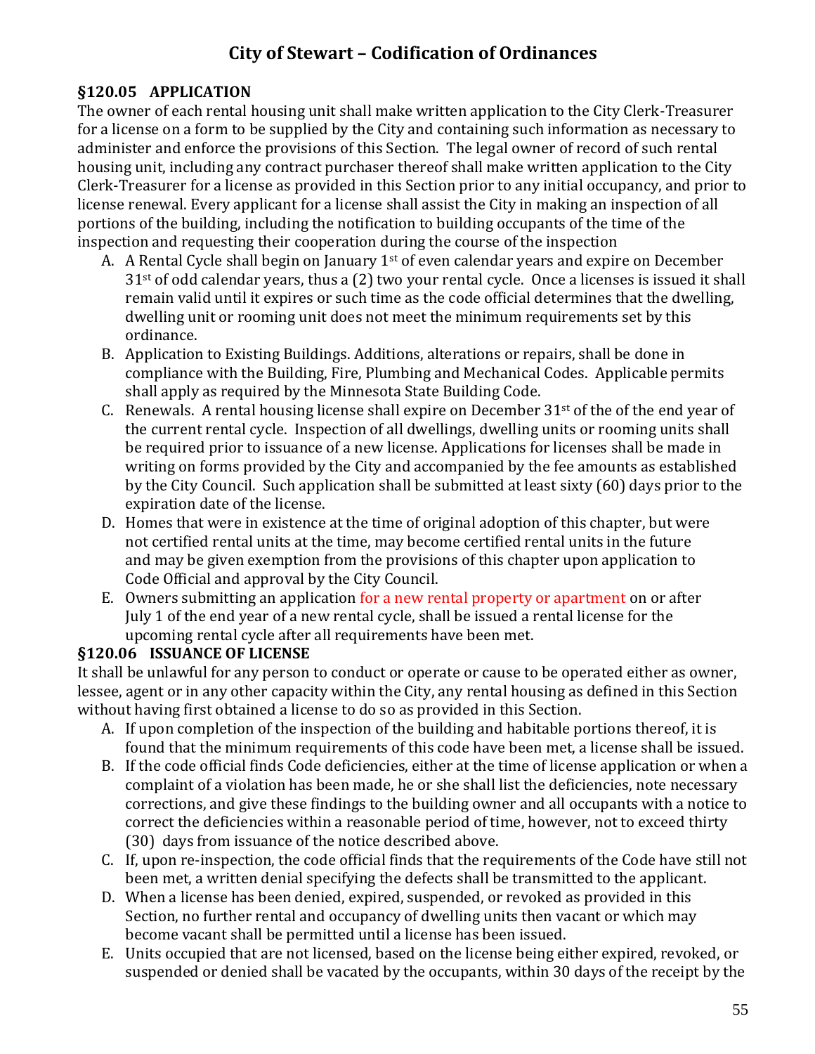## §120.05 APPLICATION

The owner of each rental housing unit shall make written application to the City Clerk-Treasurer for a license on a form to be supplied by the City and containing such information as necessary to administer and enforce the provisions of this Section. The legal owner of record of such rental housing unit, including any contract purchaser thereof shall make written application to the City Clerk-Treasurer for a license as provided in this Section prior to any initial occupancy, and prior to license renewal. Every applicant for a license shall assist the City in making an inspection of all portions of the building, including the notification to building occupants of the time of the inspection and requesting their cooperation during the course of the inspection

A. A Rental Cycle shall begin on January 1st of even calendar years and expire on December 31st of odd calendar years, thus a (2) two your rental cycle. Once a licenses is issued it shall remain valid until it expires or such time as the code official determines that the dwelling, dwelling unit or rooming unit does not meet the minimum requirements set by this ordinance.

B. Application to Existing Buildings. Additions, alterations or repairs, shall be done in compliance with the Building, Fire, Plumbing and Mechanical Codes. Applicable permits shall apply as required by the Minnesota State Building Code.

C. Renewals. A rental housing license shall expire on December 31st of the of the end year of the current rental cycle. Inspection of all dwellings, dwelling units or rooming units shall be required prior to issuance of a new license. Applications for licenses shall be made in writing on forms provided by the City and accompanied by the fee amounts as established by the City Council. Such application shall be submitted at least sixty (60) days prior to the expiration date of the license.

D. Homes that were in existence at the time of original adoption of this chapter, but were not certified rental units at the time, may become certified rental units in the future and may be given exemption from the provisions of this chapter upon application to Code Official and approval by the City Council.

E. Owners submitting an application for a new rental property or apartment on or after July 1 of the end year of a new rental cycle, shall be issued a rental license for the upcoming rental cycle after all requirements have been met.

## §120.06 ISSUANCE OF LICENSE

It shall be unlawful for any person to conduct or operate or cause to be operated either as owner, lessee, agent or in any other capacity within the City, any rental housing as defined in this Section without having first obtained a license to do so as provided in this Section.

A. If upon completion of the inspection of the building and habitable portions thereof, it is found that the minimum requirements of this code have been met, a license shall be issued.

B. If the code official finds Code deficiencies, either at the time of license application or when a complaint of a violation has been made, he or she shall list the deficiencies, note necessary corrections, and give these findings to the building owner and all occupants with a notice to correct the deficiencies within a reasonable period of time, however, not to exceed thirty (30) days from issuance of the notice described above.

C. If, upon re-inspection, the code official finds that the requirements of the Code have still not been met, a written denial specifying the defects shall be transmitted to the applicant.

D. When a license has been denied, expired, suspended, or revoked as provided in this Section, no further rental and occupancy of dwelling units then vacant or which may become vacant shall be permitted until a license has been issued.

E. Units occupied that are not licensed, based on the license being either expired, revoked, or suspended or denied shall be vacated by the occupants, within 30 days of the receipt by the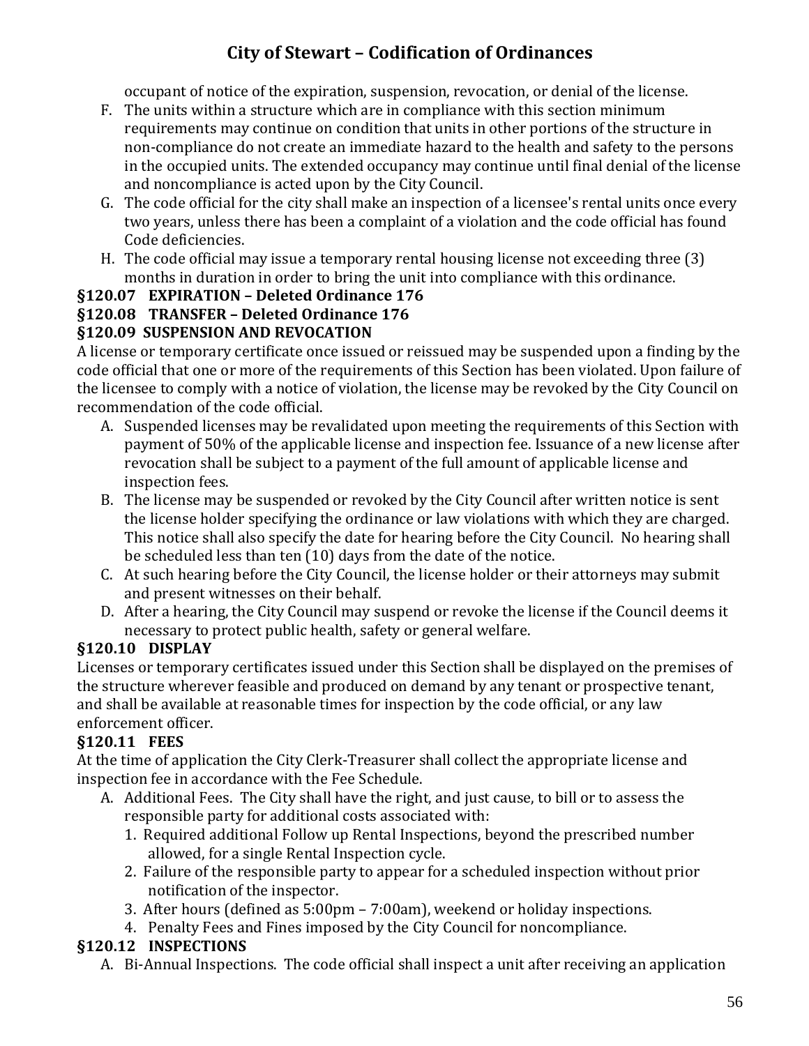occupant of notice of the expiration, suspension, revocation, or denial of the license.

F. The units within a structure which are in compliance with this section minimum requirements may continue on condition that units in other portions of the structure in non-compliance do not create an immediate hazard to the health and safety to the persons in the occupied units. The extended occupancy may continue until final denial of the license and noncompliance is acted upon by the City Council.
G. The code official for the city shall make an inspection of a licensee's rental units once every two years, unless there has been a complaint of a violation and the code official has found Code deficiencies.
H. The code official may issue a temporary rental housing license not exceeding three (3) months in duration in order to bring the unit into compliance with this ordinance.

### §120.07 EXPIRATION – Deleted Ordinance 176

### §120.08 TRANSFER – Deleted Ordinance 176

### §120.09 SUSPENSION AND REVOCATION

A license or temporary certificate once issued or reissued may be suspended upon a finding by the code official that one or more of the requirements of this Section has been violated. Upon failure of the licensee to comply with a notice of violation, the license may be revoked by the City Council on recommendation of the code official.

A. Suspended licenses may be revalidated upon meeting the requirements of this Section with payment of 50% of the applicable license and inspection fee. Issuance of a new license after revocation shall be subject to a payment of the full amount of applicable license and inspection fees.
B. The license may be suspended or revoked by the City Council after written notice is sent the license holder specifying the ordinance or law violations with which they are charged. This notice shall also specify the date for hearing before the City Council. No hearing shall be scheduled less than ten (10) days from the date of the notice.
C. At such hearing before the City Council, the license holder or their attorneys may submit and present witnesses on their behalf.
D. After a hearing, the City Council may suspend or revoke the license if the Council deems it necessary to protect public health, safety or general welfare.

### §120.10 DISPLAY

Licenses or temporary certificates issued under this Section shall be displayed on the premises of the structure wherever feasible and produced on demand by any tenant or prospective tenant, and shall be available at reasonable times for inspection by the code official, or any law enforcement officer.

### §120.11 FEES

At the time of application the City Clerk-Treasurer shall collect the appropriate license and inspection fee in accordance with the Fee Schedule.

A. Additional Fees. The City shall have the right, and just cause, to bill or to assess the responsible party for additional costs associated with:
   1. Required additional Follow up Rental Inspections, beyond the prescribed number allowed, for a single Rental Inspection cycle.
   2. Failure of the responsible party to appear for a scheduled inspection without prior notification of the inspector.
   3. After hours (defined as 5:00pm – 7:00am), weekend or holiday inspections.
   4. Penalty Fees and Fines imposed by the City Council for noncompliance.

### §120.12 INSPECTIONS

A. Bi-Annual Inspections. The code official shall inspect a unit after receiving an application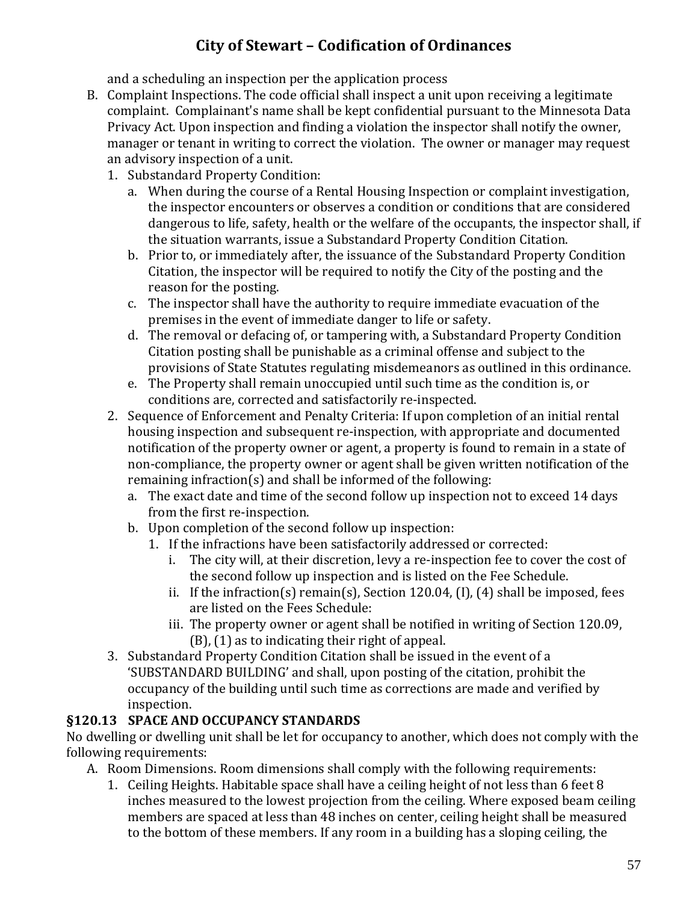and a scheduling an inspection per the application process

B. Complaint Inspections. The code official shall inspect a unit upon receiving a legitimate complaint. Complainant's name shall be kept confidential pursuant to the Minnesota Data Privacy Act. Upon inspection and finding a violation the inspector shall notify the owner, manager or tenant in writing to correct the violation. The owner or manager may request an advisory inspection of a unit.
   1. Substandard Property Condition:
      a. When during the course of a Rental Housing Inspection or complaint investigation, the inspector encounters or observes a condition or conditions that are considered dangerous to life, safety, health or the welfare of the occupants, the inspector shall, if the situation warrants, issue a Substandard Property Condition Citation.
      b. Prior to, or immediately after, the issuance of the Substandard Property Condition Citation, the inspector will be required to notify the City of the posting and the reason for the posting.
      c. The inspector shall have the authority to require immediate evacuation of the premises in the event of immediate danger to life or safety.
      d. The removal or defacing of, or tampering with, a Substandard Property Condition Citation posting shall be punishable as a criminal offense and subject to the provisions of State Statutes regulating misdemeanors as outlined in this ordinance.
      e. The Property shall remain unoccupied until such time as the condition is, or conditions are, corrected and satisfactorily re-inspected.
   2. Sequence of Enforcement and Penalty Criteria: If upon completion of an initial rental housing inspection and subsequent re-inspection, with appropriate and documented notification of the property owner or agent, a property is found to remain in a state of non-compliance, the property owner or agent shall be given written notification of the remaining infraction(s) and shall be informed of the following:
      a. The exact date and time of the second follow up inspection not to exceed 14 days from the first re-inspection.
      b. Upon completion of the second follow up inspection:
         1. If the infractions have been satisfactorily addressed or corrected:
            i. The city will, at their discretion, levy a re-inspection fee to cover the cost of the second follow up inspection and is listed on the Fee Schedule.
            ii. If the infraction(s) remain(s), Section 120.04, (I), (4) shall be imposed, fees are listed on the Fees Schedule:
            iii. The property owner or agent shall be notified in writing of Section 120.09, (B), (1) as to indicating their right of appeal.
   3. Substandard Property Condition Citation shall be issued in the event of a 'SUBSTANDARD BUILDING' and shall, upon posting of the citation, prohibit the occupancy of the building until such time as corrections are made and verified by inspection.

**§120.13 SPACE AND OCCUPANCY STANDARDS**

No dwelling or dwelling unit shall be let for occupancy to another, which does not comply with the following requirements:

A. Room Dimensions. Room dimensions shall comply with the following requirements:
   1. Ceiling Heights. Habitable space shall have a ceiling height of not less than 6 feet 8 inches measured to the lowest projection from the ceiling. Where exposed beam ceiling members are spaced at less than 48 inches on center, ceiling height shall be measured to the bottom of these members. If any room in a building has a sloping ceiling, the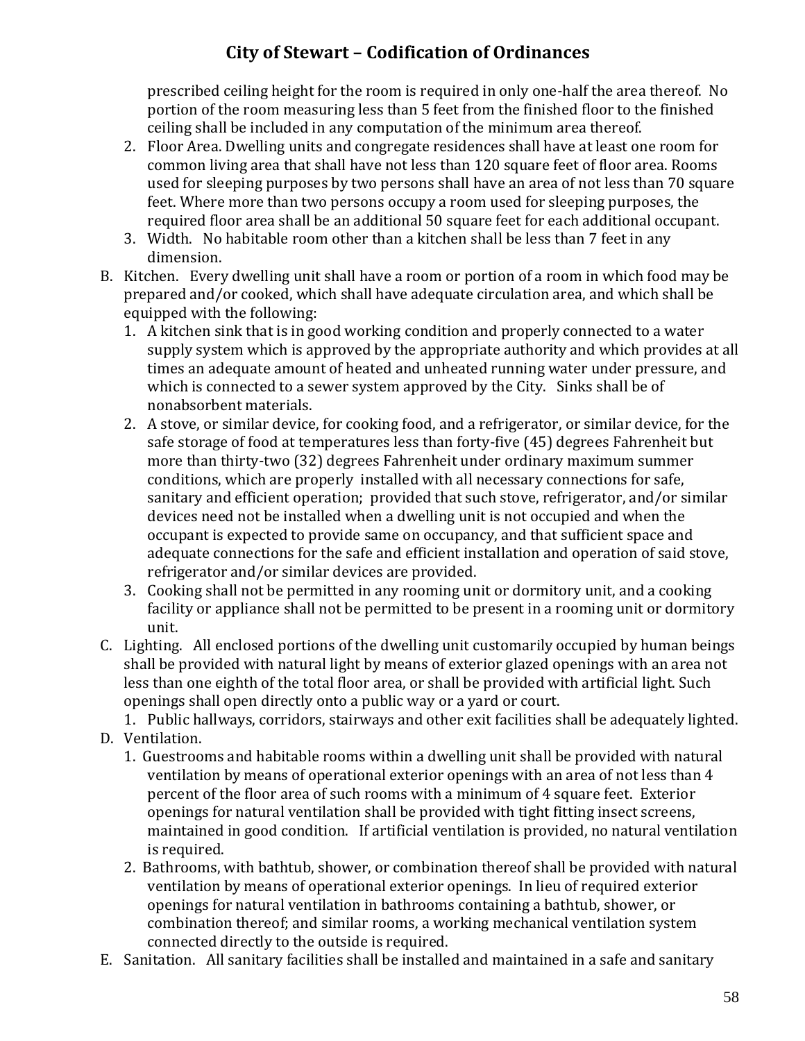prescribed ceiling height for the room is required in only one-half the area thereof. No portion of the room measuring less than 5 feet from the finished floor to the finished ceiling shall be included in any computation of the minimum area thereof.

2. Floor Area. Dwelling units and congregate residences shall have at least one room for common living area that shall have not less than 120 square feet of floor area. Rooms used for sleeping purposes by two persons shall have an area of not less than 70 square feet. Where more than two persons occupy a room used for sleeping purposes, the required floor area shall be an additional 50 square feet for each additional occupant.
3. Width. No habitable room other than a kitchen shall be less than 7 feet in any dimension.

B. Kitchen. Every dwelling unit shall have a room or portion of a room in which food may be prepared and/or cooked, which shall have adequate circulation area, and which shall be equipped with the following:

1. A kitchen sink that is in good working condition and properly connected to a water supply system which is approved by the appropriate authority and which provides at all times an adequate amount of heated and unheated running water under pressure, and which is connected to a sewer system approved by the City. Sinks shall be of nonabsorbent materials.
2. A stove, or similar device, for cooking food, and a refrigerator, or similar device, for the safe storage of food at temperatures less than forty-five (45) degrees Fahrenheit but more than thirty-two (32) degrees Fahrenheit under ordinary maximum summer conditions, which are properly installed with all necessary connections for safe, sanitary and efficient operation; provided that such stove, refrigerator, and/or similar devices need not be installed when a dwelling unit is not occupied and when the occupant is expected to provide same on occupancy, and that sufficient space and adequate connections for the safe and efficient installation and operation of said stove, refrigerator and/or similar devices are provided.
3. Cooking shall not be permitted in any rooming unit or dormitory unit, and a cooking facility or appliance shall not be permitted to be present in a rooming unit or dormitory unit.

C. Lighting. All enclosed portions of the dwelling unit customarily occupied by human beings shall be provided with natural light by means of exterior glazed openings with an area not less than one eighth of the total floor area, or shall be provided with artificial light. Such openings shall open directly onto a public way or a yard or court.

1. Public hallways, corridors, stairways and other exit facilities shall be adequately lighted.

D. Ventilation.

1. Guestrooms and habitable rooms within a dwelling unit shall be provided with natural ventilation by means of operational exterior openings with an area of not less than 4 percent of the floor area of such rooms with a minimum of 4 square feet. Exterior openings for natural ventilation shall be provided with tight fitting insect screens, maintained in good condition. If artificial ventilation is provided, no natural ventilation is required.
2. Bathrooms, with bathtub, shower, or combination thereof shall be provided with natural ventilation by means of operational exterior openings. In lieu of required exterior openings for natural ventilation in bathrooms containing a bathtub, shower, or combination thereof; and similar rooms, a working mechanical ventilation system connected directly to the outside is required.

E. Sanitation. All sanitary facilities shall be installed and maintained in a safe and sanitary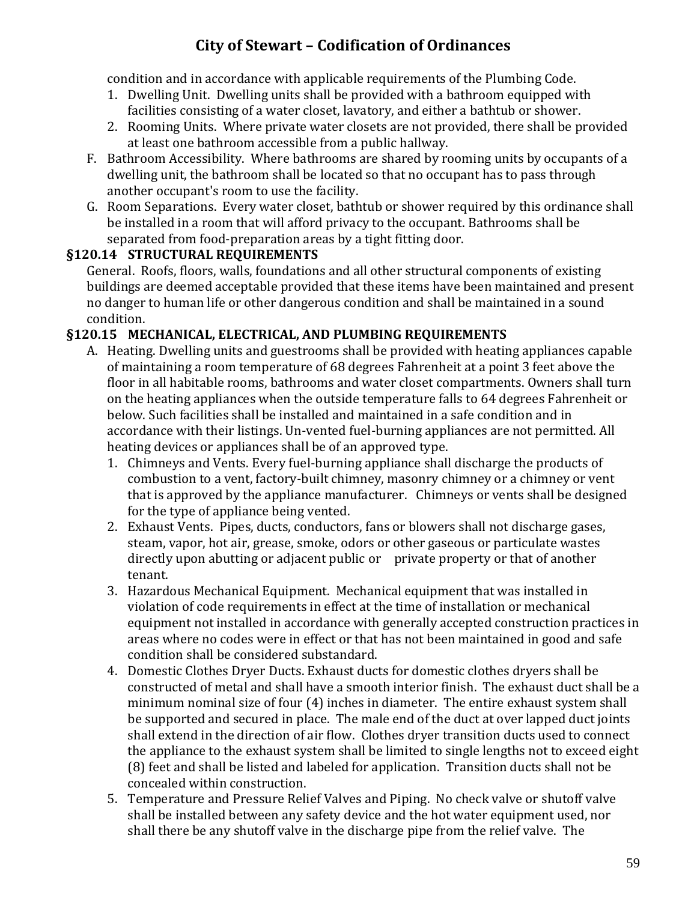condition and in accordance with applicable requirements of the Plumbing Code.

1. Dwelling Unit. Dwelling units shall be provided with a bathroom equipped with facilities consisting of a water closet, lavatory, and either a bathtub or shower.
2. Rooming Units. Where private water closets are not provided, there shall be provided at least one bathroom accessible from a public hallway.

F. Bathroom Accessibility. Where bathrooms are shared by rooming units by occupants of a dwelling unit, the bathroom shall be located so that no occupant has to pass through another occupant's room to use the facility.

G. Room Separations. Every water closet, bathtub or shower required by this ordinance shall be installed in a room that will afford privacy to the occupant. Bathrooms shall be separated from food-preparation areas by a tight fitting door.

### §120.14 STRUCTURAL REQUIREMENTS

General. Roofs, floors, walls, foundations and all other structural components of existing buildings are deemed acceptable provided that these items have been maintained and present no danger to human life or other dangerous condition and shall be maintained in a sound condition.

### §120.15 MECHANICAL, ELECTRICAL, AND PLUMBING REQUIREMENTS

A. Heating. Dwelling units and guestrooms shall be provided with heating appliances capable of maintaining a room temperature of 68 degrees Fahrenheit at a point 3 feet above the floor in all habitable rooms, bathrooms and water closet compartments. Owners shall turn on the heating appliances when the outside temperature falls to 64 degrees Fahrenheit or below. Such facilities shall be installed and maintained in a safe condition and in accordance with their listings. Un-vented fuel-burning appliances are not permitted. All heating devices or appliances shall be of an approved type.

1. Chimneys and Vents. Every fuel-burning appliance shall discharge the products of combustion to a vent, factory-built chimney, masonry chimney or a chimney or vent that is approved by the appliance manufacturer. Chimneys or vents shall be designed for the type of appliance being vented.
2. Exhaust Vents. Pipes, ducts, conductors, fans or blowers shall not discharge gases, steam, vapor, hot air, grease, smoke, odors or other gaseous or particulate wastes directly upon abutting or adjacent public or private property or that of another tenant.
3. Hazardous Mechanical Equipment. Mechanical equipment that was installed in violation of code requirements in effect at the time of installation or mechanical equipment not installed in accordance with generally accepted construction practices in areas where no codes were in effect or that has not been maintained in good and safe condition shall be considered substandard.
4. Domestic Clothes Dryer Ducts. Exhaust ducts for domestic clothes dryers shall be constructed of metal and shall have a smooth interior finish. The exhaust duct shall be a minimum nominal size of four (4) inches in diameter. The entire exhaust system shall be supported and secured in place. The male end of the duct at over lapped duct joints shall extend in the direction of air flow. Clothes dryer transition ducts used to connect the appliance to the exhaust system shall be limited to single lengths not to exceed eight (8) feet and shall be listed and labeled for application. Transition ducts shall not be concealed within construction.
5. Temperature and Pressure Relief Valves and Piping. No check valve or shutoff valve shall be installed between any safety device and the hot water equipment used, nor shall there be any shutoff valve in the discharge pipe from the relief valve. The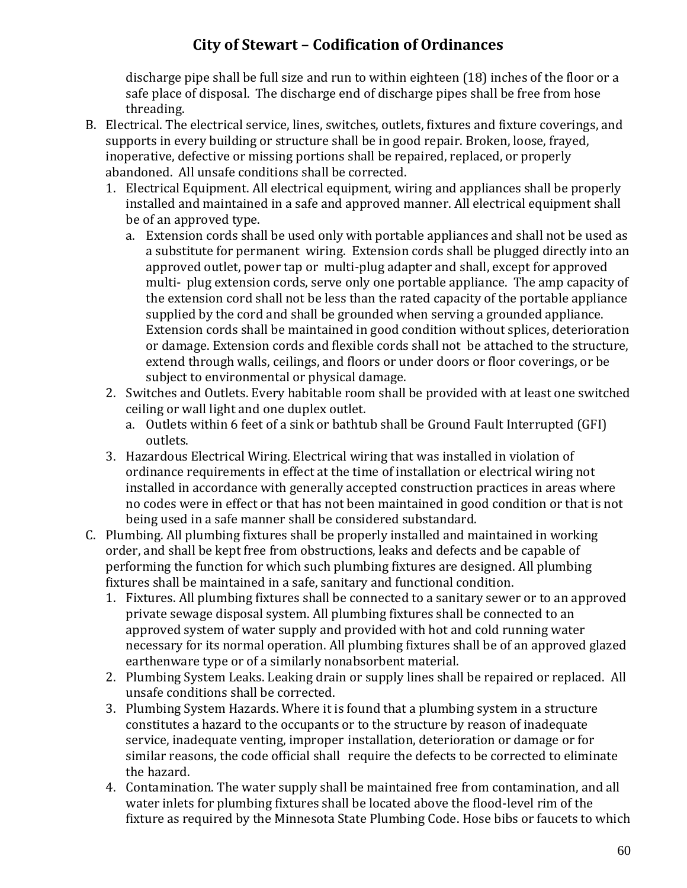discharge pipe shall be full size and run to within eighteen (18) inches of the floor or a safe place of disposal. The discharge end of discharge pipes shall be free from hose threading.

B. Electrical. The electrical service, lines, switches, outlets, fixtures and fixture coverings, and supports in every building or structure shall be in good repair. Broken, loose, frayed, inoperative, defective or missing portions shall be repaired, replaced, or properly abandoned. All unsafe conditions shall be corrected.
   1. Electrical Equipment. All electrical equipment, wiring and appliances shall be properly installed and maintained in a safe and approved manner. All electrical equipment shall be of an approved type.
      a. Extension cords shall be used only with portable appliances and shall not be used as a substitute for permanent wiring. Extension cords shall be plugged directly into an approved outlet, power tap or multi-plug adapter and shall, except for approved multi- plug extension cords, serve only one portable appliance. The amp capacity of the extension cord shall not be less than the rated capacity of the portable appliance supplied by the cord and shall be grounded when serving a grounded appliance. Extension cords shall be maintained in good condition without splices, deterioration or damage. Extension cords and flexible cords shall not be attached to the structure, extend through walls, ceilings, and floors or under doors or floor coverings, or be subject to environmental or physical damage.
   2. Switches and Outlets. Every habitable room shall be provided with at least one switched ceiling or wall light and one duplex outlet.
      a. Outlets within 6 feet of a sink or bathtub shall be Ground Fault Interrupted (GFI) outlets.
   3. Hazardous Electrical Wiring. Electrical wiring that was installed in violation of ordinance requirements in effect at the time of installation or electrical wiring not installed in accordance with generally accepted construction practices in areas where no codes were in effect or that has not been maintained in good condition or that is not being used in a safe manner shall be considered substandard.

C. Plumbing. All plumbing fixtures shall be properly installed and maintained in working order, and shall be kept free from obstructions, leaks and defects and be capable of performing the function for which such plumbing fixtures are designed. All plumbing fixtures shall be maintained in a safe, sanitary and functional condition.
   1. Fixtures. All plumbing fixtures shall be connected to a sanitary sewer or to an approved private sewage disposal system. All plumbing fixtures shall be connected to an approved system of water supply and provided with hot and cold running water necessary for its normal operation. All plumbing fixtures shall be of an approved glazed earthenware type or of a similarly nonabsorbent material.
   2. Plumbing System Leaks. Leaking drain or supply lines shall be repaired or replaced. All unsafe conditions shall be corrected.
   3. Plumbing System Hazards. Where it is found that a plumbing system in a structure constitutes a hazard to the occupants or to the structure by reason of inadequate service, inadequate venting, improper installation, deterioration or damage or for similar reasons, the code official shall require the defects to be corrected to eliminate the hazard.
   4. Contamination. The water supply shall be maintained free from contamination, and all water inlets for plumbing fixtures shall be located above the flood-level rim of the fixture as required by the Minnesota State Plumbing Code. Hose bibs or faucets to which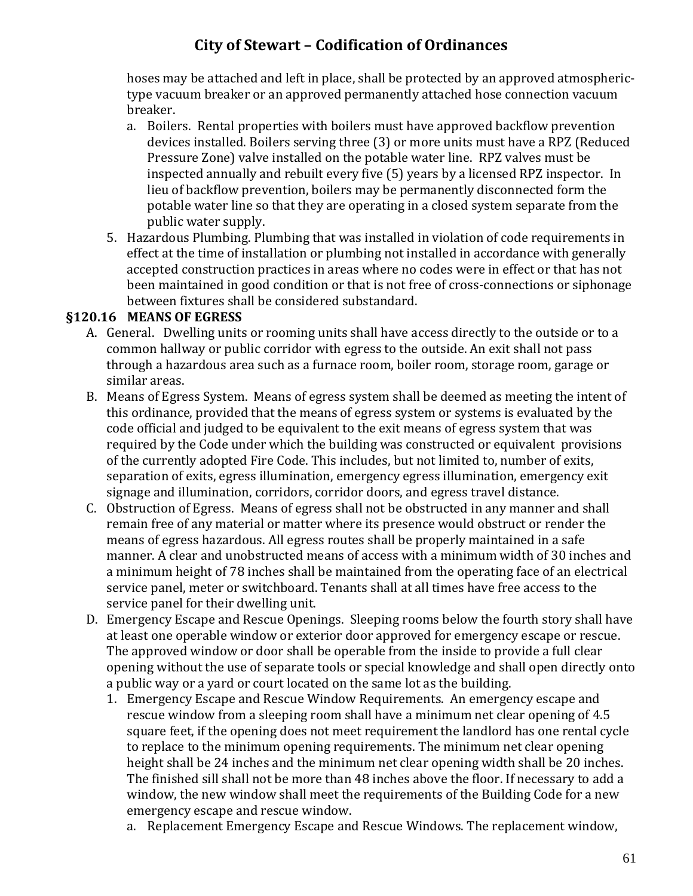hoses may be attached and left in place, shall be protected by an approved atmospheric-type vacuum breaker or an approved permanently attached hose connection vacuum breaker.

   a. Boilers. Rental properties with boilers must have approved backflow prevention devices installed. Boilers serving three (3) or more units must have a RPZ (Reduced Pressure Zone) valve installed on the potable water line. RPZ valves must be inspected annually and rebuilt every five (5) years by a licensed RPZ inspector. In lieu of backflow prevention, boilers may be permanently disconnected form the potable water line so that they are operating in a closed system separate from the public water supply.

5. Hazardous Plumbing. Plumbing that was installed in violation of code requirements in effect at the time of installation or plumbing not installed in accordance with generally accepted construction practices in areas where no codes were in effect or that has not been maintained in good condition or that is not free of cross-connections or siphonage between fixtures shall be considered substandard.

### §120.16 MEANS OF EGRESS

A. General. Dwelling units or rooming units shall have access directly to the outside or to a common hallway or public corridor with egress to the outside. An exit shall not pass through a hazardous area such as a furnace room, boiler room, storage room, garage or similar areas.

B. Means of Egress System. Means of egress system shall be deemed as meeting the intent of this ordinance, provided that the means of egress system or systems is evaluated by the code official and judged to be equivalent to the exit means of egress system that was required by the Code under which the building was constructed or equivalent provisions of the currently adopted Fire Code. This includes, but not limited to, number of exits, separation of exits, egress illumination, emergency egress illumination, emergency exit signage and illumination, corridors, corridor doors, and egress travel distance.

C. Obstruction of Egress. Means of egress shall not be obstructed in any manner and shall remain free of any material or matter where its presence would obstruct or render the means of egress hazardous. All egress routes shall be properly maintained in a safe manner. A clear and unobstructed means of access with a minimum width of 30 inches and a minimum height of 78 inches shall be maintained from the operating face of an electrical service panel, meter or switchboard. Tenants shall at all times have free access to the service panel for their dwelling unit.

D. Emergency Escape and Rescue Openings. Sleeping rooms below the fourth story shall have at least one operable window or exterior door approved for emergency escape or rescue. The approved window or door shall be operable from the inside to provide a full clear opening without the use of separate tools or special knowledge and shall open directly onto a public way or a yard or court located on the same lot as the building.

   1. Emergency Escape and Rescue Window Requirements. An emergency escape and rescue window from a sleeping room shall have a minimum net clear opening of 4.5 square feet, if the opening does not meet requirement the landlord has one rental cycle to replace to the minimum opening requirements. The minimum net clear opening height shall be 24 inches and the minimum net clear opening width shall be 20 inches. The finished sill shall not be more than 48 inches above the floor. If necessary to add a window, the new window shall meet the requirements of the Building Code for a new emergency escape and rescue window.

      a. Replacement Emergency Escape and Rescue Windows. The replacement window,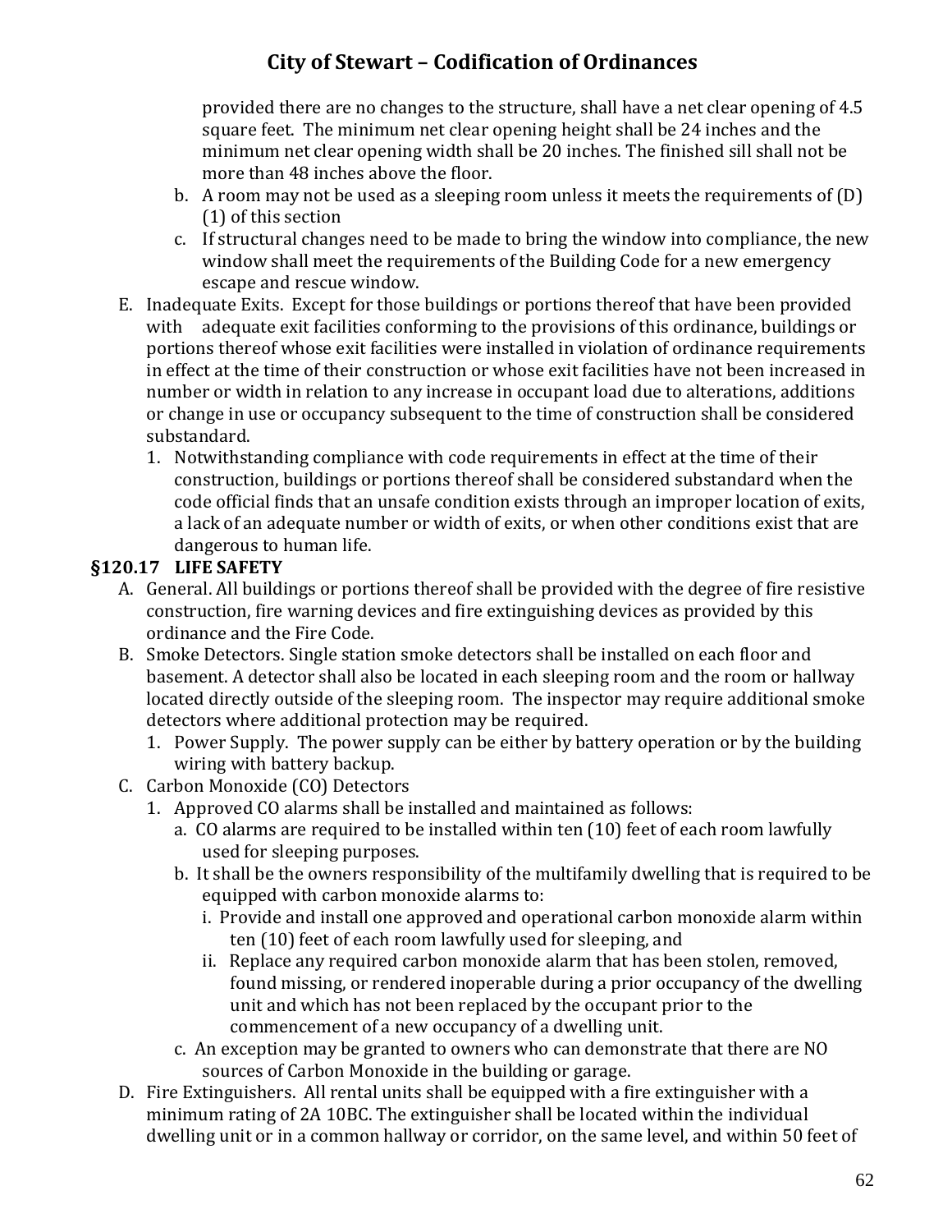provided there are no changes to the structure, shall have a net clear opening of 4.5 square feet. The minimum net clear opening height shall be 24 inches and the minimum net clear opening width shall be 20 inches. The finished sill shall not be more than 48 inches above the floor.

   b. A room may not be used as a sleeping room unless it meets the requirements of (D)(1) of this section
   c. If structural changes need to be made to bring the window into compliance, the new window shall meet the requirements of the Building Code for a new emergency escape and rescue window.

E. Inadequate Exits. Except for those buildings or portions thereof that have been provided with adequate exit facilities conforming to the provisions of this ordinance, buildings or portions thereof whose exit facilities were installed in violation of ordinance requirements in effect at the time of their construction or whose exit facilities have not been increased in number or width in relation to any increase in occupant load due to alterations, additions or change in use or occupancy subsequent to the time of construction shall be considered substandard.
   1. Notwithstanding compliance with code requirements in effect at the time of their construction, buildings or portions thereof shall be considered substandard when the code official finds that an unsafe condition exists through an improper location of exits, a lack of an adequate number or width of exits, or when other conditions exist that are dangerous to human life.

**§120.17 LIFE SAFETY**

A. General. All buildings or portions thereof shall be provided with the degree of fire resistive construction, fire warning devices and fire extinguishing devices as provided by this ordinance and the Fire Code.

B. Smoke Detectors. Single station smoke detectors shall be installed on each floor and basement. A detector shall also be located in each sleeping room and the room or hallway located directly outside of the sleeping room. The inspector may require additional smoke detectors where additional protection may be required.
   1. Power Supply. The power supply can be either by battery operation or by the building wiring with battery backup.

C. Carbon Monoxide (CO) Detectors
   1. Approved CO alarms shall be installed and maintained as follows:
      a. CO alarms are required to be installed within ten (10) feet of each room lawfully used for sleeping purposes.
      b. It shall be the owners responsibility of the multifamily dwelling that is required to be equipped with carbon monoxide alarms to:
         i. Provide and install one approved and operational carbon monoxide alarm within ten (10) feet of each room lawfully used for sleeping, and
         ii. Replace any required carbon monoxide alarm that has been stolen, removed, found missing, or rendered inoperable during a prior occupancy of the dwelling unit and which has not been replaced by the occupant prior to the commencement of a new occupancy of a dwelling unit.
      c. An exception may be granted to owners who can demonstrate that there are NO sources of Carbon Monoxide in the building or garage.

D. Fire Extinguishers. All rental units shall be equipped with a fire extinguisher with a minimum rating of 2A 10BC. The extinguisher shall be located within the individual dwelling unit or in a common hallway or corridor, on the same level, and within 50 feet of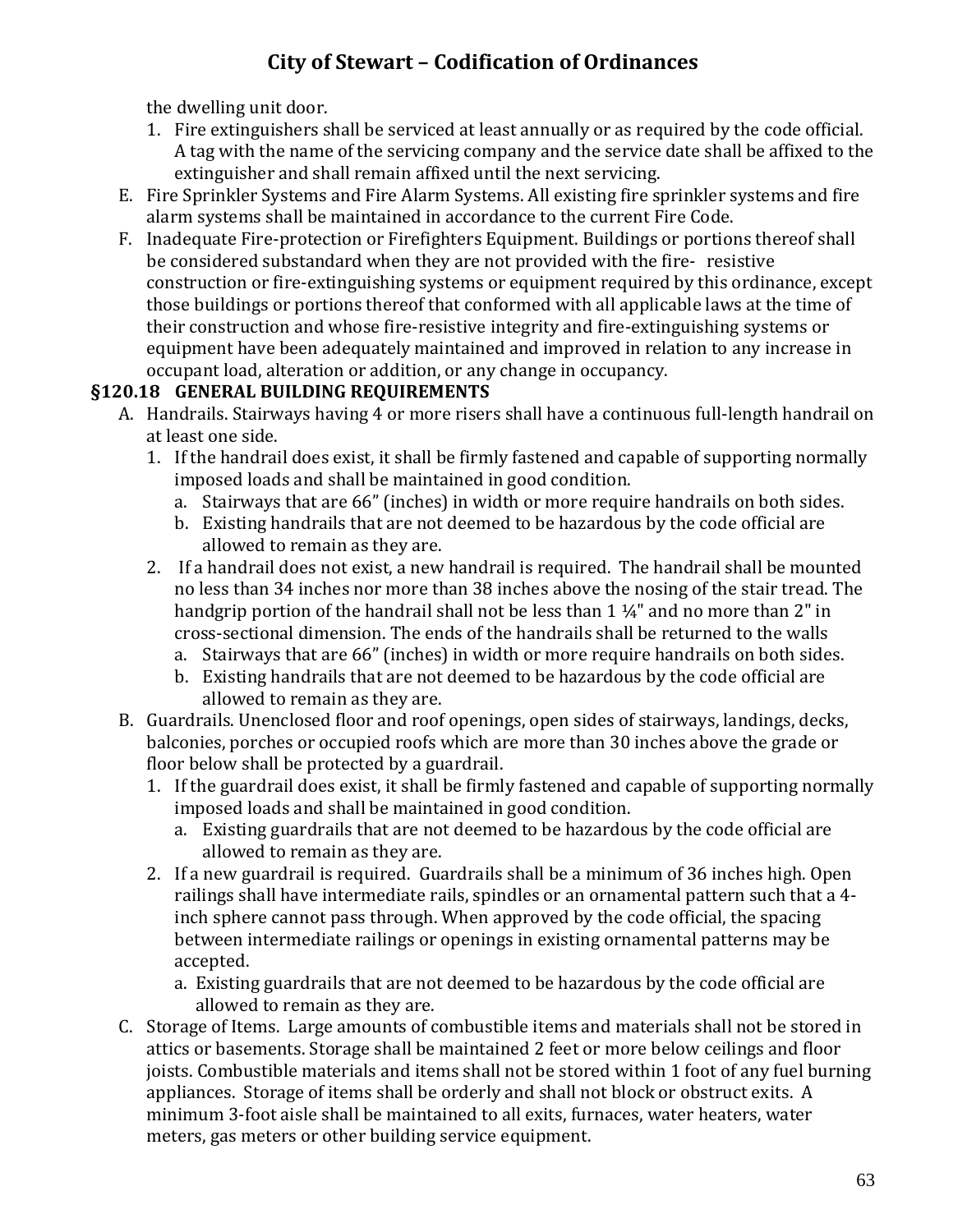the dwelling unit door.

1. Fire extinguishers shall be serviced at least annually or as required by the code official. A tag with the name of the servicing company and the service date shall be affixed to the extinguisher and shall remain affixed until the next servicing.

E. Fire Sprinkler Systems and Fire Alarm Systems. All existing fire sprinkler systems and fire alarm systems shall be maintained in accordance to the current Fire Code.

F. Inadequate Fire-protection or Firefighters Equipment. Buildings or portions thereof shall be considered substandard when they are not provided with the fire- resistive construction or fire-extinguishing systems or equipment required by this ordinance, except those buildings or portions thereof that conformed with all applicable laws at the time of their construction and whose fire-resistive integrity and fire-extinguishing systems or equipment have been adequately maintained and improved in relation to any increase in occupant load, alteration or addition, or any change in occupancy.

### §120.18 GENERAL BUILDING REQUIREMENTS

A. Handrails. Stairways having 4 or more risers shall have a continuous full-length handrail on at least one side.
   1. If the handrail does exist, it shall be firmly fastened and capable of supporting normally imposed loads and shall be maintained in good condition.
      a. Stairways that are 66" (inches) in width or more require handrails on both sides.
      b. Existing handrails that are not deemed to be hazardous by the code official are allowed to remain as they are.
   2. If a handrail does not exist, a new handrail is required. The handrail shall be mounted no less than 34 inches nor more than 38 inches above the nosing of the stair tread. The handgrip portion of the handrail shall not be less than 1 ¼" and no more than 2" in cross-sectional dimension. The ends of the handrails shall be returned to the walls
      a. Stairways that are 66" (inches) in width or more require handrails on both sides.
      b. Existing handrails that are not deemed to be hazardous by the code official are allowed to remain as they are.

B. Guardrails. Unenclosed floor and roof openings, open sides of stairways, landings, decks, balconies, porches or occupied roofs which are more than 30 inches above the grade or floor below shall be protected by a guardrail.
   1. If the guardrail does exist, it shall be firmly fastened and capable of supporting normally imposed loads and shall be maintained in good condition.
      a. Existing guardrails that are not deemed to be hazardous by the code official are allowed to remain as they are.
   2. If a new guardrail is required. Guardrails shall be a minimum of 36 inches high. Open railings shall have intermediate rails, spindles or an ornamental pattern such that a 4-inch sphere cannot pass through. When approved by the code official, the spacing between intermediate railings or openings in existing ornamental patterns may be accepted.
      a. Existing guardrails that are not deemed to be hazardous by the code official are allowed to remain as they are.

C. Storage of Items. Large amounts of combustible items and materials shall not be stored in attics or basements. Storage shall be maintained 2 feet or more below ceilings and floor joists. Combustible materials and items shall not be stored within 1 foot of any fuel burning appliances. Storage of items shall be orderly and shall not block or obstruct exits. A minimum 3-foot aisle shall be maintained to all exits, furnaces, water heaters, water meters, gas meters or other building service equipment.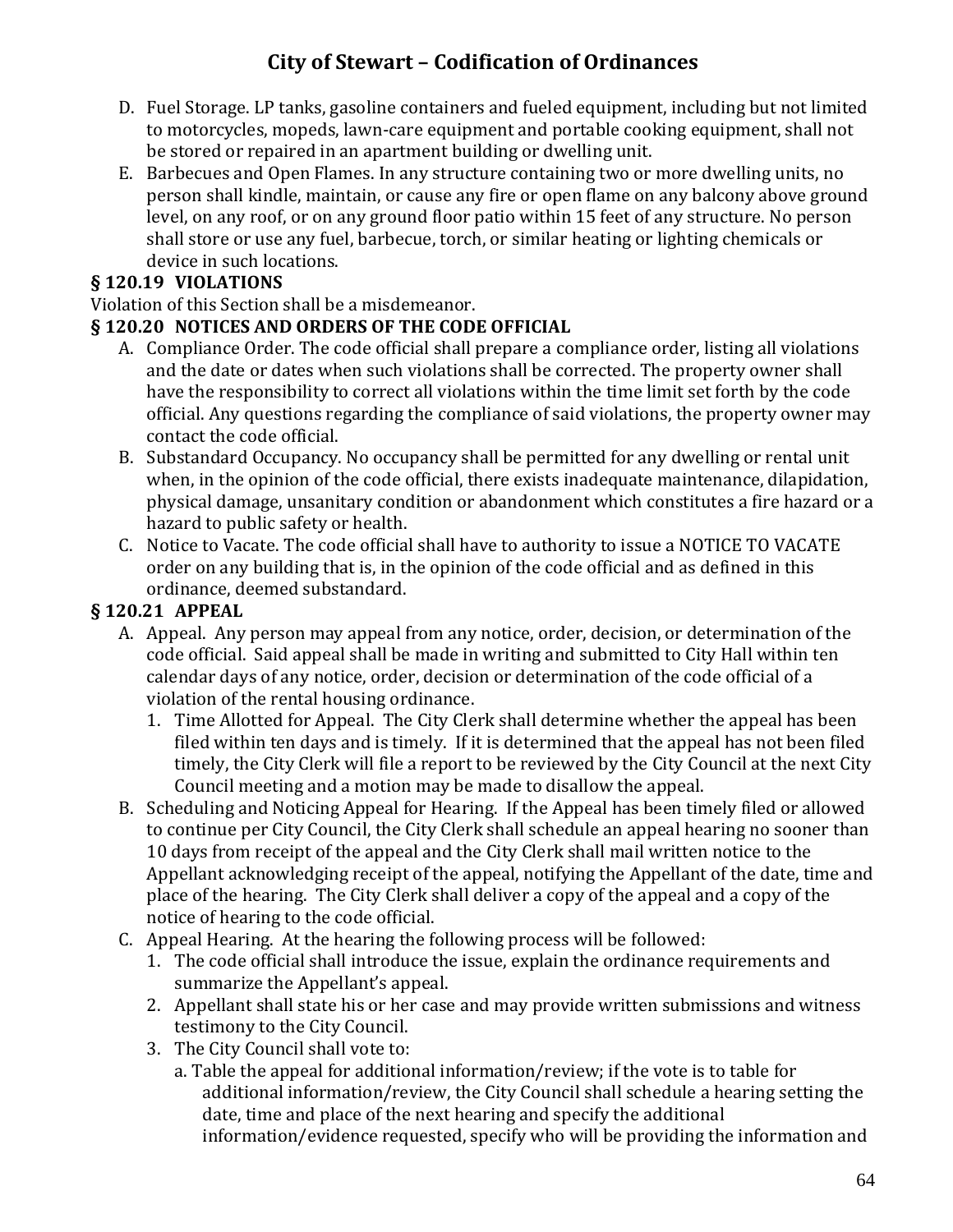D. Fuel Storage. LP tanks, gasoline containers and fueled equipment, including but not limited to motorcycles, mopeds, lawn-care equipment and portable cooking equipment, shall not be stored or repaired in an apartment building or dwelling unit.

E. Barbecues and Open Flames. In any structure containing two or more dwelling units, no person shall kindle, maintain, or cause any fire or open flame on any balcony above ground level, on any roof, or on any ground floor patio within 15 feet of any structure. No person shall store or use any fuel, barbecue, torch, or similar heating or lighting chemicals or device in such locations.

### § 120.19 VIOLATIONS

Violation of this Section shall be a misdemeanor.

### § 120.20 NOTICES AND ORDERS OF THE CODE OFFICIAL

A. Compliance Order. The code official shall prepare a compliance order, listing all violations and the date or dates when such violations shall be corrected. The property owner shall have the responsibility to correct all violations within the time limit set forth by the code official. Any questions regarding the compliance of said violations, the property owner may contact the code official.

B. Substandard Occupancy. No occupancy shall be permitted for any dwelling or rental unit when, in the opinion of the code official, there exists inadequate maintenance, dilapidation, physical damage, unsanitary condition or abandonment which constitutes a fire hazard or a hazard to public safety or health.

C. Notice to Vacate. The code official shall have to authority to issue a NOTICE TO VACATE order on any building that is, in the opinion of the code official and as defined in this ordinance, deemed substandard.

### § 120.21 APPEAL

A. Appeal. Any person may appeal from any notice, order, decision, or determination of the code official. Said appeal shall be made in writing and submitted to City Hall within ten calendar days of any notice, order, decision or determination of the code official of a violation of the rental housing ordinance.
   1. Time Allotted for Appeal. The City Clerk shall determine whether the appeal has been filed within ten days and is timely. If it is determined that the appeal has not been filed timely, the City Clerk will file a report to be reviewed by the City Council at the next City Council meeting and a motion may be made to disallow the appeal.

B. Scheduling and Noticing Appeal for Hearing. If the Appeal has been timely filed or allowed to continue per City Council, the City Clerk shall schedule an appeal hearing no sooner than 10 days from receipt of the appeal and the City Clerk shall mail written notice to the Appellant acknowledging receipt of the appeal, notifying the Appellant of the date, time and place of the hearing. The City Clerk shall deliver a copy of the appeal and a copy of the notice of hearing to the code official.

C. Appeal Hearing. At the hearing the following process will be followed:
   1. The code official shall introduce the issue, explain the ordinance requirements and summarize the Appellant's appeal.
   2. Appellant shall state his or her case and may provide written submissions and witness testimony to the City Council.
   3. The City Council shall vote to:
      a. Table the appeal for additional information/review; if the vote is to table for additional information/review, the City Council shall schedule a hearing setting the date, time and place of the next hearing and specify the additional information/evidence requested, specify who will be providing the information and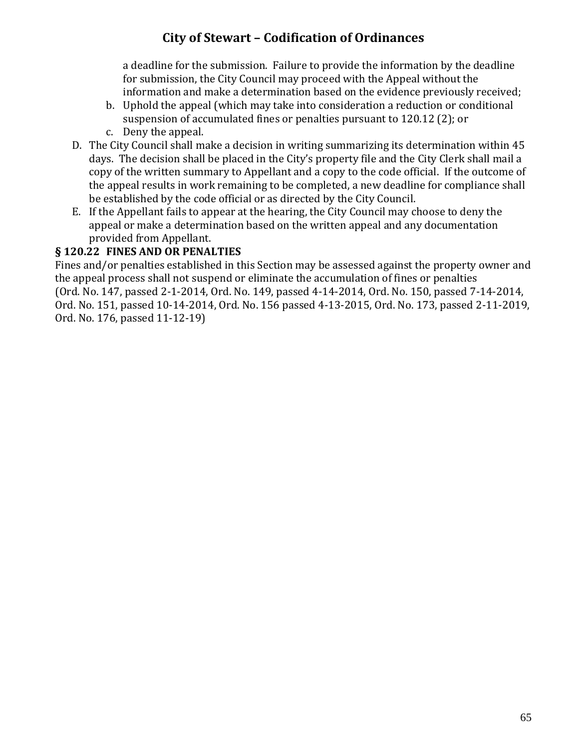a deadline for the submission. Failure to provide the information by the deadline for submission, the City Council may proceed with the Appeal without the information and make a determination based on the evidence previously received;

   b. Uphold the appeal (which may take into consideration a reduction or conditional suspension of accumulated fines or penalties pursuant to 120.12 (2); or
   c. Deny the appeal.

D. The City Council shall make a decision in writing summarizing its determination within 45 days. The decision shall be placed in the City's property file and the City Clerk shall mail a copy of the written summary to Appellant and a copy to the code official. If the outcome of the appeal results in work remaining to be completed, a new deadline for compliance shall be established by the code official or as directed by the City Council.

E. If the Appellant fails to appear at the hearing, the City Council may choose to deny the appeal or make a determination based on the written appeal and any documentation provided from Appellant.

**§ 120.22 FINES AND OR PENALTIES**

Fines and/or penalties established in this Section may be assessed against the property owner and the appeal process shall not suspend or eliminate the accumulation of fines or penalties (Ord. No. 147, passed 2-1-2014, Ord. No. 149, passed 4-14-2014, Ord. No. 150, passed 7-14-2014, Ord. No. 151, passed 10-14-2014, Ord. No. 156 passed 4-13-2015, Ord. No. 173, passed 2-11-2019, Ord. No. 176, passed 11-12-19)